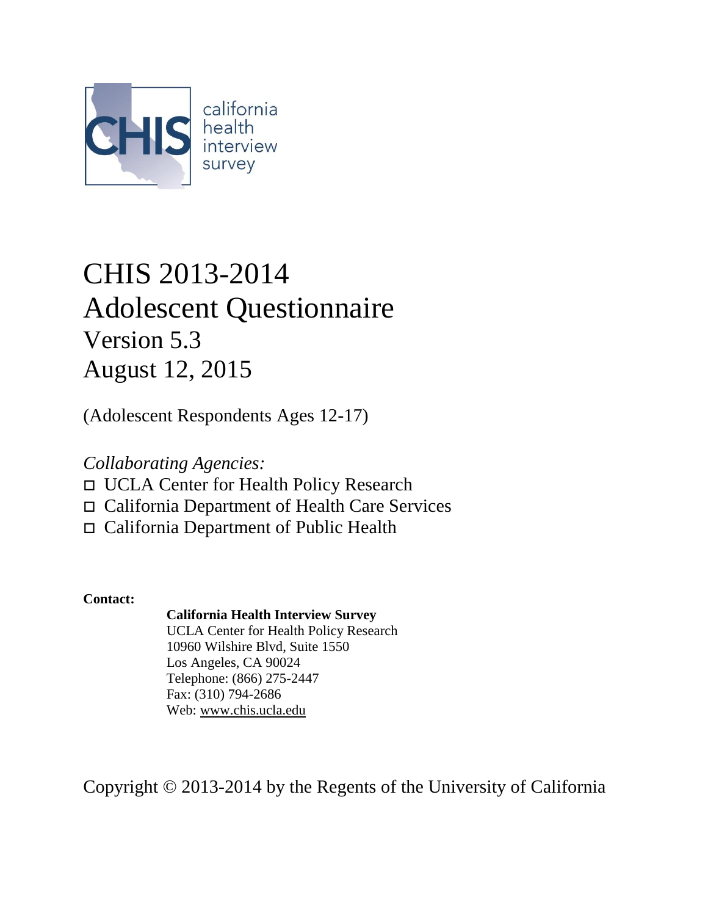CHIS california health interview survey

# CHIS 2013-2014 Adolescent Questionnaire

## Version 5.3

## August 12, 2015

(Adolescent Respondents Ages 12-17)

*Collaborating Agencies:*

- UCLA Center for Health Policy Research
- California Department of Health Care Services
- California Department of Public Health

**Contact:**

**California Health Interview Survey**
UCLA Center for Health Policy Research
10960 Wilshire Blvd, Suite 1550
Los Angeles, CA 90024
Telephone: (866) 275-2447
Fax: (310) 794-2686
Web: www.chis.ucla.edu

Copyright © 2013-2014 by the Regents of the University of California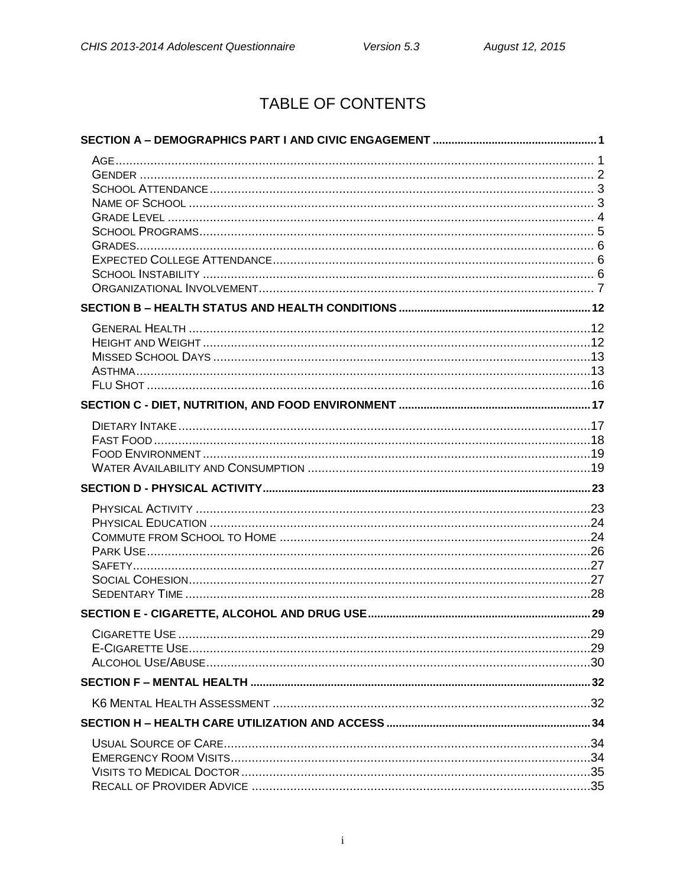# TABLE OF CONTENTS

**SECTION A – DEMOGRAPHICS PART I AND CIVIC ENGAGEMENT** .......... 1

- AGE .......... 1
- GENDER .......... 2
- SCHOOL ATTENDANCE .......... 3
- NAME OF SCHOOL .......... 3
- GRADE LEVEL .......... 4
- SCHOOL PROGRAMS .......... 5
- GRADES .......... 6
- EXPECTED COLLEGE ATTENDANCE .......... 6
- SCHOOL INSTABILITY .......... 6
- ORGANIZATIONAL INVOLVEMENT .......... 7

**SECTION B – HEALTH STATUS AND HEALTH CONDITIONS** .......... 12

- GENERAL HEALTH .......... 12
- HEIGHT AND WEIGHT .......... 12
- MISSED SCHOOL DAYS .......... 13
- ASTHMA .......... 13
- FLU SHOT .......... 16

**SECTION C - DIET, NUTRITION, AND FOOD ENVIRONMENT** .......... 17

- DIETARY INTAKE .......... 17
- FAST FOOD .......... 18
- FOOD ENVIRONMENT .......... 19
- WATER AVAILABILITY AND CONSUMPTION .......... 19

**SECTION D - PHYSICAL ACTIVITY** .......... 23

- PHYSICAL ACTIVITY .......... 23
- PHYSICAL EDUCATION .......... 24
- COMMUTE FROM SCHOOL TO HOME .......... 24
- PARK USE .......... 26
- SAFETY .......... 27
- SOCIAL COHESION .......... 27
- SEDENTARY TIME .......... 28

**SECTION E - CIGARETTE, ALCOHOL AND DRUG USE** .......... 29

- CIGARETTE USE .......... 29
- E-CIGARETTE USE .......... 29
- ALCOHOL USE/ABUSE .......... 30

**SECTION F – MENTAL HEALTH** .......... 32

- K6 MENTAL HEALTH ASSESSMENT .......... 32

**SECTION H – HEALTH CARE UTILIZATION AND ACCESS** .......... 34

- USUAL SOURCE OF CARE .......... 34
- EMERGENCY ROOM VISITS .......... 34
- VISITS TO MEDICAL DOCTOR .......... 35
- RECALL OF PROVIDER ADVICE .......... 35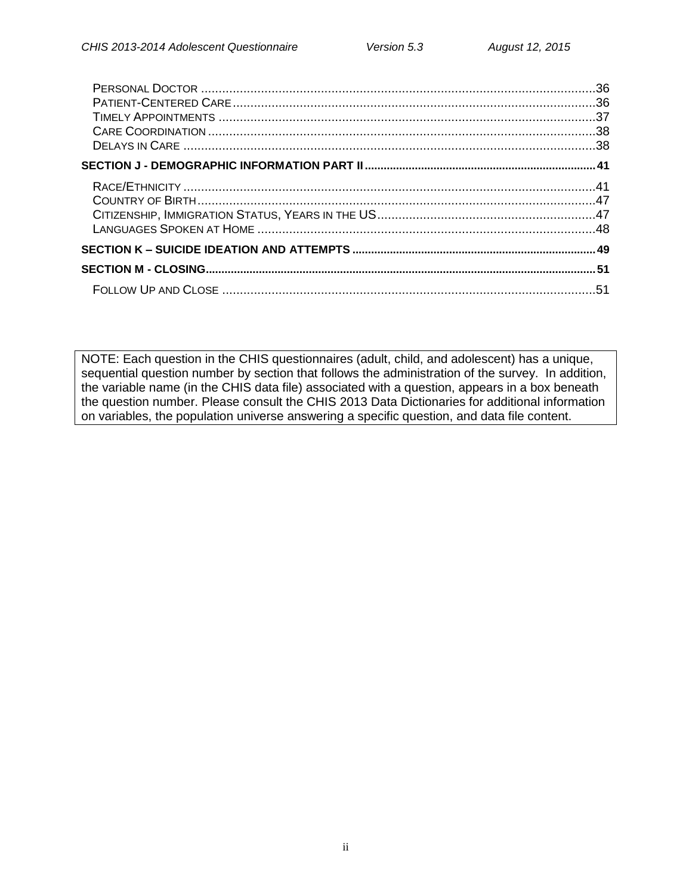PERSONAL DOCTOR ................................................................................................................36
PATIENT-CENTERED CARE......................................................................................................36
TIMELY APPOINTMENTS ..........................................................................................................37
CARE COORDINATION .............................................................................................................38
DELAYS IN CARE ....................................................................................................................38

**SECTION J - DEMOGRAPHIC INFORMATION PART II.........................................................................41**

RACE/ETHNICITY ....................................................................................................................41
COUNTRY OF BIRTH................................................................................................................47
CITIZENSHIP, IMMIGRATION STATUS, YEARS IN THE US.............................................................47
LANGUAGES SPOKEN AT HOME ................................................................................................48

**SECTION K – SUICIDE IDEATION AND ATTEMPTS .............................................................................49**

**SECTION M - CLOSING.............................................................................................................................51**

FOLLOW UP AND CLOSE ..........................................................................................................51

NOTE: Each question in the CHIS questionnaires (adult, child, and adolescent) has a unique, sequential question number by section that follows the administration of the survey. In addition, the variable name (in the CHIS data file) associated with a question, appears in a box beneath the question number. Please consult the CHIS 2013 Data Dictionaries for additional information on variables, the population universe answering a specific question, and data file content.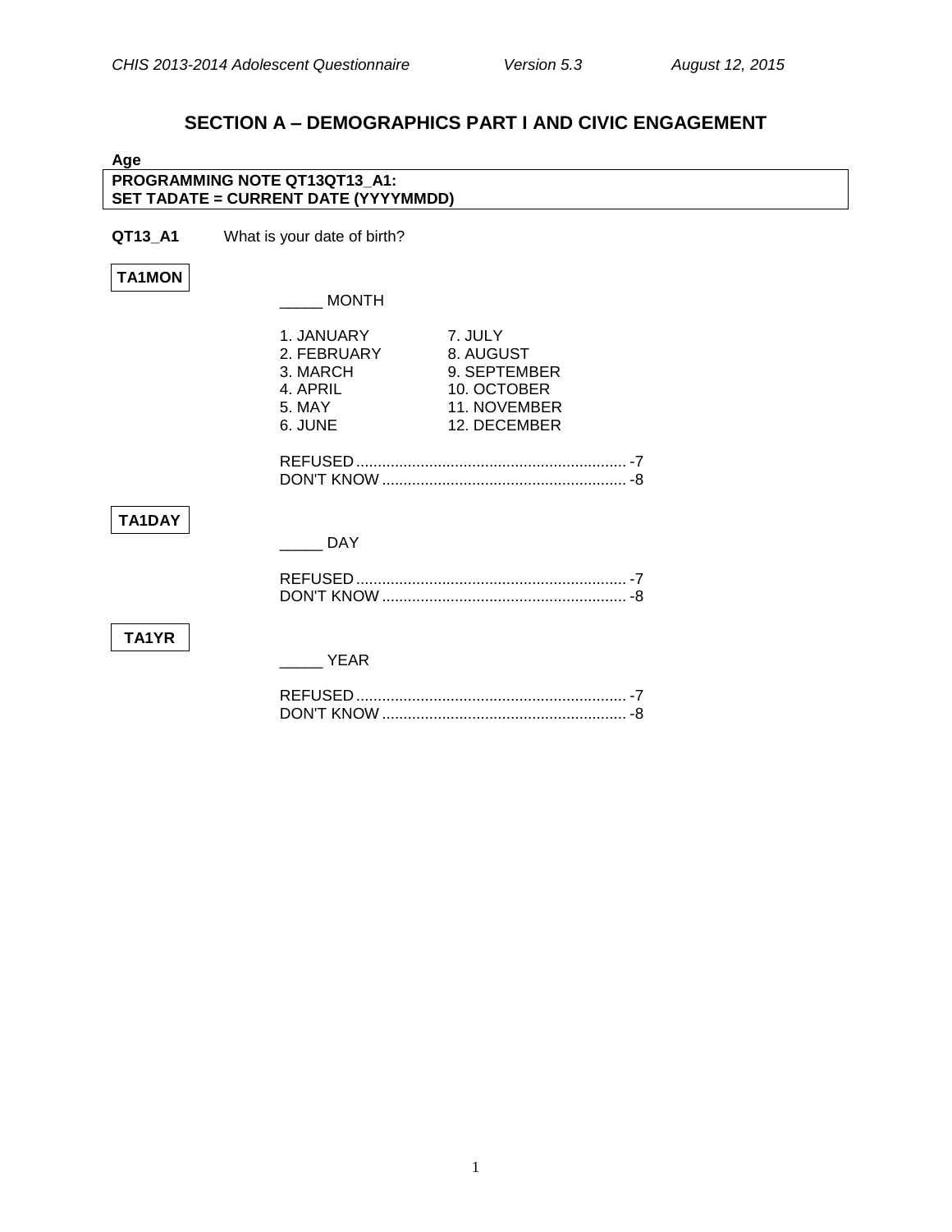## SECTION A – DEMOGRAPHICS PART I AND CIVIC ENGAGEMENT

**Age**

**PROGRAMMING NOTE QT13QT13_A1:**
**SET TADATE = CURRENT DATE (YYYYMMDD)**

**QT13_A1** What is your date of birth?

**TA1MON**

_____ MONTH

| | |
|---|---|
| 1. JANUARY | 7. JULY |
| 2. FEBRUARY | 8. AUGUST |
| 3. MARCH | 9. SEPTEMBER |
| 4. APRIL | 10. OCTOBER |
| 5. MAY | 11. NOVEMBER |
| 6. JUNE | 12. DECEMBER |

REFUSED ............................................................... -7
DON'T KNOW ......................................................... -8

**TA1DAY**

_____ DAY

REFUSED ............................................................... -7
DON'T KNOW ......................................................... -8

**TA1YR**

_____ YEAR

REFUSED ............................................................... -7
DON'T KNOW ......................................................... -8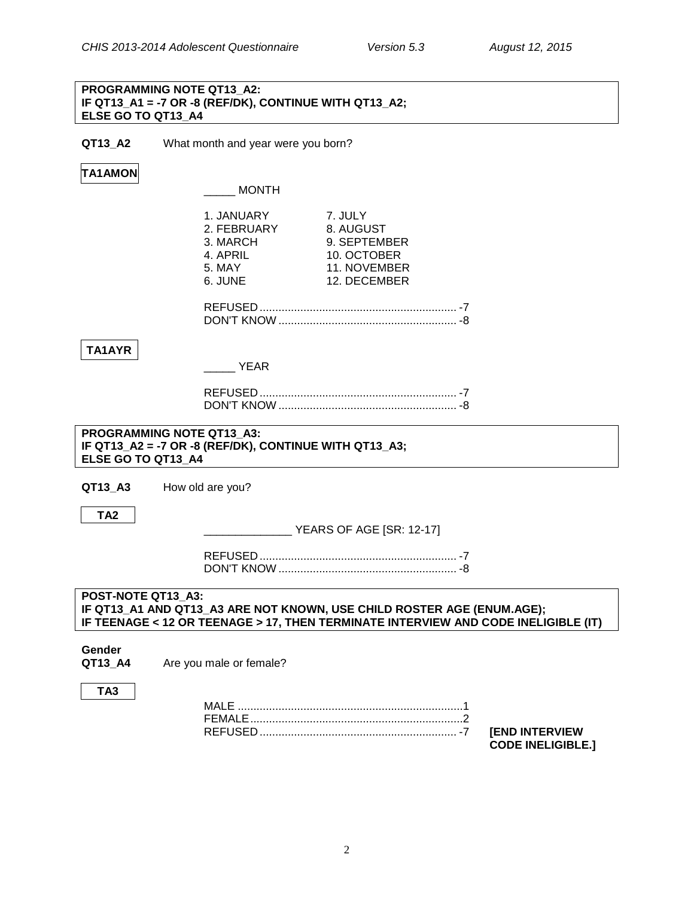**PROGRAMMING NOTE QT13_A2:**
**IF QT13_A1 = -7 OR -8 (REF/DK), CONTINUE WITH QT13_A2;**
**ELSE GO TO QT13_A4**

**QT13_A2** What month and year were you born?

**TA1AMON**

_____ MONTH

| | |
|---|---|
| 1. JANUARY | 7. JULY |
| 2. FEBRUARY | 8. AUGUST |
| 3. MARCH | 9. SEPTEMBER |
| 4. APRIL | 10. OCTOBER |
| 5. MAY | 11. NOVEMBER |
| 6. JUNE | 12. DECEMBER |

REFUSED ............................................................... -7
DON'T KNOW ......................................................... -8

**TA1AYR**

_____ YEAR

REFUSED ............................................................... -7
DON'T KNOW ......................................................... -8

**PROGRAMMING NOTE QT13_A3:**
**IF QT13_A2 = -7 OR -8 (REF/DK), CONTINUE WITH QT13_A3;**
**ELSE GO TO QT13_A4**

**QT13_A3** How old are you?

**TA2**

______________ YEARS OF AGE [SR: 12-17]

REFUSED ............................................................... -7
DON'T KNOW ......................................................... -8

**POST-NOTE QT13_A3:**
**IF QT13_A1 AND QT13_A3 ARE NOT KNOWN, USE CHILD ROSTER AGE (ENUM.AGE);**
**IF TEENAGE < 12 OR TEENAGE > 17, THEN TERMINATE INTERVIEW AND CODE INELIGIBLE (IT)**

**Gender**
**QT13_A4** Are you male or female?

**TA3**

MALE ........................................................................1
FEMALE ....................................................................2
REFUSED ............................................................... -7 **[END INTERVIEW CODE INELIGIBLE.]**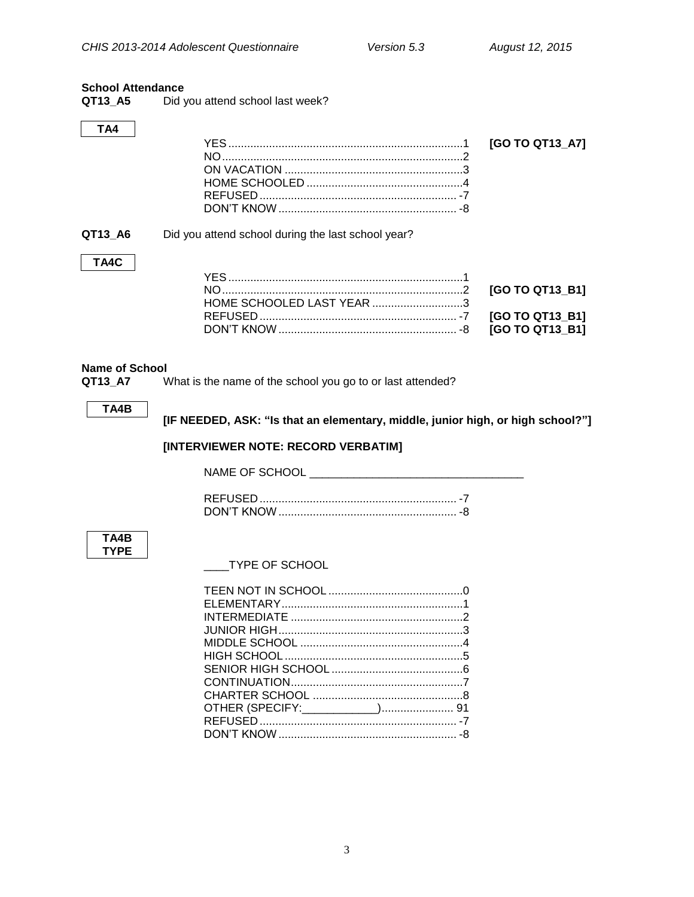**School Attendance**

**QT13_A5** Did you attend school last week?

**TA4**

| | | |
|---|---|---|
| YES | 1 | **[GO TO QT13_A7]** |
| NO | 2 | |
| ON VACATION | 3 | |
| HOME SCHOOLED | 4 | |
| REFUSED | -7 | |
| DON'T KNOW | -8 | |

**QT13_A6** Did you attend school during the last school year?

**TA4C**

| | | |
|---|---|---|
| YES | 1 | |
| NO | 2 | **[GO TO QT13_B1]** |
| HOME SCHOOLED LAST YEAR | 3 | |
| REFUSED | -7 | **[GO TO QT13_B1]** |
| DON'T KNOW | -8 | **[GO TO QT13_B1]** |

**Name of School**

**QT13_A7** What is the name of the school you go to or last attended?

**TA4B**

**[IF NEEDED, ASK: "Is that an elementary, middle, junior high, or high school?"]**

**[INTERVIEWER NOTE: RECORD VERBATIM]**

NAME OF SCHOOL ___________________________________

| | |
|---|---|
| REFUSED | -7 |
| DON'T KNOW | -8 |

**TA4B TYPE**

____TYPE OF SCHOOL

| | |
|---|---|
| TEEN NOT IN SCHOOL | 0 |
| ELEMENTARY | 1 |
| INTERMEDIATE | 2 |
| JUNIOR HIGH | 3 |
| MIDDLE SCHOOL | 4 |
| HIGH SCHOOL | 5 |
| SENIOR HIGH SCHOOL | 6 |
| CONTINUATION | 7 |
| CHARTER SCHOOL | 8 |
| OTHER (SPECIFY:____________) | 91 |
| REFUSED | -7 |
| DON'T KNOW | -8 |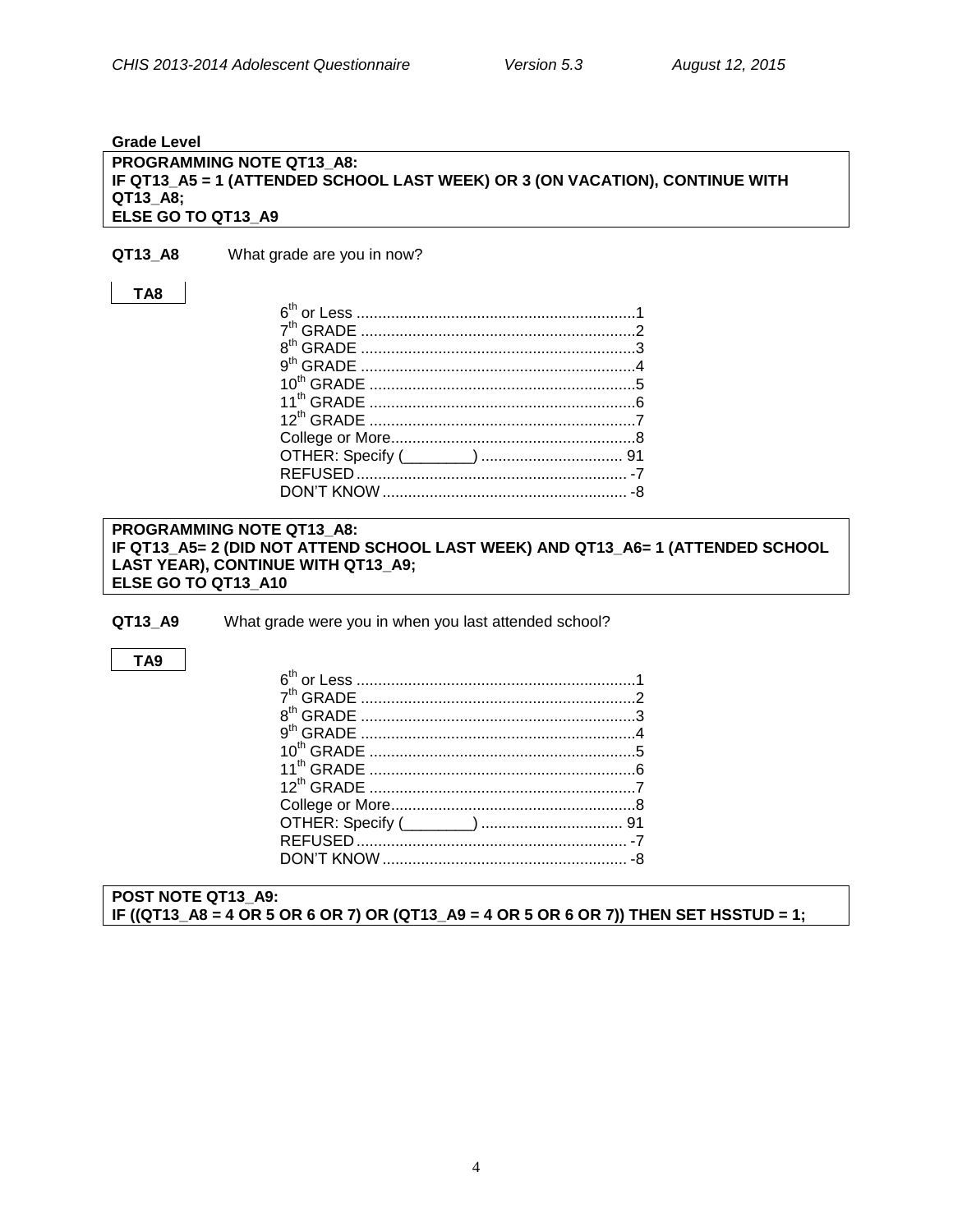**Grade Level**

**PROGRAMMING NOTE QT13_A8:**
**IF QT13_A5 = 1 (ATTENDED SCHOOL LAST WEEK) OR 3 (ON VACATION), CONTINUE WITH QT13_A8;**
**ELSE GO TO QT13_A9**

**QT13_A8** What grade are you in now?

**TA8**

| | |
|---|---|
| 6th or Less | 1 |
| 7th GRADE | 2 |
| 8th GRADE | 3 |
| 9th GRADE | 4 |
| 10th GRADE | 5 |
| 11th GRADE | 6 |
| 12th GRADE | 7 |
| College or More | 8 |
| OTHER: Specify (________) | 91 |
| REFUSED | -7 |
| DON'T KNOW | -8 |

**PROGRAMMING NOTE QT13_A8:**
**IF QT13_A5= 2 (DID NOT ATTEND SCHOOL LAST WEEK) AND QT13_A6= 1 (ATTENDED SCHOOL LAST YEAR), CONTINUE WITH QT13_A9;**
**ELSE GO TO QT13_A10**

**QT13_A9** What grade were you in when you last attended school?

**TA9**

| | |
|---|---|
| 6th or Less | 1 |
| 7th GRADE | 2 |
| 8th GRADE | 3 |
| 9th GRADE | 4 |
| 10th GRADE | 5 |
| 11th GRADE | 6 |
| 12th GRADE | 7 |
| College or More | 8 |
| OTHER: Specify (________) | 91 |
| REFUSED | -7 |
| DON'T KNOW | -8 |

**POST NOTE QT13_A9:**
**IF ((QT13_A8 = 4 OR 5 OR 6 OR 7) OR (QT13_A9 = 4 OR 5 OR 6 OR 7)) THEN SET HSSTUD = 1;**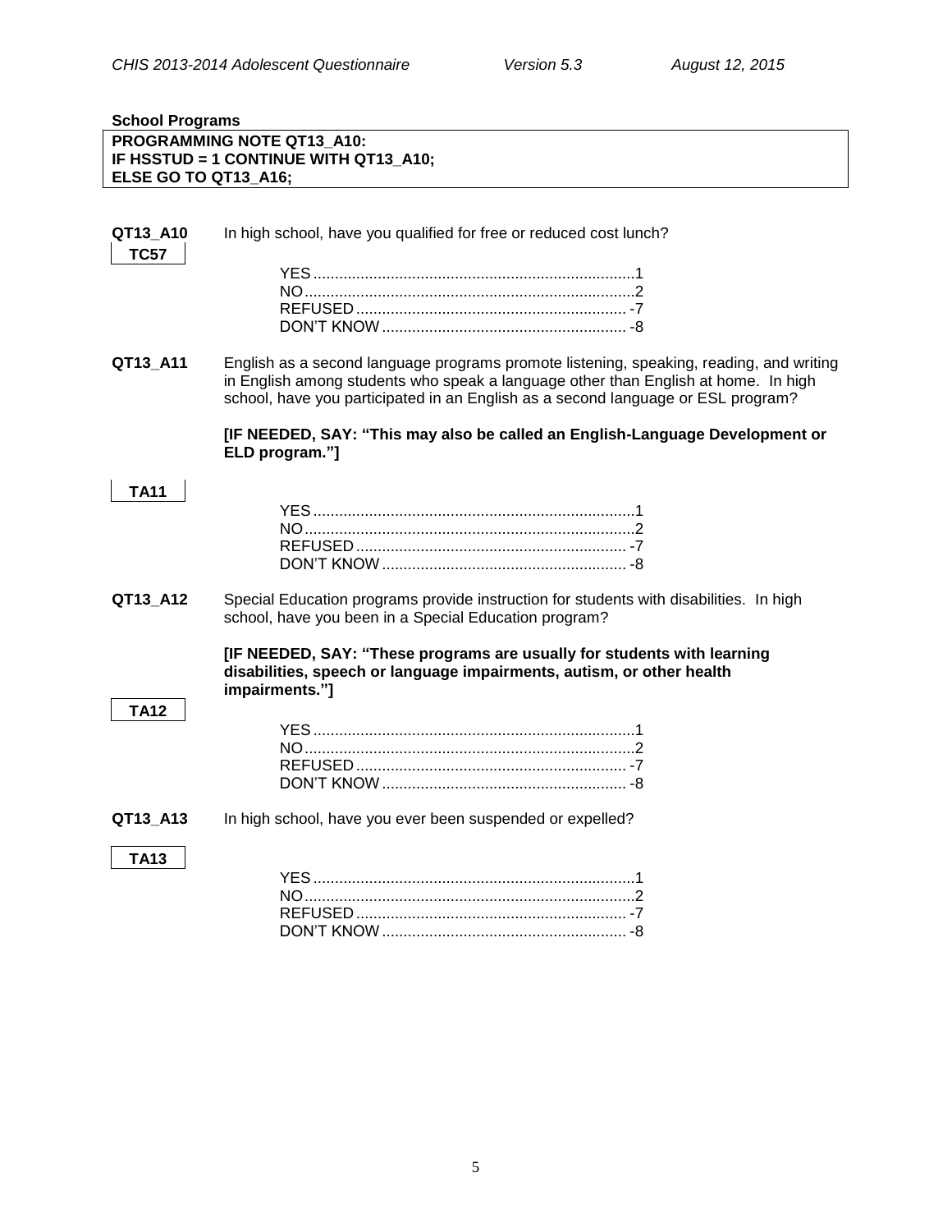**School Programs**

**PROGRAMMING NOTE QT13_A10:**
**IF HSSTUD = 1 CONTINUE WITH QT13_A10;**
**ELSE GO TO QT13_A16;**

**QT13_A10** In high school, have you qualified for free or reduced cost lunch?

**TC57**

YES....................................................................1
NO......................................................................2
REFUSED........................................................ -7
DON'T KNOW.................................................. -8

**QT13_A11** English as a second language programs promote listening, speaking, reading, and writing in English among students who speak a language other than English at home. In high school, have you participated in an English as a second language or ESL program?

**[IF NEEDED, SAY: "This may also be called an English-Language Development or ELD program."]**

**TA11**

YES....................................................................1
NO......................................................................2
REFUSED........................................................ -7
DON'T KNOW.................................................. -8

**QT13_A12** Special Education programs provide instruction for students with disabilities. In high school, have you been in a Special Education program?

**[IF NEEDED, SAY: "These programs are usually for students with learning disabilities, speech or language impairments, autism, or other health impairments."]**

**TA12**

YES....................................................................1
NO......................................................................2
REFUSED........................................................ -7
DON'T KNOW.................................................. -8

**QT13_A13** In high school, have you ever been suspended or expelled?

**TA13**

YES....................................................................1
NO......................................................................2
REFUSED........................................................ -7
DON'T KNOW.................................................. -8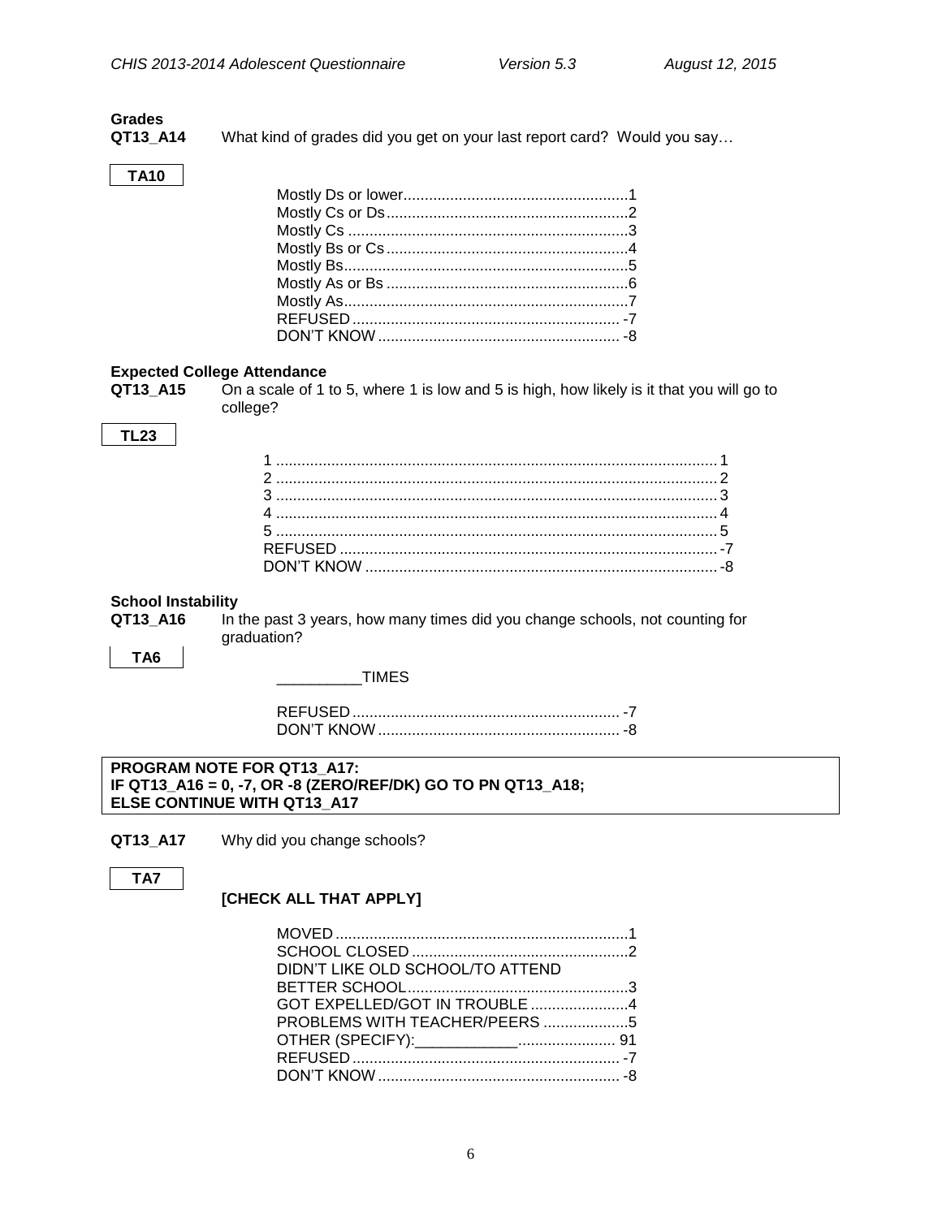**Grades**

**QT13_A14** What kind of grades did you get on your last report card? Would you say…

**TA10**

Mostly Ds or lower....................................................1
Mostly Cs or Ds........................................................2
Mostly Cs .................................................................3
Mostly Bs or Cs........................................................4
Mostly Bs..................................................................5
Mostly As or Bs ........................................................6
Mostly As..................................................................7
REFUSED .............................................................. -7
DON'T KNOW ........................................................ -8

**Expected College Attendance**

**QT13_A15** On a scale of 1 to 5, where 1 is low and 5 is high, how likely is it that you will go to college?

**TL23**

1 ...................................................................................... 1
2 ...................................................................................... 2
3 ...................................................................................... 3
4 ...................................................................................... 4
5 ...................................................................................... 5
REFUSED ........................................................................ -7
DON'T KNOW ................................................................. -8

**School Instability**

**QT13_A16** In the past 3 years, how many times did you change schools, not counting for graduation?

**TA6**

__________TIMES

REFUSED .............................................................. -7
DON'T KNOW ........................................................ -8

**PROGRAM NOTE FOR QT13_A17:**
**IF QT13_A16 = 0, -7, OR -8 (ZERO/REF/DK) GO TO PN QT13_A18;**
**ELSE CONTINUE WITH QT13_A17**

**QT13_A17** Why did you change schools?

**TA7**

**[CHECK ALL THAT APPLY]**

MOVED ....................................................................1
SCHOOL CLOSED ...................................................2
DIDN'T LIKE OLD SCHOOL/TO ATTEND
BETTER SCHOOL...................................................3
GOT EXPELLED/GOT IN TROUBLE .......................4
PROBLEMS WITH TEACHER/PEERS ....................5
OTHER (SPECIFY):____________...................... 91
REFUSED .............................................................. -7
DON'T KNOW ........................................................ -8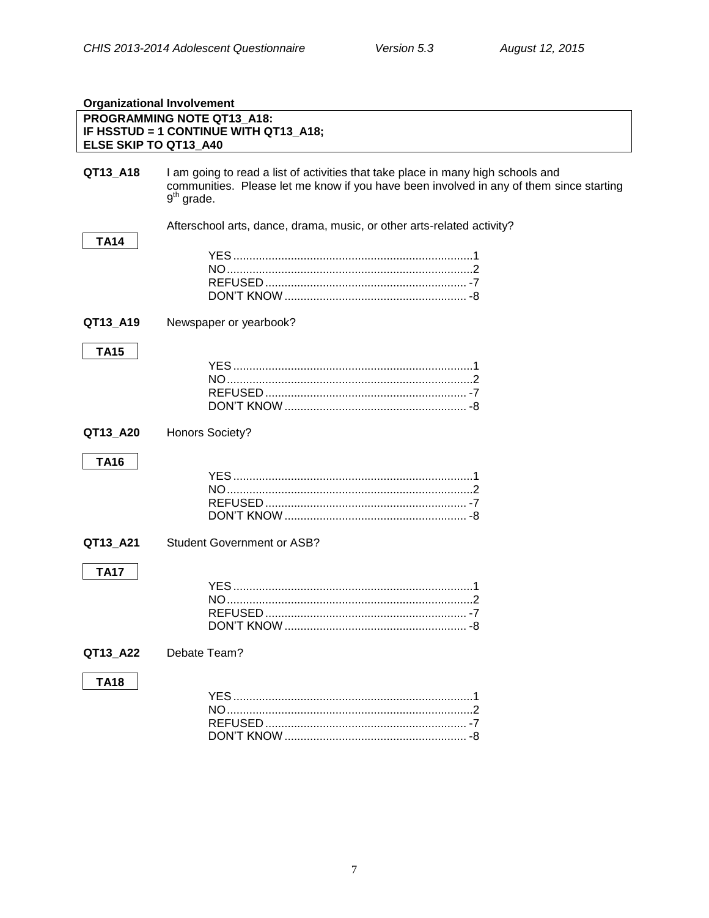**Organizational Involvement**

| PROGRAMMING NOTE QT13_A18: |
|---|
| IF HSSTUD = 1 CONTINUE WITH QT13_A18; |
| ELSE SKIP TO QT13_A40 |

**QT13_A18** I am going to read a list of activities that take place in many high schools and communities. Please let me know if you have been involved in any of them since starting 9th grade.

Afterschool arts, dance, drama, music, or other arts-related activity?

**TA14**

YES.......................................................................1
NO.........................................................................2
REFUSED.............................................................. -7
DON'T KNOW........................................................ -8

**QT13_A19** Newspaper or yearbook?

**TA15**

YES.......................................................................1
NO.........................................................................2
REFUSED.............................................................. -7
DON'T KNOW........................................................ -8

**QT13_A20** Honors Society?

**TA16**

YES.......................................................................1
NO.........................................................................2
REFUSED.............................................................. -7
DON'T KNOW........................................................ -8

**QT13_A21** Student Government or ASB?

**TA17**

YES.......................................................................1
NO.........................................................................2
REFUSED.............................................................. -7
DON'T KNOW........................................................ -8

**QT13_A22** Debate Team?

**TA18**

YES.......................................................................1
NO.........................................................................2
REFUSED.............................................................. -7
DON'T KNOW........................................................ -8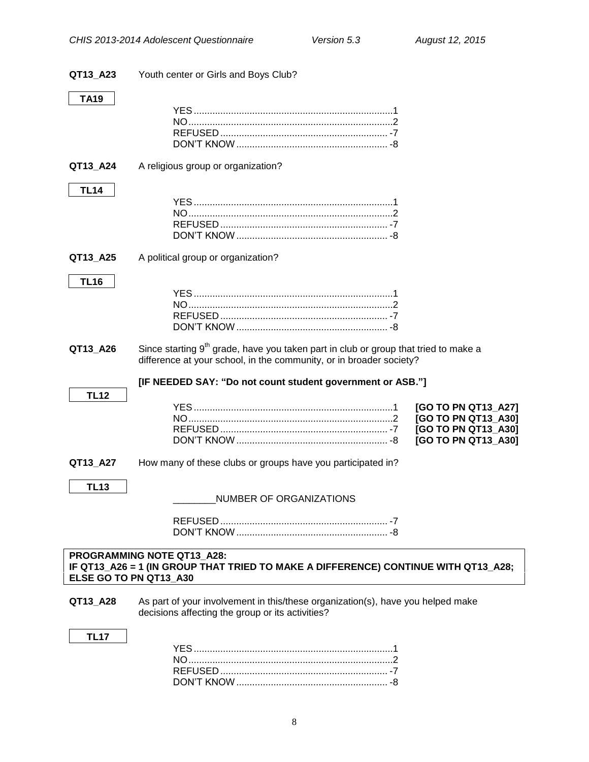**QT13_A23** Youth center or Girls and Boys Club?

**TA19**

| | |
|---|---|
| YES | 1 |
| NO | 2 |
| REFUSED | -7 |
| DON'T KNOW | -8 |

**QT13_A24** A religious group or organization?

**TL14**

| | |
|---|---|
| YES | 1 |
| NO | 2 |
| REFUSED | -7 |
| DON'T KNOW | -8 |

**QT13_A25** A political group or organization?

**TL16**

| | |
|---|---|
| YES | 1 |
| NO | 2 |
| REFUSED | -7 |
| DON'T KNOW | -8 |

**QT13_A26** Since starting 9th grade, have you taken part in club or group that tried to make a difference at your school, in the community, or in broader society?

**[IF NEEDED SAY: "Do not count student government or ASB."]**

**TL12**

| | | |
|---|---|---|
| YES | 1 | **[GO TO PN QT13_A27]** |
| NO | 2 | **[GO TO PN QT13_A30]** |
| REFUSED | -7 | **[GO TO PN QT13_A30]** |
| DON'T KNOW | -8 | **[GO TO PN QT13_A30]** |

**QT13_A27** How many of these clubs or groups have you participated in?

**TL13**

________NUMBER OF ORGANIZATIONS

| | |
|---|---|
| REFUSED | -7 |
| DON'T KNOW | -8 |

**PROGRAMMING NOTE QT13_A28:**
**IF QT13_A26 = 1 (IN GROUP THAT TRIED TO MAKE A DIFFERENCE) CONTINUE WITH QT13_A28; ELSE GO TO PN QT13_A30**

**QT13_A28** As part of your involvement in this/these organization(s), have you helped make decisions affecting the group or its activities?

**TL17**

| | |
|---|---|
| YES | 1 |
| NO | 2 |
| REFUSED | -7 |
| DON'T KNOW | -8 |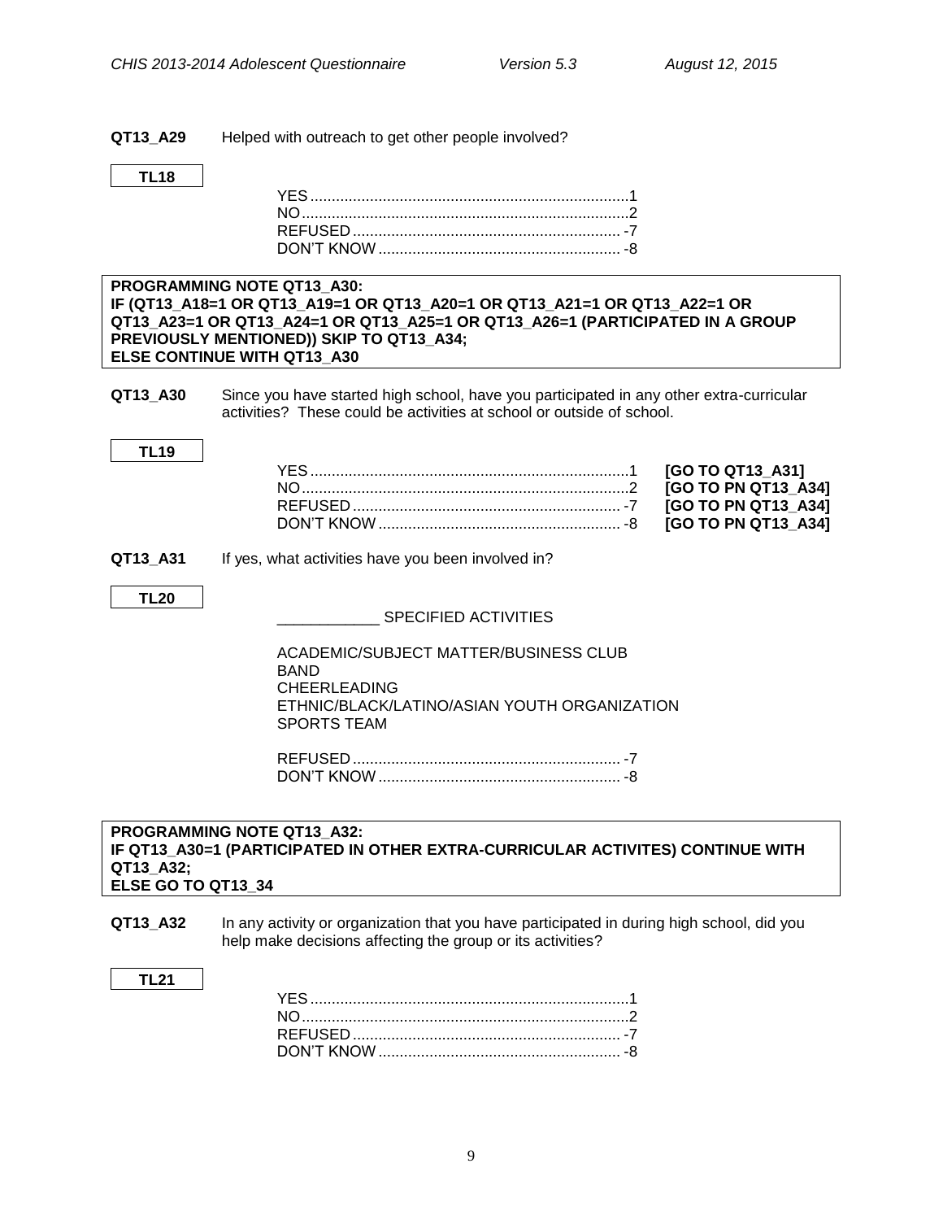**QT13_A29** Helped with outreach to get other people involved?

**TL18**

YES..........................................................................1
NO............................................................................2
REFUSED.............................................................. -7
DON'T KNOW........................................................ -8

**PROGRAMMING NOTE QT13_A30:**
**IF (QT13_A18=1 OR QT13_A19=1 OR QT13_A20=1 OR QT13_A21=1 OR QT13_A22=1 OR QT13_A23=1 OR QT13_A24=1 OR QT13_A25=1 OR QT13_A26=1 (PARTICIPATED IN A GROUP PREVIOUSLY MENTIONED)) SKIP TO QT13_A34;**
**ELSE CONTINUE WITH QT13_A30**

**QT13_A30** Since you have started high school, have you participated in any other extra-curricular activities? These could be activities at school or outside of school.

**TL19**

YES..........................................................................1 **[GO TO QT13_A31]**
NO............................................................................2 **[GO TO PN QT13_A34]**
REFUSED.............................................................. -7 **[GO TO PN QT13_A34]**
DON'T KNOW........................................................ -8 **[GO TO PN QT13_A34]**

**QT13_A31** If yes, what activities have you been involved in?

**TL20**

____________ SPECIFIED ACTIVITIES

ACADEMIC/SUBJECT MATTER/BUSINESS CLUB
BAND
CHEERLEADING
ETHNIC/BLACK/LATINO/ASIAN YOUTH ORGANIZATION
SPORTS TEAM

REFUSED.............................................................. -7
DON'T KNOW........................................................ -8

**PROGRAMMING NOTE QT13_A32:**
**IF QT13_A30=1 (PARTICIPATED IN OTHER EXTRA-CURRICULAR ACTIVITES) CONTINUE WITH QT13_A32;**
**ELSE GO TO QT13_34**

**QT13_A32** In any activity or organization that you have participated in during high school, did you help make decisions affecting the group or its activities?

**TL21**

YES..........................................................................1
NO............................................................................2
REFUSED.............................................................. -7
DON'T KNOW........................................................ -8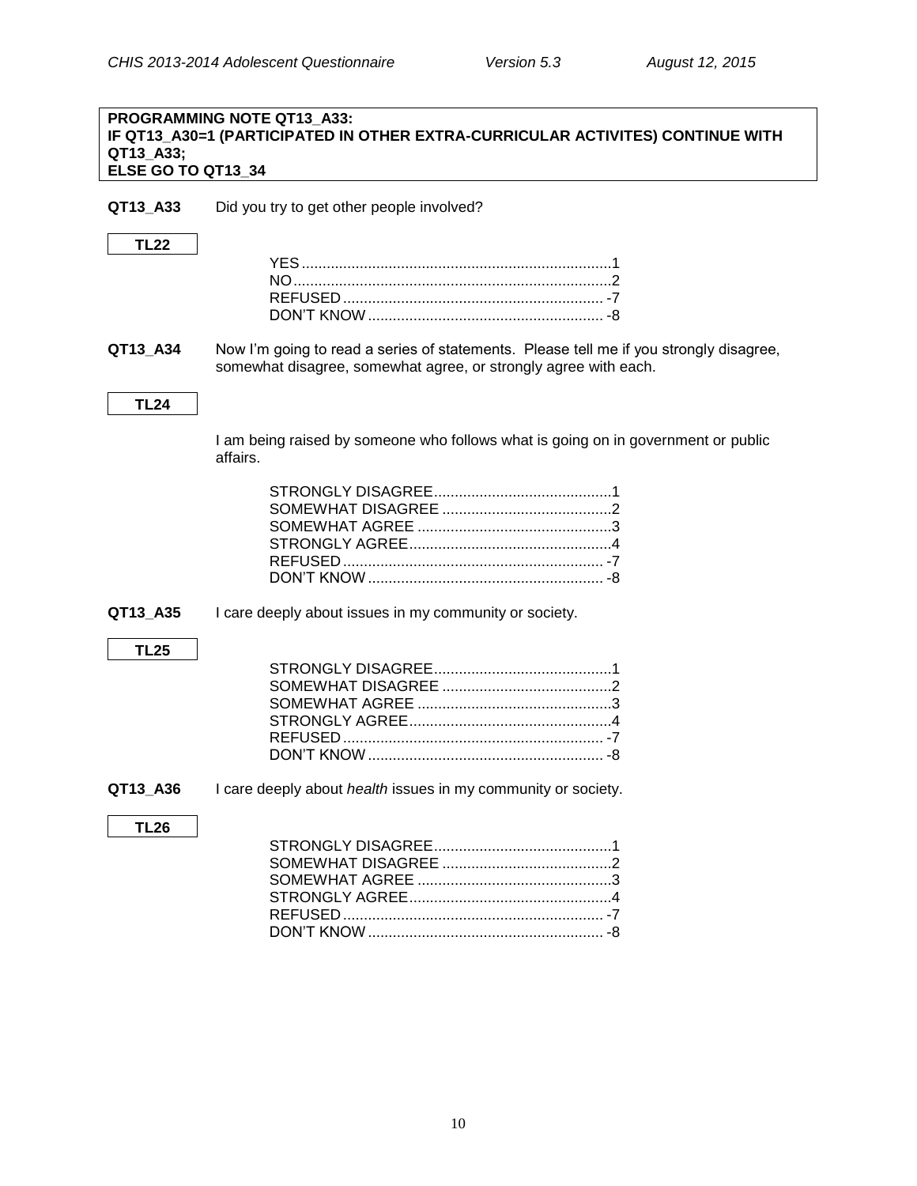**PROGRAMMING NOTE QT13_A33:**
**IF QT13_A30=1 (PARTICIPATED IN OTHER EXTRA-CURRICULAR ACTIVITES) CONTINUE WITH QT13_A33;**
**ELSE GO TO QT13_34**

**QT13_A33** Did you try to get other people involved?

**TL22**

YES .......................................................................... 1
NO ............................................................................ 2
REFUSED .............................................................. -7
DON'T KNOW ........................................................ -8

**QT13_A34** Now I'm going to read a series of statements. Please tell me if you strongly disagree, somewhat disagree, somewhat agree, or strongly agree with each.

**TL24**

I am being raised by someone who follows what is going on in government or public affairs.

STRONGLY DISAGREE ........................................... 1
SOMEWHAT DISAGREE ......................................... 2
SOMEWHAT AGREE ............................................... 3
STRONGLY AGREE ................................................ 4
REFUSED .............................................................. -7
DON'T KNOW ........................................................ -8

**QT13_A35** I care deeply about issues in my community or society.

**TL25**

STRONGLY DISAGREE ........................................... 1
SOMEWHAT DISAGREE ......................................... 2
SOMEWHAT AGREE ............................................... 3
STRONGLY AGREE ................................................ 4
REFUSED .............................................................. -7
DON'T KNOW ........................................................ -8

**QT13_A36** I care deeply about *health* issues in my community or society.

**TL26**

STRONGLY DISAGREE ........................................... 1
SOMEWHAT DISAGREE ......................................... 2
SOMEWHAT AGREE ............................................... 3
STRONGLY AGREE ................................................ 4
REFUSED .............................................................. -7
DON'T KNOW ........................................................ -8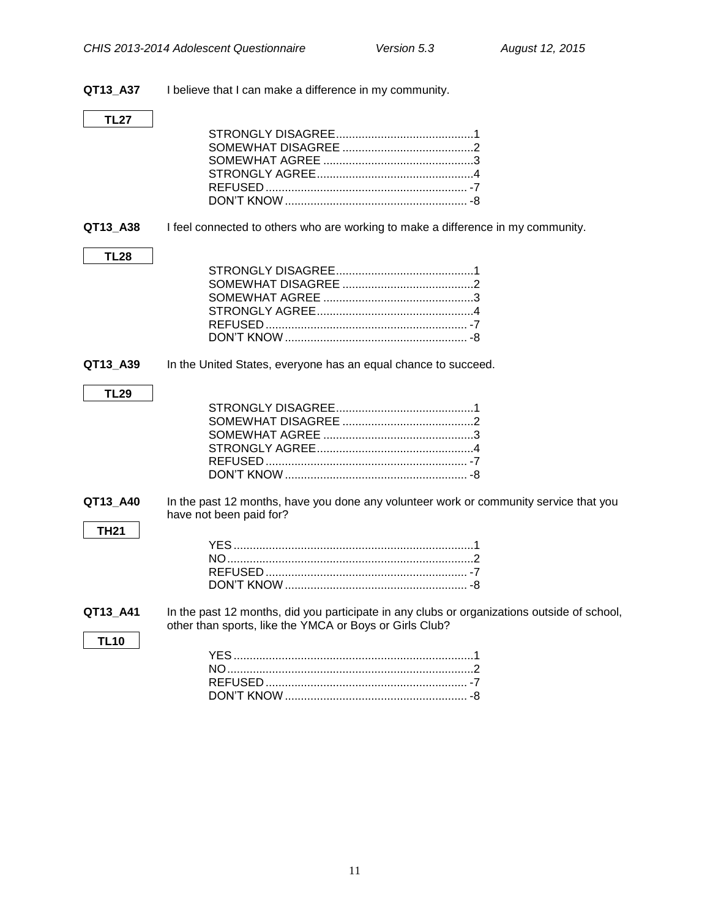**QT13_A37** I believe that I can make a difference in my community.

**TL27**

STRONGLY DISAGREE...........................................1
SOMEWHAT DISAGREE .........................................2
SOMEWHAT AGREE ...............................................3
STRONGLY AGREE.................................................4
REFUSED ............................................................... -7
DON'T KNOW ......................................................... -8

**QT13_A38** I feel connected to others who are working to make a difference in my community.

**TL28**

STRONGLY DISAGREE...........................................1
SOMEWHAT DISAGREE .........................................2
SOMEWHAT AGREE ...............................................3
STRONGLY AGREE.................................................4
REFUSED ............................................................... -7
DON'T KNOW ......................................................... -8

**QT13_A39** In the United States, everyone has an equal chance to succeed.

**TL29**

STRONGLY DISAGREE...........................................1
SOMEWHAT DISAGREE .........................................2
SOMEWHAT AGREE ...............................................3
STRONGLY AGREE.................................................4
REFUSED ............................................................... -7
DON'T KNOW ......................................................... -8

**QT13_A40** In the past 12 months, have you done any volunteer work or community service that you have not been paid for?

**TH21**

YES ...........................................................................1
NO.............................................................................2
REFUSED ............................................................... -7
DON'T KNOW ......................................................... -8

**QT13_A41** In the past 12 months, did you participate in any clubs or organizations outside of school, other than sports, like the YMCA or Boys or Girls Club?

**TL10**

YES ...........................................................................1
NO.............................................................................2
REFUSED ............................................................... -7
DON'T KNOW ......................................................... -8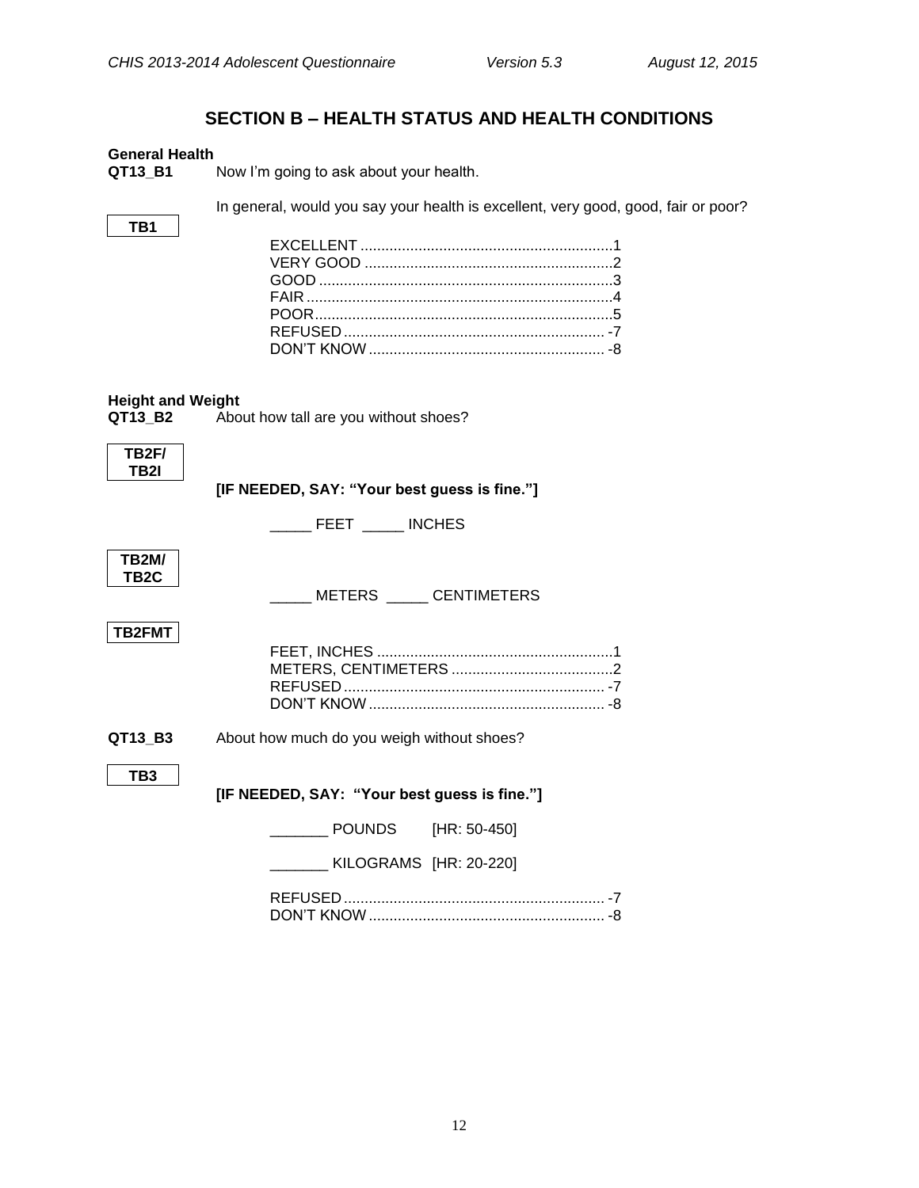## SECTION B – HEALTH STATUS AND HEALTH CONDITIONS

**General Health**

**QT13_B1** Now I'm going to ask about your health.

**TB1**

In general, would you say your health is excellent, very good, good, fair or poor?

EXCELLENT ............................................................1
VERY GOOD ...........................................................2
GOOD .....................................................................3
FAIR ........................................................................4
POOR ......................................................................5
REFUSED .............................................................. -7
DON'T KNOW ........................................................ -8

**Height and Weight**

**QT13_B2** About how tall are you without shoes?

**TB2F/ TB2I**

**[IF NEEDED, SAY: "Your best guess is fine."]**

_____ FEET _____ INCHES

**TB2M/ TB2C**

_____ METERS _____ CENTIMETERS

**TB2FMT**

FEET, INCHES ........................................................1
METERS, CENTIMETERS .......................................2
REFUSED .............................................................. -7
DON'T KNOW ........................................................ -8

**QT13_B3** About how much do you weigh without shoes?

**TB3**

**[IF NEEDED, SAY: "Your best guess is fine."]**

_______ POUNDS [HR: 50-450]

_______ KILOGRAMS [HR: 20-220]

REFUSED .............................................................. -7
DON'T KNOW ........................................................ -8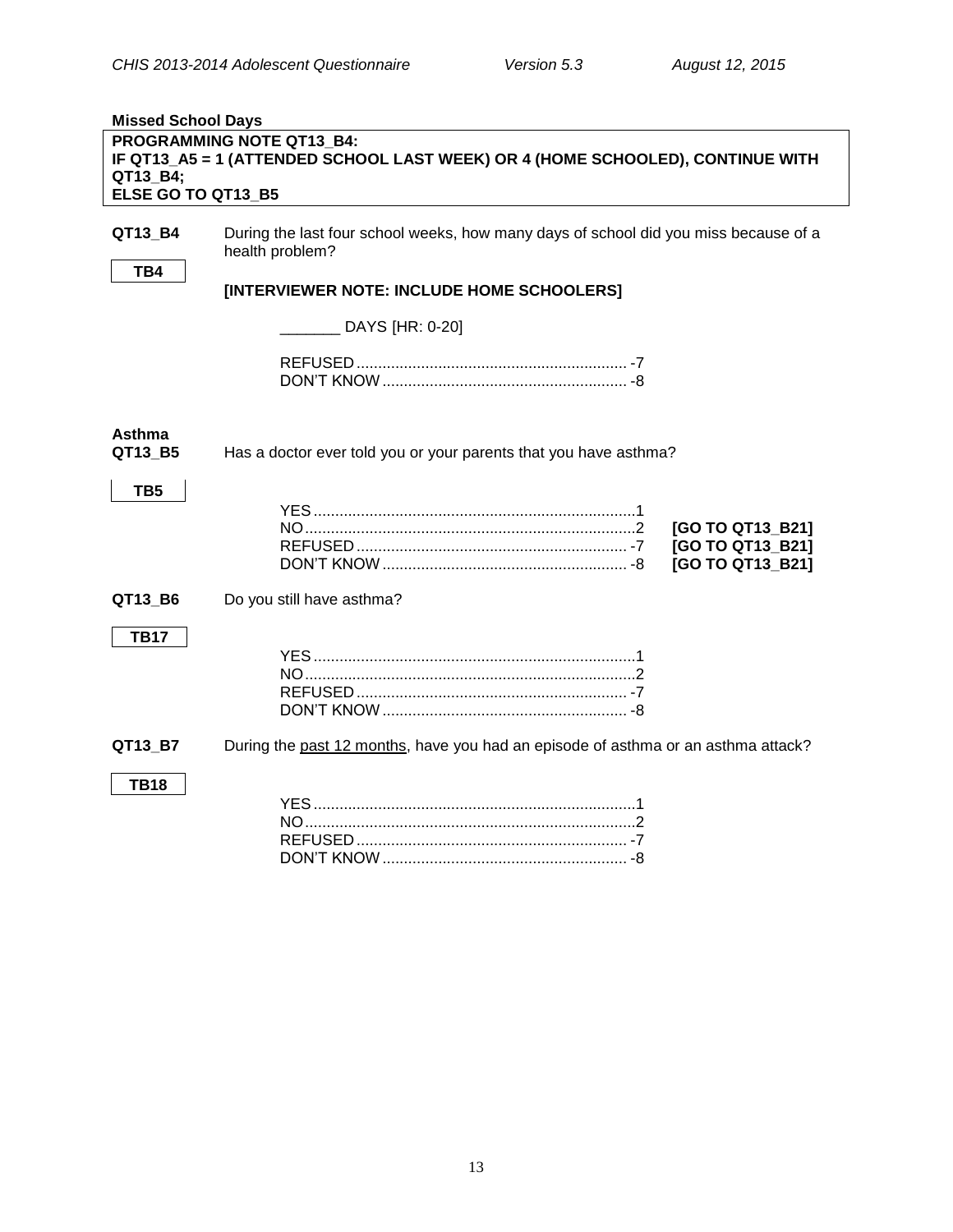**Missed School Days**

**PROGRAMMING NOTE QT13_B4:**
**IF QT13_A5 = 1 (ATTENDED SCHOOL LAST WEEK) OR 4 (HOME SCHOOLED), CONTINUE WITH QT13_B4;**
**ELSE GO TO QT13_B5**

**QT13_B4** During the last four school weeks, how many days of school did you miss because of a health problem?

**TB4**

**[INTERVIEWER NOTE: INCLUDE HOME SCHOOLERS]**

_______ DAYS [HR: 0-20]

REFUSED ............................................................... -7
DON'T KNOW ......................................................... -8

**Asthma**

**QT13_B5** Has a doctor ever told you or your parents that you have asthma?

**TB5**

YES ........................................................................... 1
NO ............................................................................. 2 **[GO TO QT13_B21]**
REFUSED ............................................................... -7 **[GO TO QT13_B21]**
DON'T KNOW ......................................................... -8 **[GO TO QT13_B21]**

**QT13_B6** Do you still have asthma?

**TB17**

YES ........................................................................... 1
NO ............................................................................. 2
REFUSED ............................................................... -7
DON'T KNOW ......................................................... -8

**QT13_B7** During the past 12 months, have you had an episode of asthma or an asthma attack?

**TB18**

YES ........................................................................... 1
NO ............................................................................. 2
REFUSED ............................................................... -7
DON'T KNOW ......................................................... -8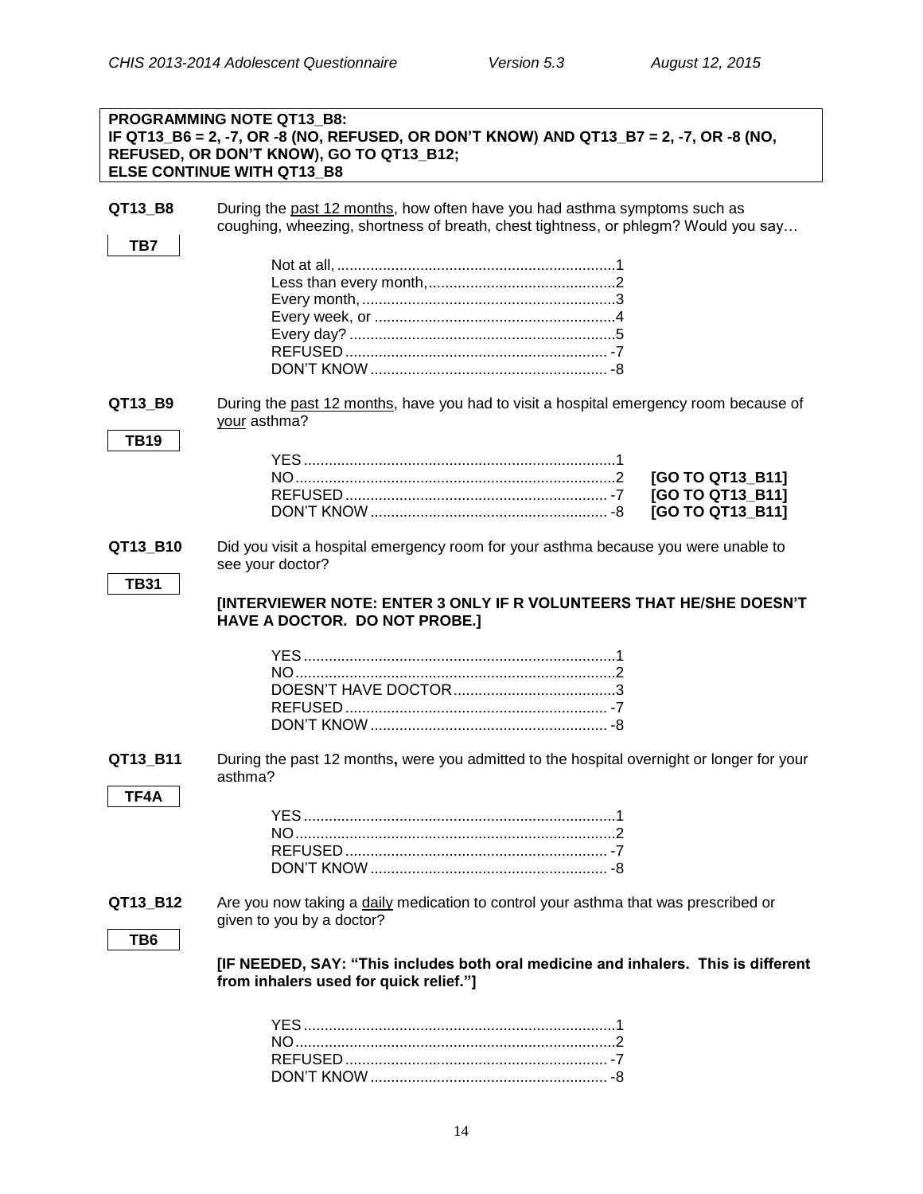**PROGRAMMING NOTE QT13_B8:**
**IF QT13_B6 = 2, -7, OR -8 (NO, REFUSED, OR DON'T KNOW) AND QT13_B7 = 2, -7, OR -8 (NO, REFUSED, OR DON'T KNOW), GO TO QT13_B12;**
**ELSE CONTINUE WITH QT13_B8**

**QT13_B8** During the past 12 months, how often have you had asthma symptoms such as coughing, wheezing, shortness of breath, chest tightness, or phlegm? Would you say…

TB7

- Not at all, ............ 1
- Less than every month, ............ 2
- Every month, ............ 3
- Every week, or ............ 4
- Every day? ............ 5
- REFUSED ............ -7
- DON'T KNOW ............ -8

**QT13_B9** During the past 12 months, have you had to visit a hospital emergency room because of your asthma?

TB19

- YES ............ 1
- NO ............ 2 **[GO TO QT13_B11]**
- REFUSED ............ -7 **[GO TO QT13_B11]**
- DON'T KNOW ............ -8 **[GO TO QT13_B11]**

**QT13_B10** Did you visit a hospital emergency room for your asthma because you were unable to see your doctor?

TB31

**[INTERVIEWER NOTE: ENTER 3 ONLY IF R VOLUNTEERS THAT HE/SHE DOESN'T HAVE A DOCTOR. DO NOT PROBE.]**

- YES ............ 1
- NO ............ 2
- DOESN'T HAVE DOCTOR ............ 3
- REFUSED ............ -7
- DON'T KNOW ............ -8

**QT13_B11** During the past 12 months**,** were you admitted to the hospital overnight or longer for your asthma?

TF4A

- YES ............ 1
- NO ............ 2
- REFUSED ............ -7
- DON'T KNOW ............ -8

**QT13_B12** Are you now taking a daily medication to control your asthma that was prescribed or given to you by a doctor?

TB6

**[IF NEEDED, SAY: "This includes both oral medicine and inhalers. This is different from inhalers used for quick relief."]**

- YES ............ 1
- NO ............ 2
- REFUSED ............ -7
- DON'T KNOW ............ -8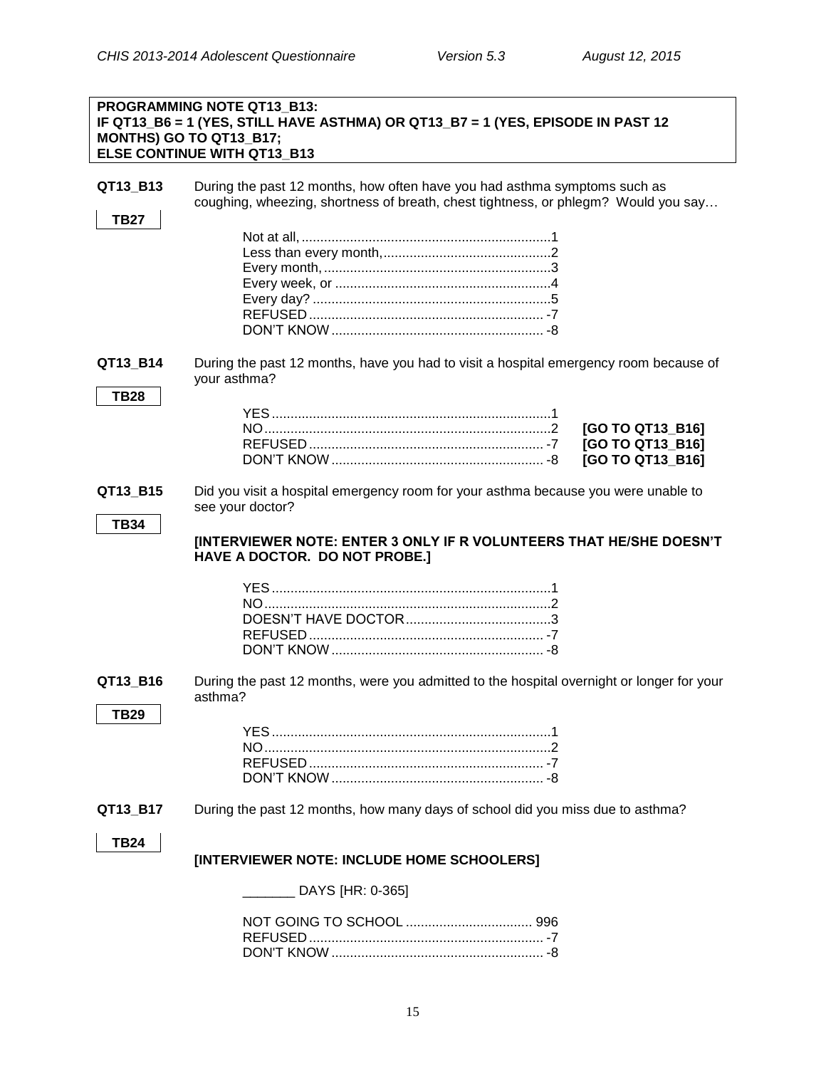**PROGRAMMING NOTE QT13_B13:**
**IF QT13_B6 = 1 (YES, STILL HAVE ASTHMA) OR QT13_B7 = 1 (YES, EPISODE IN PAST 12 MONTHS) GO TO QT13_B17;**
**ELSE CONTINUE WITH QT13_B13**

**QT13_B13** During the past 12 months, how often have you had asthma symptoms such as coughing, wheezing, shortness of breath, chest tightness, or phlegm? Would you say…

**TB27**

| | |
|---|---|
| Not at all, | 1 |
| Less than every month, | 2 |
| Every month, | 3 |
| Every week, or | 4 |
| Every day? | 5 |
| REFUSED | -7 |
| DON'T KNOW | -8 |

**QT13_B14** During the past 12 months, have you had to visit a hospital emergency room because of your asthma?

**TB28**

| | | |
|---|---|---|
| YES | 1 | |
| NO | 2 | **[GO TO QT13_B16]** |
| REFUSED | -7 | **[GO TO QT13_B16]** |
| DON'T KNOW | -8 | **[GO TO QT13_B16]** |

**QT13_B15** Did you visit a hospital emergency room for your asthma because you were unable to see your doctor?

**TB34**

**[INTERVIEWER NOTE: ENTER 3 ONLY IF R VOLUNTEERS THAT HE/SHE DOESN'T HAVE A DOCTOR. DO NOT PROBE.]**

| | |
|---|---|
| YES | 1 |
| NO | 2 |
| DOESN'T HAVE DOCTOR | 3 |
| REFUSED | -7 |
| DON'T KNOW | -8 |

**QT13_B16** During the past 12 months, were you admitted to the hospital overnight or longer for your asthma?

**TB29**

| | |
|---|---|
| YES | 1 |
| NO | 2 |
| REFUSED | -7 |
| DON'T KNOW | -8 |

**QT13_B17** During the past 12 months, how many days of school did you miss due to asthma?

**TB24**

**[INTERVIEWER NOTE: INCLUDE HOME SCHOOLERS]**

_______ DAYS [HR: 0-365]

| | |
|---|---|
| NOT GOING TO SCHOOL | 996 |
| REFUSED | -7 |
| DON'T KNOW | -8 |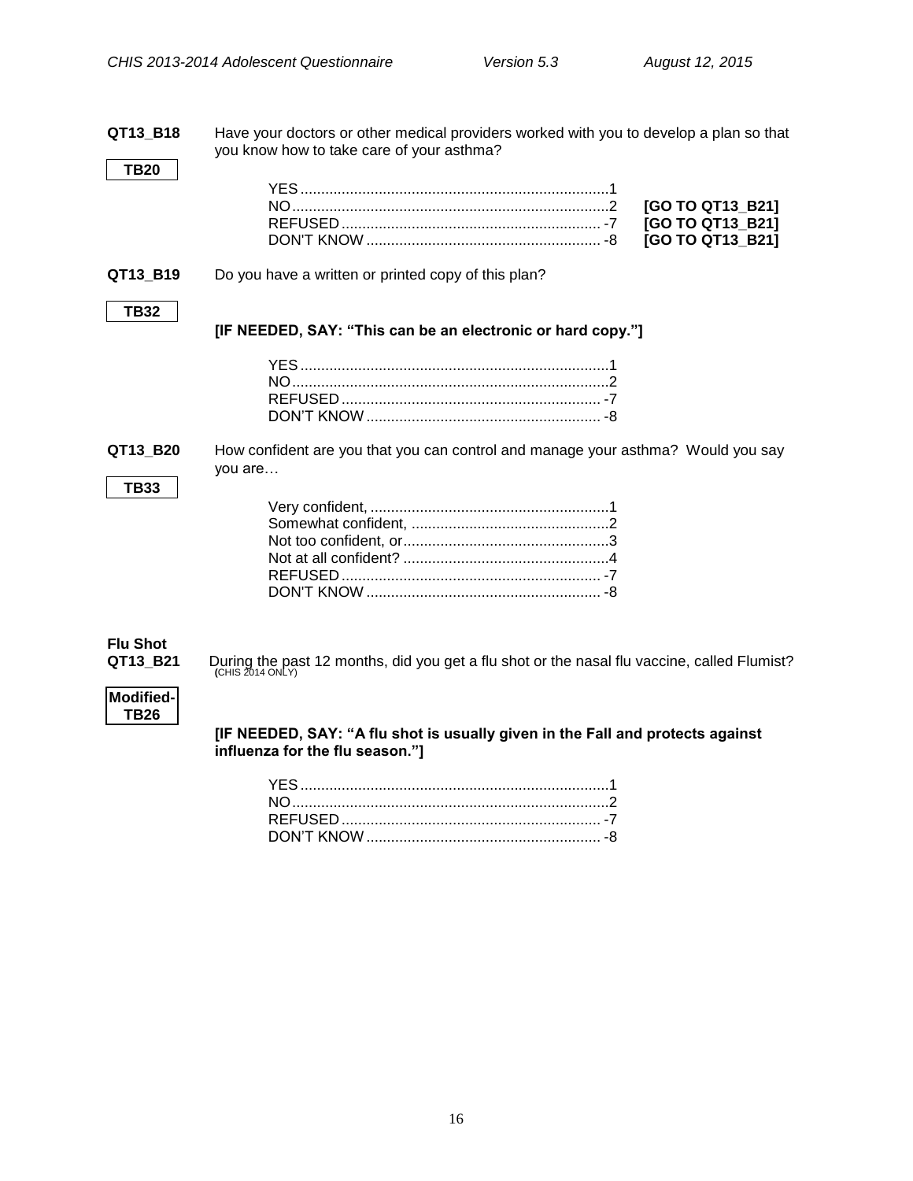**QT13_B18** Have your doctors or other medical providers worked with you to develop a plan so that you know how to take care of your asthma?

**TB20**

| | | |
|---|---|---|
| YES | 1 | |
| NO | 2 | **[GO TO QT13_B21]** |
| REFUSED | -7 | **[GO TO QT13_B21]** |
| DON'T KNOW | -8 | **[GO TO QT13_B21]** |

**QT13_B19** Do you have a written or printed copy of this plan?

**TB32**

**[IF NEEDED, SAY: "This can be an electronic or hard copy."]**

| | |
|---|---|
| YES | 1 |
| NO | 2 |
| REFUSED | -7 |
| DON'T KNOW | -8 |

**QT13_B20** How confident are you that you can control and manage your asthma? Would you say you are…

**TB33**

| | |
|---|---|
| Very confident, | 1 |
| Somewhat confident, | 2 |
| Not too confident, or | 3 |
| Not at all confident? | 4 |
| REFUSED | -7 |
| DON'T KNOW | -8 |

**Flu Shot**

**QT13_B21** During the past 12 months, did you get a flu shot or the nasal flu vaccine, called Flumist? (CHIS 2014 ONLY)

**Modified-TB26**

**[IF NEEDED, SAY: "A flu shot is usually given in the Fall and protects against influenza for the flu season."]**

| | |
|---|---|
| YES | 1 |
| NO | 2 |
| REFUSED | -7 |
| DON'T KNOW | -8 |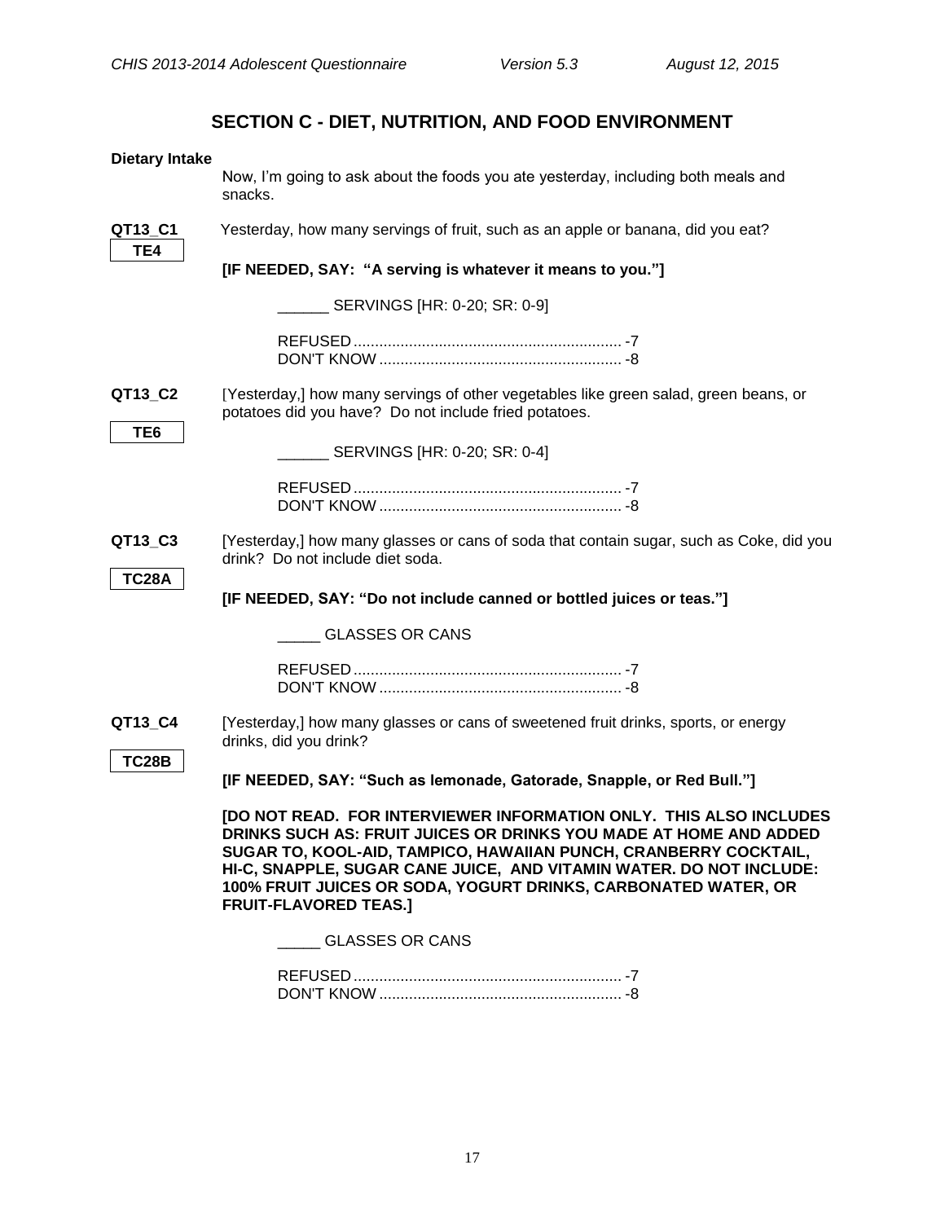## SECTION C - DIET, NUTRITION, AND FOOD ENVIRONMENT

**Dietary Intake**

Now, I'm going to ask about the foods you ate yesterday, including both meals and snacks.

**QT13_C1** Yesterday, how many servings of fruit, such as an apple or banana, did you eat?

**TE4**

**[IF NEEDED, SAY: "A serving is whatever it means to you."]**

______ SERVINGS [HR: 0-20; SR: 0-9]

REFUSED ............................................................... -7
DON'T KNOW ......................................................... -8

**QT13_C2** [Yesterday,] how many servings of other vegetables like green salad, green beans, or potatoes did you have? Do not include fried potatoes.

**TE6**

______ SERVINGS [HR: 0-20; SR: 0-4]

REFUSED ............................................................... -7
DON'T KNOW ......................................................... -8

**QT13_C3** [Yesterday,] how many glasses or cans of soda that contain sugar, such as Coke, did you drink? Do not include diet soda.

**TC28A**

**[IF NEEDED, SAY: "Do not include canned or bottled juices or teas."]**

_____ GLASSES OR CANS

REFUSED ............................................................... -7
DON'T KNOW ......................................................... -8

**QT13_C4** [Yesterday,] how many glasses or cans of sweetened fruit drinks, sports, or energy drinks, did you drink?

**TC28B**

**[IF NEEDED, SAY: "Such as lemonade, Gatorade, Snapple, or Red Bull."]**

**[DO NOT READ. FOR INTERVIEWER INFORMATION ONLY. THIS ALSO INCLUDES DRINKS SUCH AS: FRUIT JUICES OR DRINKS YOU MADE AT HOME AND ADDED SUGAR TO, KOOL-AID, TAMPICO, HAWAIIAN PUNCH, CRANBERRY COCKTAIL, HI-C, SNAPPLE, SUGAR CANE JUICE, AND VITAMIN WATER. DO NOT INCLUDE: 100% FRUIT JUICES OR SODA, YOGURT DRINKS, CARBONATED WATER, OR FRUIT-FLAVORED TEAS.]**

_____ GLASSES OR CANS

REFUSED ............................................................... -7
DON'T KNOW ......................................................... -8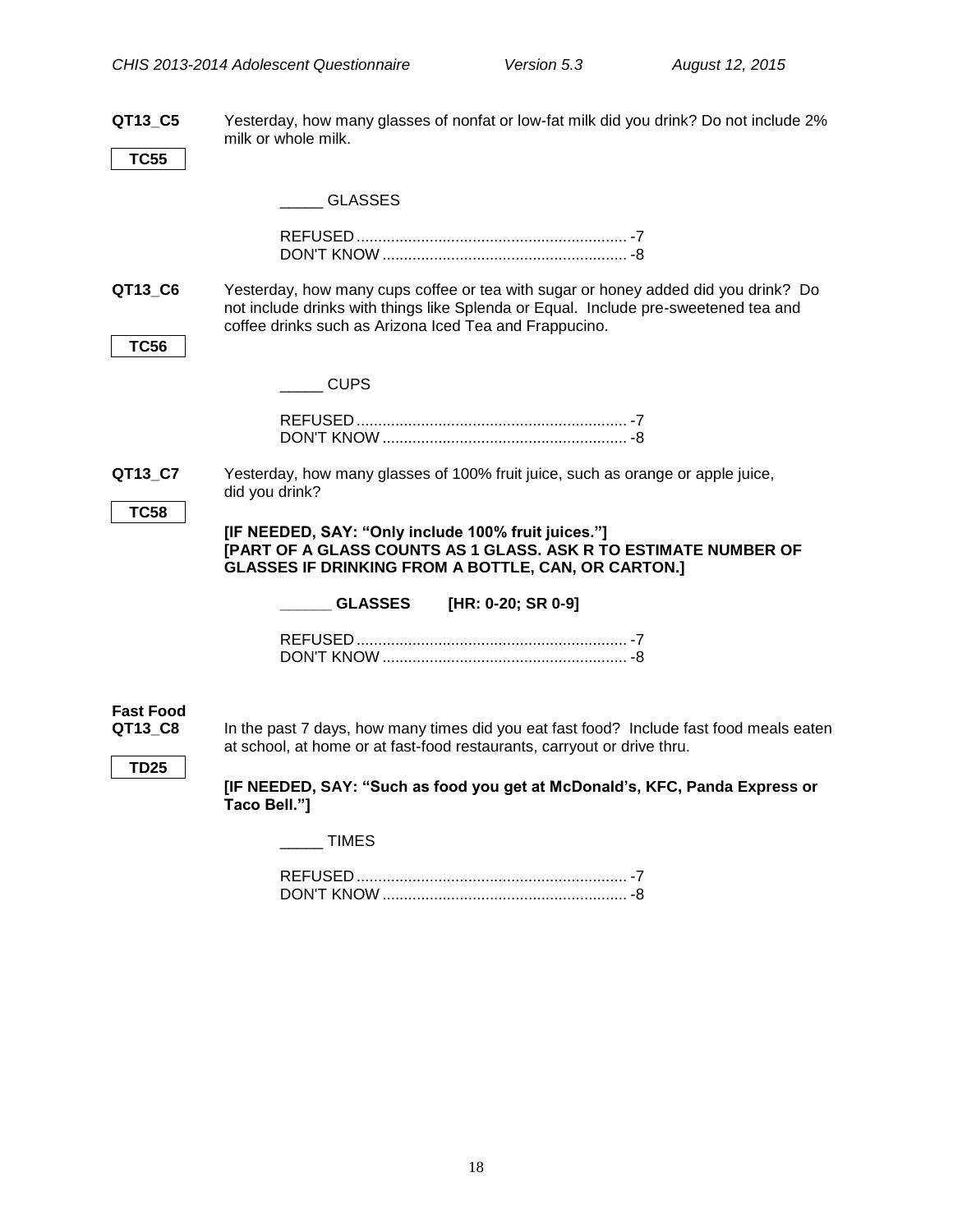**QT13_C5** Yesterday, how many glasses of nonfat or low-fat milk did you drink? Do not include 2% milk or whole milk.

**TC55**

_____ GLASSES

REFUSED ............................................................. -7
DON'T KNOW ....................................................... -8

**QT13_C6** Yesterday, how many cups coffee or tea with sugar or honey added did you drink? Do not include drinks with things like Splenda or Equal. Include pre-sweetened tea and coffee drinks such as Arizona Iced Tea and Frappucino.

**TC56**

_____ CUPS

REFUSED ............................................................. -7
DON'T KNOW ....................................................... -8

**QT13_C7** Yesterday, how many glasses of 100% fruit juice, such as orange or apple juice, did you drink?

**TC58**

**[IF NEEDED, SAY: "Only include 100% fruit juices."]**
**[PART OF A GLASS COUNTS AS 1 GLASS. ASK R TO ESTIMATE NUMBER OF GLASSES IF DRINKING FROM A BOTTLE, CAN, OR CARTON.]**

**______ GLASSES [HR: 0-20; SR 0-9]**

REFUSED ............................................................. -7
DON'T KNOW ....................................................... -8

**Fast Food**

**QT13_C8** In the past 7 days, how many times did you eat fast food? Include fast food meals eaten at school, at home or at fast-food restaurants, carryout or drive thru.

**TD25**

**[IF NEEDED, SAY: "Such as food you get at McDonald's, KFC, Panda Express or Taco Bell."]**

_____ TIMES

REFUSED ............................................................. -7
DON'T KNOW ....................................................... -8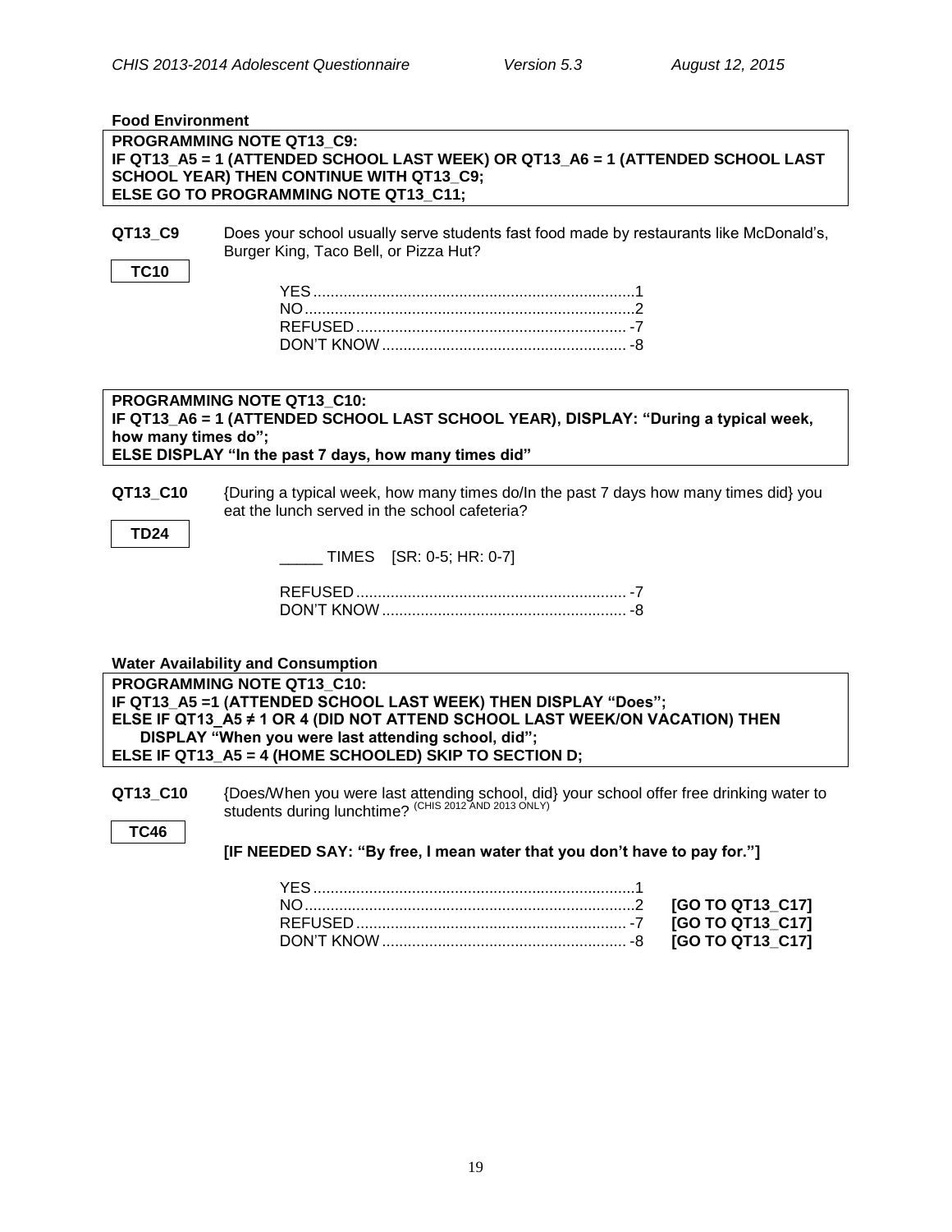**Food Environment**

**PROGRAMMING NOTE QT13_C9:**
**IF QT13_A5 = 1 (ATTENDED SCHOOL LAST WEEK) OR QT13_A6 = 1 (ATTENDED SCHOOL LAST SCHOOL YEAR) THEN CONTINUE WITH QT13_C9;**
**ELSE GO TO PROGRAMMING NOTE QT13_C11;**

**QT13_C9** Does your school usually serve students fast food made by restaurants like McDonald's, Burger King, Taco Bell, or Pizza Hut?

**TC10**

YES.............................................................................1
NO...............................................................................2
REFUSED .................................................................. -7
DON'T KNOW ............................................................ -8

**PROGRAMMING NOTE QT13_C10:**
**IF QT13_A6 = 1 (ATTENDED SCHOOL LAST SCHOOL YEAR), DISPLAY: "During a typical week, how many times do";**
**ELSE DISPLAY "In the past 7 days, how many times did"**

**QT13_C10** {During a typical week, how many times do/In the past 7 days how many times did} you eat the lunch served in the school cafeteria?

**TD24**

_____ TIMES [SR: 0-5; HR: 0-7]

REFUSED .................................................................. -7
DON'T KNOW ............................................................ -8

**Water Availability and Consumption**

**PROGRAMMING NOTE QT13_C10:**
**IF QT13_A5 =1 (ATTENDED SCHOOL LAST WEEK) THEN DISPLAY "Does";**
**ELSE IF QT13_A5 ≠ 1 OR 4 (DID NOT ATTEND SCHOOL LAST WEEK/ON VACATION) THEN DISPLAY "When you were last attending school, did";**
**ELSE IF QT13_A5 = 4 (HOME SCHOOLED) SKIP TO SECTION D;**

**QT13_C10** {Does/When you were last attending school, did} your school offer free drinking water to students during lunchtime? (CHIS 2012 AND 2013 ONLY)

**TC46**

**[IF NEEDED SAY: "By free, I mean water that you don't have to pay for."]**

YES.............................................................................1
NO...............................................................................2 **[GO TO QT13_C17]**
REFUSED .................................................................. -7 **[GO TO QT13_C17]**
DON'T KNOW ............................................................ -8 **[GO TO QT13_C17]**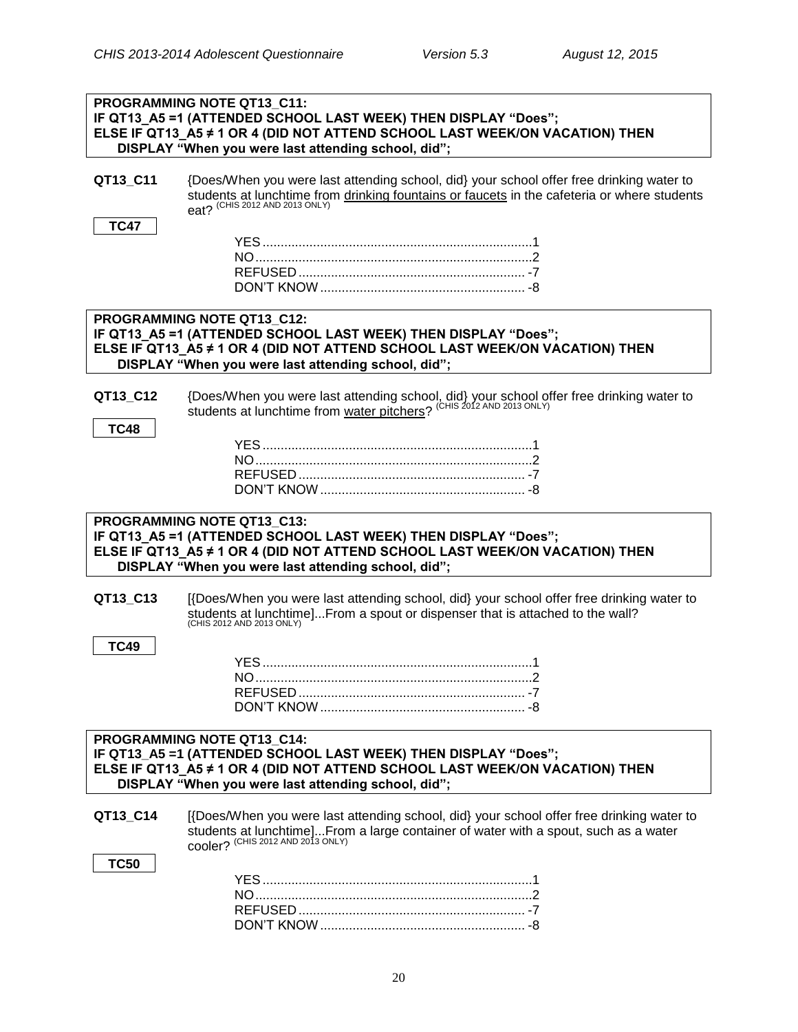**PROGRAMMING NOTE QT13_C11:**
**IF QT13_A5 =1 (ATTENDED SCHOOL LAST WEEK) THEN DISPLAY "Does";**
**ELSE IF QT13_A5 ≠ 1 OR 4 (DID NOT ATTEND SCHOOL LAST WEEK/ON VACATION) THEN DISPLAY "When you were last attending school, did";**

**QT13_C11** {Does/When you were last attending school, did} your school offer free drinking water to students at lunchtime from drinking fountains or faucets in the cafeteria or where students eat? (CHIS 2012 AND 2013 ONLY)

**TC47**

YES .......................................................................... 1
NO ............................................................................ 2
REFUSED ............................................................... -7
DON'T KNOW ......................................................... -8

**PROGRAMMING NOTE QT13_C12:**
**IF QT13_A5 =1 (ATTENDED SCHOOL LAST WEEK) THEN DISPLAY "Does";**
**ELSE IF QT13_A5 ≠ 1 OR 4 (DID NOT ATTEND SCHOOL LAST WEEK/ON VACATION) THEN DISPLAY "When you were last attending school, did";**

**QT13_C12** {Does/When you were last attending school, did} your school offer free drinking water to students at lunchtime from water pitchers? (CHIS 2012 AND 2013 ONLY)

**TC48**

YES .......................................................................... 1
NO ............................................................................ 2
REFUSED ............................................................... -7
DON'T KNOW ......................................................... -8

**PROGRAMMING NOTE QT13_C13:**
**IF QT13_A5 =1 (ATTENDED SCHOOL LAST WEEK) THEN DISPLAY "Does";**
**ELSE IF QT13_A5 ≠ 1 OR 4 (DID NOT ATTEND SCHOOL LAST WEEK/ON VACATION) THEN DISPLAY "When you were last attending school, did";**

**QT13_C13** [{Does/When you were last attending school, did} your school offer free drinking water to students at lunchtime]...From a spout or dispenser that is attached to the wall? (CHIS 2012 AND 2013 ONLY)

**TC49**

YES .......................................................................... 1
NO ............................................................................ 2
REFUSED ............................................................... -7
DON'T KNOW ......................................................... -8

**PROGRAMMING NOTE QT13_C14:**
**IF QT13_A5 =1 (ATTENDED SCHOOL LAST WEEK) THEN DISPLAY "Does";**
**ELSE IF QT13_A5 ≠ 1 OR 4 (DID NOT ATTEND SCHOOL LAST WEEK/ON VACATION) THEN DISPLAY "When you were last attending school, did";**

**QT13_C14** [{Does/When you were last attending school, did} your school offer free drinking water to students at lunchtime]...From a large container of water with a spout, such as a water cooler? (CHIS 2012 AND 2013 ONLY)

**TC50**

YES .......................................................................... 1
NO ............................................................................ 2
REFUSED ............................................................... -7
DON'T KNOW ......................................................... -8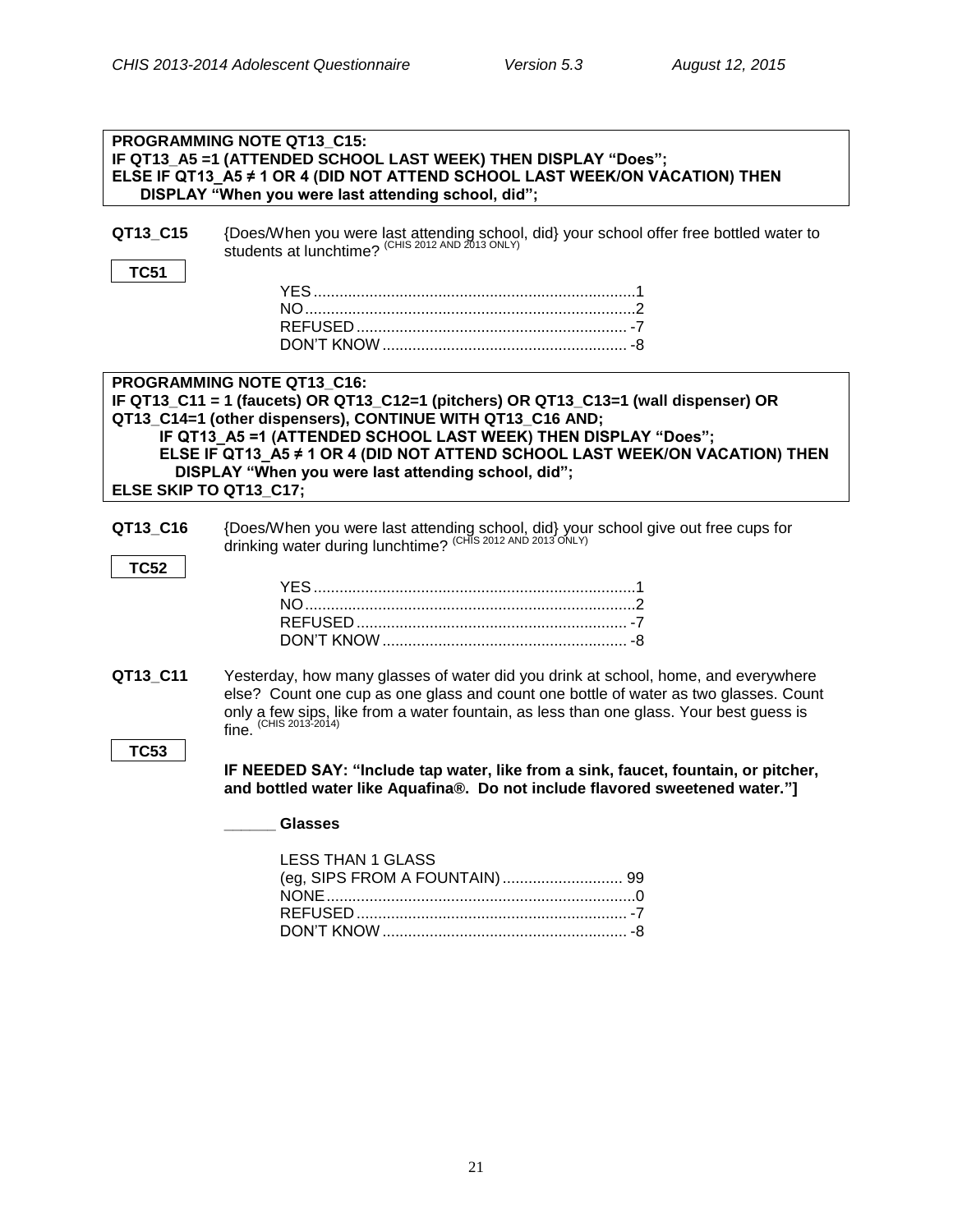**PROGRAMMING NOTE QT13_C15:**
**IF QT13_A5 =1 (ATTENDED SCHOOL LAST WEEK) THEN DISPLAY "Does";**
**ELSE IF QT13_A5 ≠ 1 OR 4 (DID NOT ATTEND SCHOOL LAST WEEK/ON VACATION) THEN DISPLAY "When you were last attending school, did";**

**QT13_C15** {Does/When you were last attending school, did} your school offer free bottled water to students at lunchtime? (CHIS 2012 AND 2013 ONLY)

**TC51**

YES ........................................................................ 1
NO .......................................................................... 2
REFUSED ............................................................... -7
DON'T KNOW ......................................................... -8

**PROGRAMMING NOTE QT13_C16:**
**IF QT13_C11 = 1 (faucets) OR QT13_C12=1 (pitchers) OR QT13_C13=1 (wall dispenser) OR QT13_C14=1 (other dispensers), CONTINUE WITH QT13_C16 AND;**
**IF QT13_A5 =1 (ATTENDED SCHOOL LAST WEEK) THEN DISPLAY "Does";**
**ELSE IF QT13_A5 ≠ 1 OR 4 (DID NOT ATTEND SCHOOL LAST WEEK/ON VACATION) THEN DISPLAY "When you were last attending school, did";**
**ELSE SKIP TO QT13_C17;**

**QT13_C16** {Does/When you were last attending school, did} your school give out free cups for drinking water during lunchtime? (CHIS 2012 AND 2013 ONLY)

**TC52**

YES ........................................................................ 1
NO .......................................................................... 2
REFUSED ............................................................... -7
DON'T KNOW ......................................................... -8

**QT13_C11** Yesterday, how many glasses of water did you drink at school, home, and everywhere else? Count one cup as one glass and count one bottle of water as two glasses. Count only a few sips, like from a water fountain, as less than one glass. Your best guess is fine. (CHIS 2013-2014)

**TC53**

**IF NEEDED SAY: "Include tap water, like from a sink, faucet, fountain, or pitcher, and bottled water like Aquafina®. Do not include flavored sweetened water."]**

**______ Glasses**

LESS THAN 1 GLASS
(eg, SIPS FROM A FOUNTAIN) ............................ 99
NONE ....................................................................... 0
REFUSED ............................................................... -7
DON'T KNOW ......................................................... -8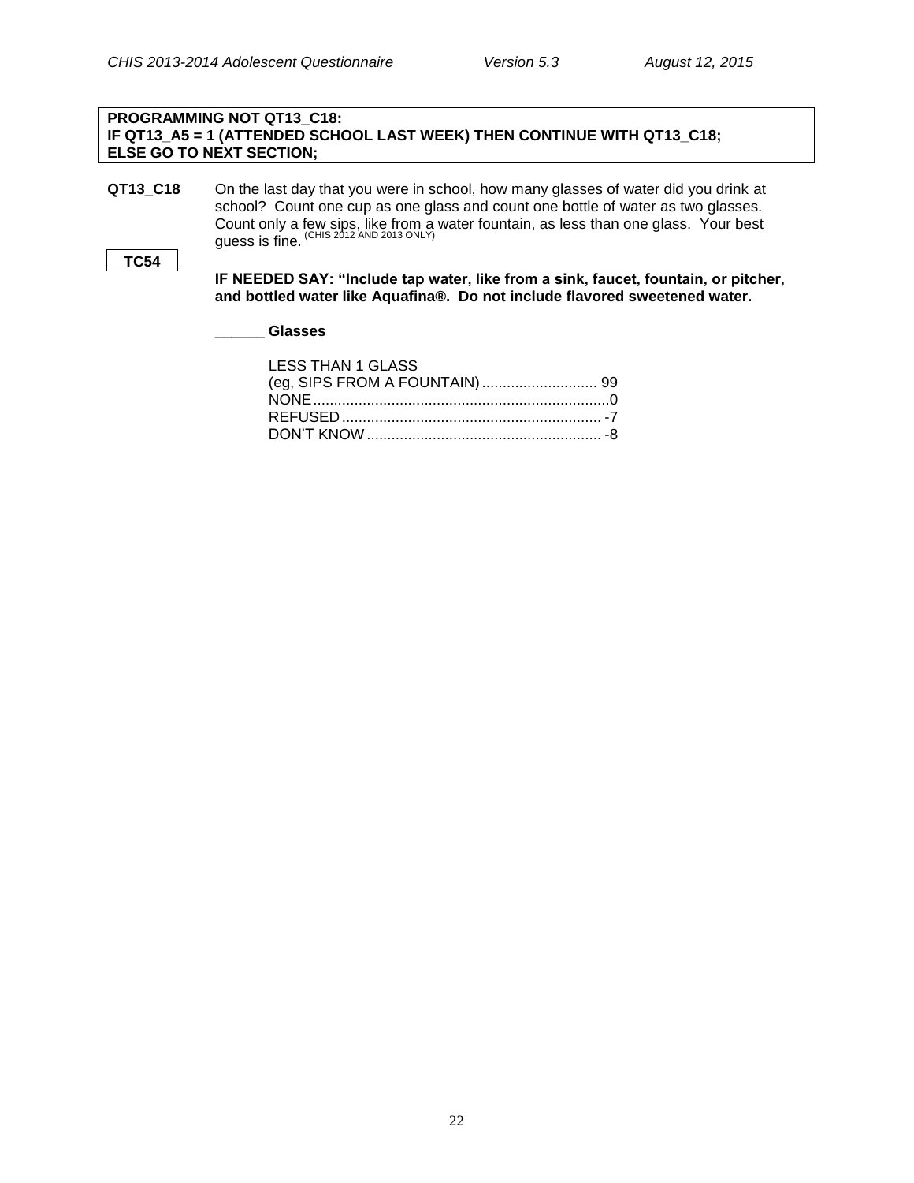**PROGRAMMING NOT QT13_C18:**
**IF QT13_A5 = 1 (ATTENDED SCHOOL LAST WEEK) THEN CONTINUE WITH QT13_C18;**
**ELSE GO TO NEXT SECTION;**

**QT13_C18** On the last day that you were in school, how many glasses of water did you drink at school? Count one cup as one glass and count one bottle of water as two glasses. Count only a few sips, like from a water fountain, as less than one glass. Your best guess is fine. (CHIS 2012 AND 2013 ONLY)

**TC54**

**IF NEEDED SAY: "Include tap water, like from a sink, faucet, fountain, or pitcher, and bottled water like Aquafina®. Do not include flavored sweetened water.**

**______ Glasses**

LESS THAN 1 GLASS (eg, SIPS FROM A FOUNTAIN) ........................... 99
NONE........................................................................0
REFUSED ............................................................... -7
DON'T KNOW ......................................................... -8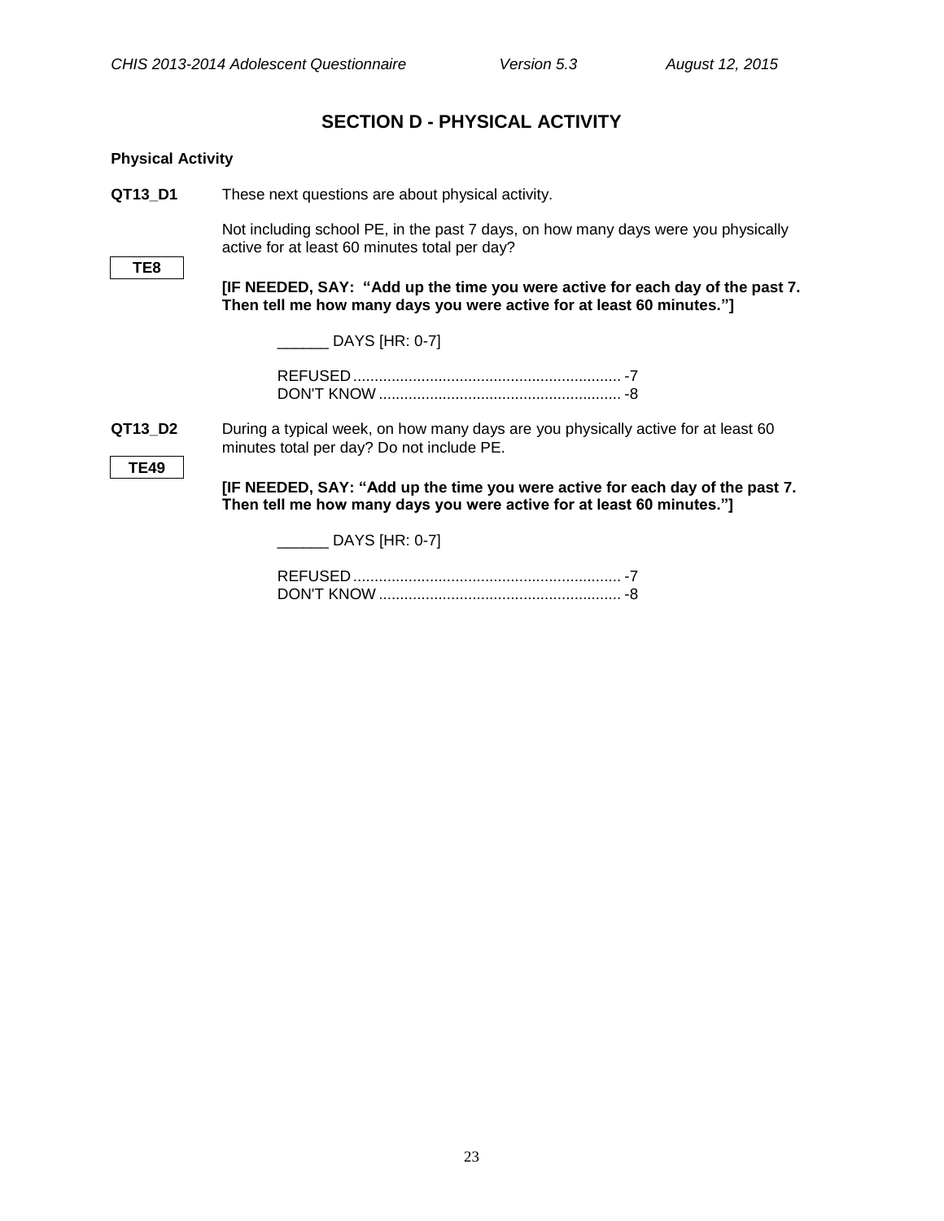## SECTION D - PHYSICAL ACTIVITY

**Physical Activity**

**QT13_D1** These next questions are about physical activity.

**TE8**

Not including school PE, in the past 7 days, on how many days were you physically active for at least 60 minutes total per day?

**[IF NEEDED, SAY: "Add up the time you were active for each day of the past 7. Then tell me how many days you were active for at least 60 minutes."]**

______ DAYS [HR: 0-7]

REFUSED ............................................................... -7
DON'T KNOW ......................................................... -8

**QT13_D2** During a typical week, on how many days are you physically active for at least 60 minutes total per day? Do not include PE.

**TE49**

**[IF NEEDED, SAY: "Add up the time you were active for each day of the past 7. Then tell me how many days you were active for at least 60 minutes."]**

______ DAYS [HR: 0-7]

REFUSED ............................................................... -7
DON'T KNOW ......................................................... -8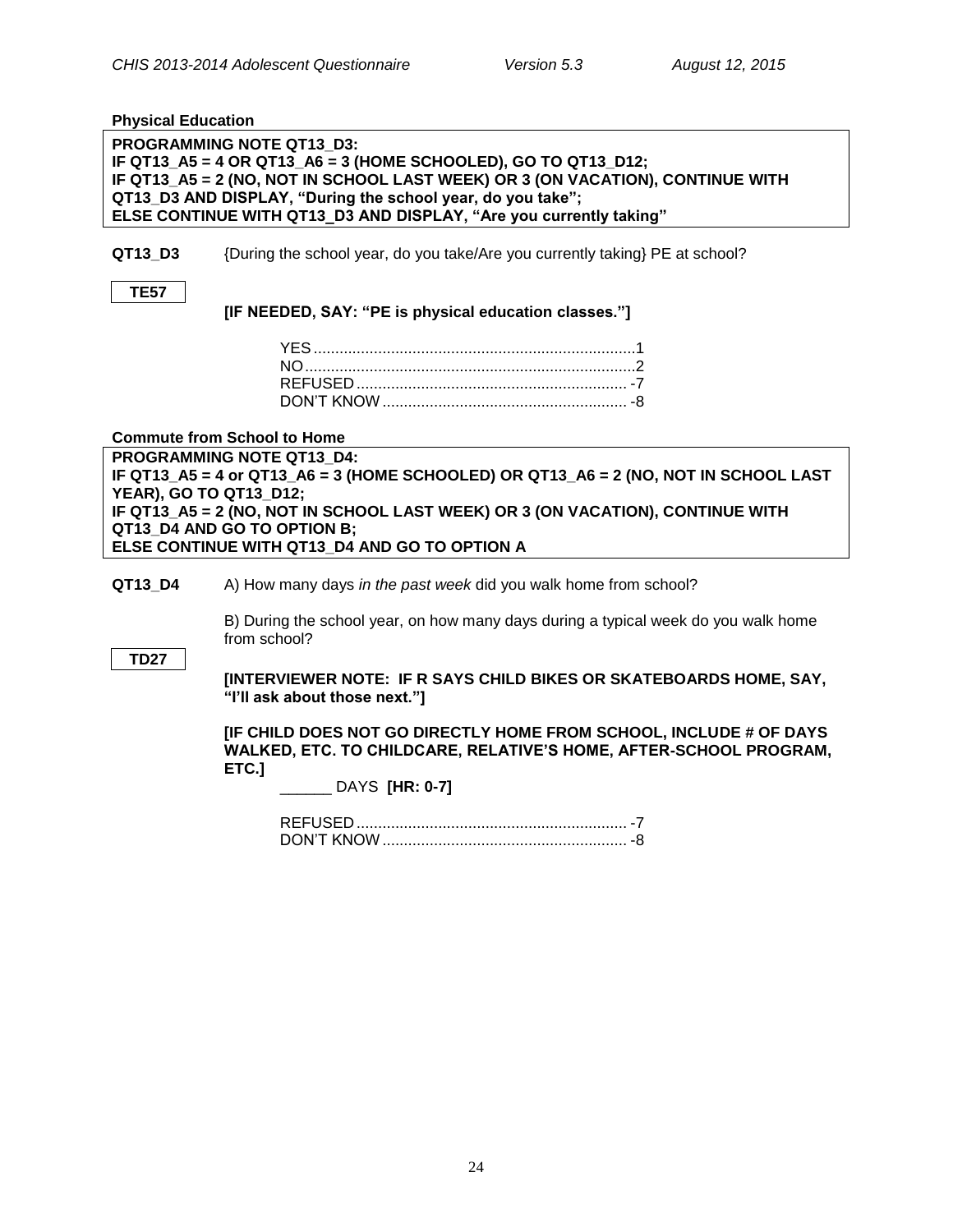**Physical Education**

**PROGRAMMING NOTE QT13_D3:**
**IF QT13_A5 = 4 OR QT13_A6 = 3 (HOME SCHOOLED), GO TO QT13_D12;**
**IF QT13_A5 = 2 (NO, NOT IN SCHOOL LAST WEEK) OR 3 (ON VACATION), CONTINUE WITH QT13_D3 AND DISPLAY, "During the school year, do you take";**
**ELSE CONTINUE WITH QT13_D3 AND DISPLAY, "Are you currently taking"**

**QT13_D3** {During the school year, do you take/Are you currently taking} PE at school?

**TE57**

**[IF NEEDED, SAY: "PE is physical education classes."]**

YES .......................................................................... 1
NO ............................................................................ 2
REFUSED .............................................................. -7
DON'T KNOW ........................................................ -8

**Commute from School to Home**

**PROGRAMMING NOTE QT13_D4:**
**IF QT13_A5 = 4 or QT13_A6 = 3 (HOME SCHOOLED) OR QT13_A6 = 2 (NO, NOT IN SCHOOL LAST YEAR), GO TO QT13_D12;**
**IF QT13_A5 = 2 (NO, NOT IN SCHOOL LAST WEEK) OR 3 (ON VACATION), CONTINUE WITH QT13_D4 AND GO TO OPTION B;**
**ELSE CONTINUE WITH QT13_D4 AND GO TO OPTION A**

**QT13_D4** A) How many days *in the past week* did you walk home from school?

B) During the school year, on how many days during a typical week do you walk home from school?

**TD27**

**[INTERVIEWER NOTE: IF R SAYS CHILD BIKES OR SKATEBOARDS HOME, SAY, "I'll ask about those next."]**

**[IF CHILD DOES NOT GO DIRECTLY HOME FROM SCHOOL, INCLUDE # OF DAYS WALKED, ETC. TO CHILDCARE, RELATIVE'S HOME, AFTER-SCHOOL PROGRAM, ETC.]**

______ DAYS **[HR: 0-7]**

REFUSED .............................................................. -7
DON'T KNOW ........................................................ -8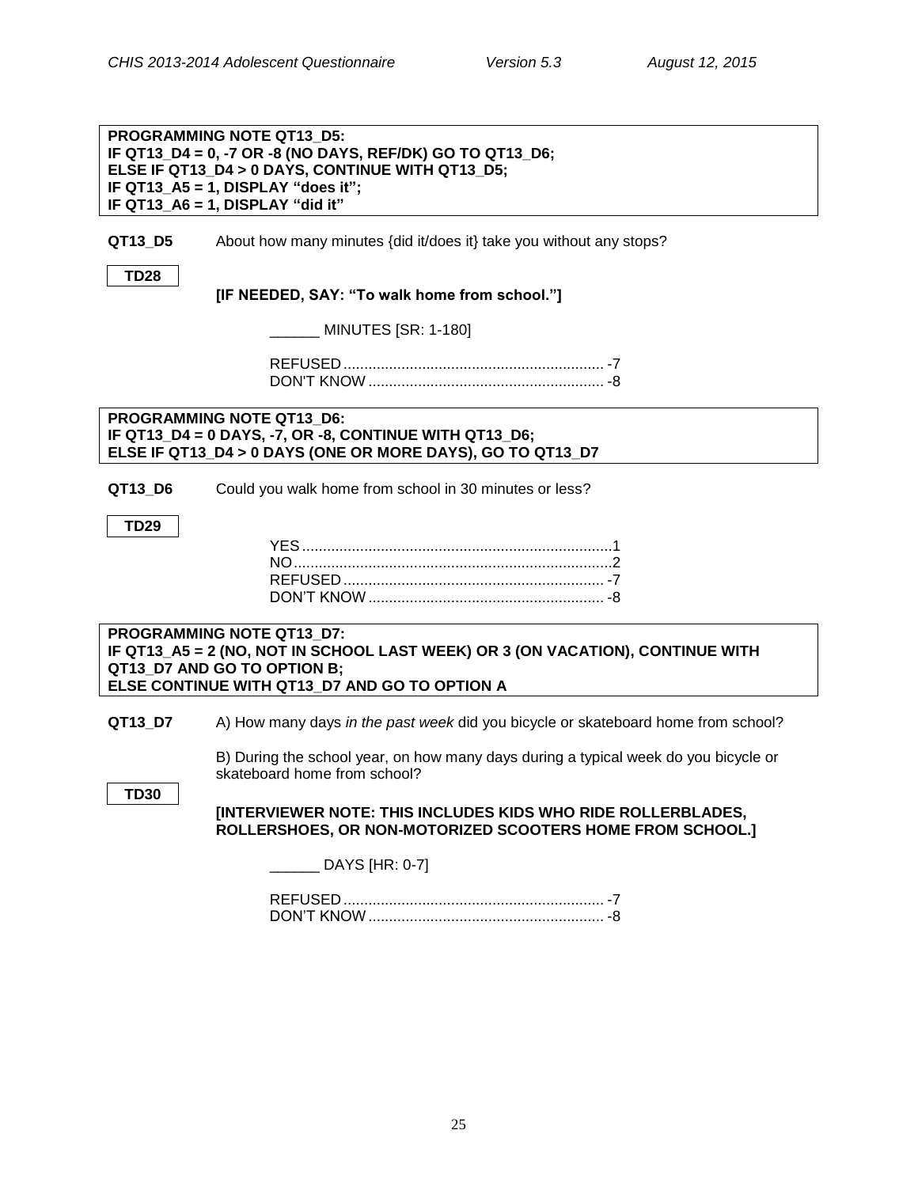**PROGRAMMING NOTE QT13_D5:**
**IF QT13_D4 = 0, -7 OR -8 (NO DAYS, REF/DK) GO TO QT13_D6;**
**ELSE IF QT13_D4 > 0 DAYS, CONTINUE WITH QT13_D5;**
**IF QT13_A5 = 1, DISPLAY "does it";**
**IF QT13_A6 = 1, DISPLAY "did it"**

**QT13_D5** About how many minutes {did it/does it} take you without any stops?

**TD28**

**[IF NEEDED, SAY: "To walk home from school."]**

______ MINUTES [SR: 1-180]

REFUSED .............................................................. -7
DON'T KNOW ......................................................... -8

**PROGRAMMING NOTE QT13_D6:**
**IF QT13_D4 = 0 DAYS, -7, OR -8, CONTINUE WITH QT13_D6;**
**ELSE IF QT13_D4 > 0 DAYS (ONE OR MORE DAYS), GO TO QT13_D7**

**QT13_D6** Could you walk home from school in 30 minutes or less?

**TD29**

YES ........................................................................... 1
NO ............................................................................ 2
REFUSED .............................................................. -7
DON'T KNOW ......................................................... -8

**PROGRAMMING NOTE QT13_D7:**
**IF QT13_A5 = 2 (NO, NOT IN SCHOOL LAST WEEK) OR 3 (ON VACATION), CONTINUE WITH QT13_D7 AND GO TO OPTION B;**
**ELSE CONTINUE WITH QT13_D7 AND GO TO OPTION A**

**QT13_D7** A) How many days *in the past week* did you bicycle or skateboard home from school?

B) During the school year, on how many days during a typical week do you bicycle or skateboard home from school?

**TD30**

**[INTERVIEWER NOTE: THIS INCLUDES KIDS WHO RIDE ROLLERBLADES, ROLLERSHOES, OR NON-MOTORIZED SCOOTERS HOME FROM SCHOOL.]**

______ DAYS [HR: 0-7]

REFUSED .............................................................. -7
DON'T KNOW ......................................................... -8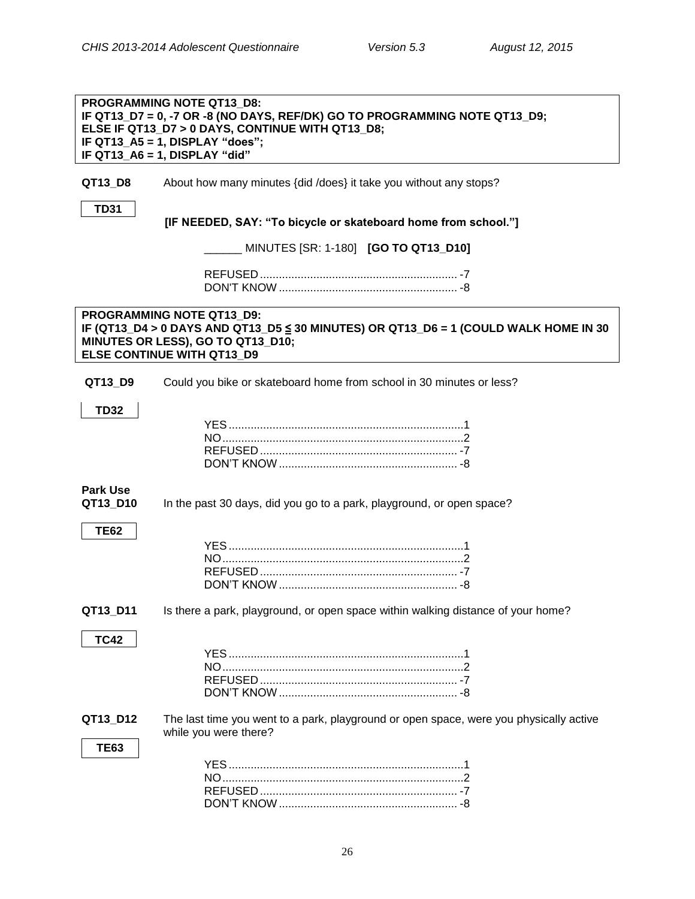**PROGRAMMING NOTE QT13_D8:**
**IF QT13_D7 = 0, -7 OR -8 (NO DAYS, REF/DK) GO TO PROGRAMMING NOTE QT13_D9;**
**ELSE IF QT13_D7 > 0 DAYS, CONTINUE WITH QT13_D8;**
**IF QT13_A5 = 1, DISPLAY "does";**
**IF QT13_A6 = 1, DISPLAY "did"**

**QT13_D8** About how many minutes {did /does} it take you without any stops?

**TD31**

**[IF NEEDED, SAY: "To bicycle or skateboard home from school."]**

______ MINUTES [SR: 1-180] **[GO TO QT13_D10]**

REFUSED ............................................................... -7
DON'T KNOW ......................................................... -8

**PROGRAMMING NOTE QT13_D9:**
**IF (QT13_D4 > 0 DAYS AND QT13_D5 ≦ 30 MINUTES) OR QT13_D6 = 1 (COULD WALK HOME IN 30 MINUTES OR LESS), GO TO QT13_D10;**
**ELSE CONTINUE WITH QT13_D9**

**QT13_D9** Could you bike or skateboard home from school in 30 minutes or less?

**TD32**

YES ...........................................................................1
NO.............................................................................2
REFUSED ............................................................... -7
DON'T KNOW ......................................................... -8

**Park Use**

**QT13_D10** In the past 30 days, did you go to a park, playground, or open space?

**TE62**

YES ...........................................................................1
NO.............................................................................2
REFUSED ............................................................... -7
DON'T KNOW ......................................................... -8

**QT13_D11** Is there a park, playground, or open space within walking distance of your home?

**TC42**

YES ...........................................................................1
NO.............................................................................2
REFUSED ............................................................... -7
DON'T KNOW ......................................................... -8

**QT13_D12** The last time you went to a park, playground or open space, were you physically active while you were there?

**TE63**

YES ...........................................................................1
NO.............................................................................2
REFUSED ............................................................... -7
DON'T KNOW ......................................................... -8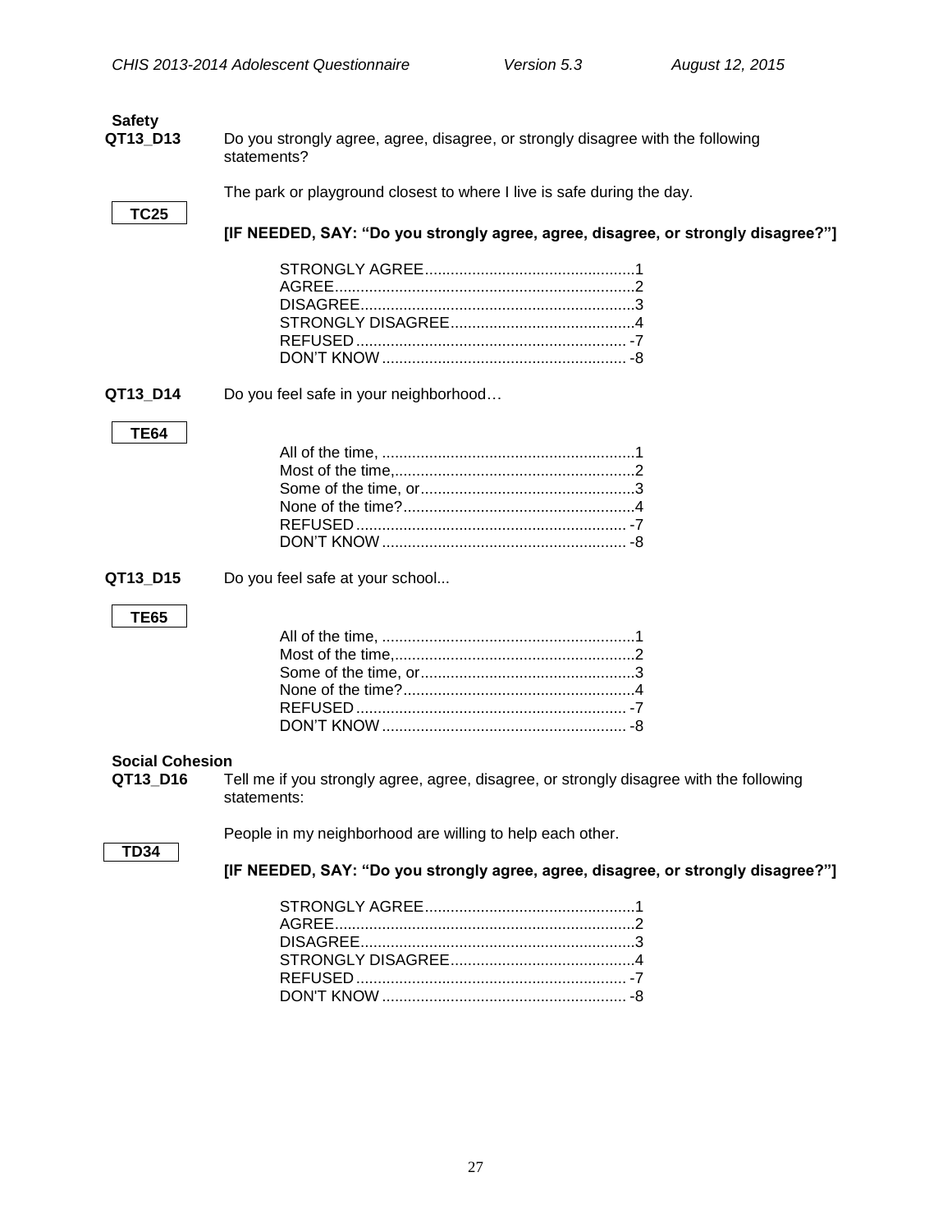**Safety**

**QT13_D13** Do you strongly agree, agree, disagree, or strongly disagree with the following statements?

**TC25**

The park or playground closest to where I live is safe during the day.

**[IF NEEDED, SAY: "Do you strongly agree, agree, disagree, or strongly disagree?"]**

STRONGLY AGREE.................................................1
AGREE......................................................................2
DISAGREE................................................................3
STRONGLY DISAGREE...........................................4
REFUSED ............................................................... -7
DON'T KNOW ......................................................... -8

**QT13_D14** Do you feel safe in your neighborhood…

**TE64**

All of the time, ...........................................................1
Most of the time,........................................................2
Some of the time, or..................................................3
None of the time?......................................................4
REFUSED ............................................................... -7
DON'T KNOW ......................................................... -8

**QT13_D15** Do you feel safe at your school...

**TE65**

All of the time, ...........................................................1
Most of the time,........................................................2
Some of the time, or..................................................3
None of the time?......................................................4
REFUSED ............................................................... -7
DON'T KNOW ......................................................... -8

**Social Cohesion**

**QT13_D16** Tell me if you strongly agree, agree, disagree, or strongly disagree with the following statements:

**TD34**

People in my neighborhood are willing to help each other.

**[IF NEEDED, SAY: "Do you strongly agree, agree, disagree, or strongly disagree?"]**

STRONGLY AGREE.................................................1
AGREE......................................................................2
DISAGREE................................................................3
STRONGLY DISAGREE...........................................4
REFUSED ............................................................... -7
DON'T KNOW ......................................................... -8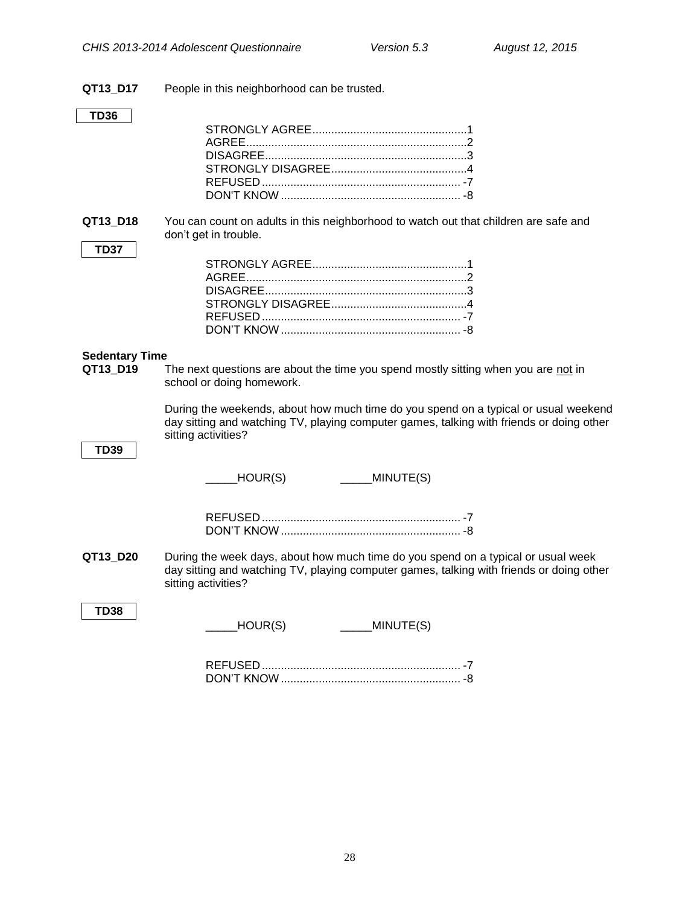**QT13_D17** People in this neighborhood can be trusted.

**TD36**

STRONGLY AGREE.................................................1
AGREE.....................................................................2
DISAGREE................................................................3
STRONGLY DISAGREE...........................................4
REFUSED ............................................................... -7
DON'T KNOW ......................................................... -8

**QT13_D18** You can count on adults in this neighborhood to watch out that children are safe and don't get in trouble.

**TD37**

STRONGLY AGREE.................................................1
AGREE.....................................................................2
DISAGREE................................................................3
STRONGLY DISAGREE...........................................4
REFUSED ............................................................... -7
DON'T KNOW ......................................................... -8

**Sedentary Time**

**QT13_D19** The next questions are about the time you spend mostly sitting when you are not in school or doing homework.

During the weekends, about how much time do you spend on a typical or usual weekend day sitting and watching TV, playing computer games, talking with friends or doing other sitting activities?

**TD39**

_____HOUR(S) _____MINUTE(S)

REFUSED ............................................................... -7
DON'T KNOW ......................................................... -8

**QT13_D20** During the week days, about how much time do you spend on a typical or usual week day sitting and watching TV, playing computer games, talking with friends or doing other sitting activities?

**TD38**

_____HOUR(S) _____MINUTE(S)

REFUSED ............................................................... -7
DON'T KNOW ......................................................... -8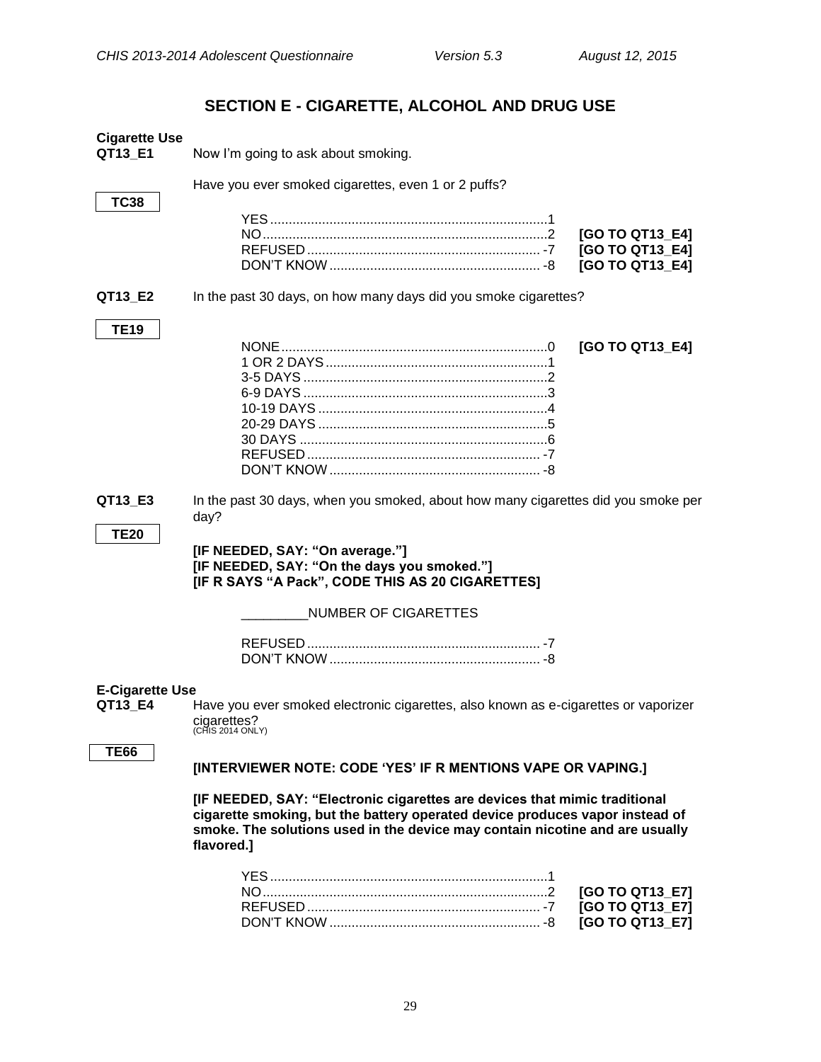## SECTION E - CIGARETTE, ALCOHOL AND DRUG USE

**Cigarette Use**

**QT13_E1** Now I'm going to ask about smoking.

**TC38**

Have you ever smoked cigarettes, even 1 or 2 puffs?

YES..........................................................................1
NO............................................................................2 **[GO TO QT13_E4]**
REFUSED.............................................................. -7 **[GO TO QT13_E4]**
DON'T KNOW........................................................ -8 **[GO TO QT13_E4]**

**QT13_E2** In the past 30 days, on how many days did you smoke cigarettes?

**TE19**

NONE.......................................................................0 **[GO TO QT13_E4]**
1 OR 2 DAYS...........................................................1
3-5 DAYS.................................................................2
6-9 DAYS.................................................................3
10-19 DAYS.............................................................4
20-29 DAYS.............................................................5
30 DAYS..................................................................6
REFUSED.............................................................. -7
DON'T KNOW........................................................ -8

**QT13_E3** In the past 30 days, when you smoked, about how many cigarettes did you smoke per day?

**TE20**

**[IF NEEDED, SAY: "On average."]**
**[IF NEEDED, SAY: "On the days you smoked."]**
**[IF R SAYS "A Pack", CODE THIS AS 20 CIGARETTES]**

_________NUMBER OF CIGARETTES

REFUSED.............................................................. -7
DON'T KNOW........................................................ -8

**E-Cigarette Use**

**QT13_E4** Have you ever smoked electronic cigarettes, also known as e-cigarettes or vaporizer cigarettes?
(CHIS 2014 ONLY)

**TE66**

**[INTERVIEWER NOTE: CODE 'YES' IF R MENTIONS VAPE OR VAPING.]**

**[IF NEEDED, SAY: "Electronic cigarettes are devices that mimic traditional cigarette smoking, but the battery operated device produces vapor instead of smoke. The solutions used in the device may contain nicotine and are usually flavored.]**

YES..........................................................................1
NO............................................................................2 **[GO TO QT13_E7]**
REFUSED.............................................................. -7 **[GO TO QT13_E7]**
DON'T KNOW........................................................ -8 **[GO TO QT13_E7]**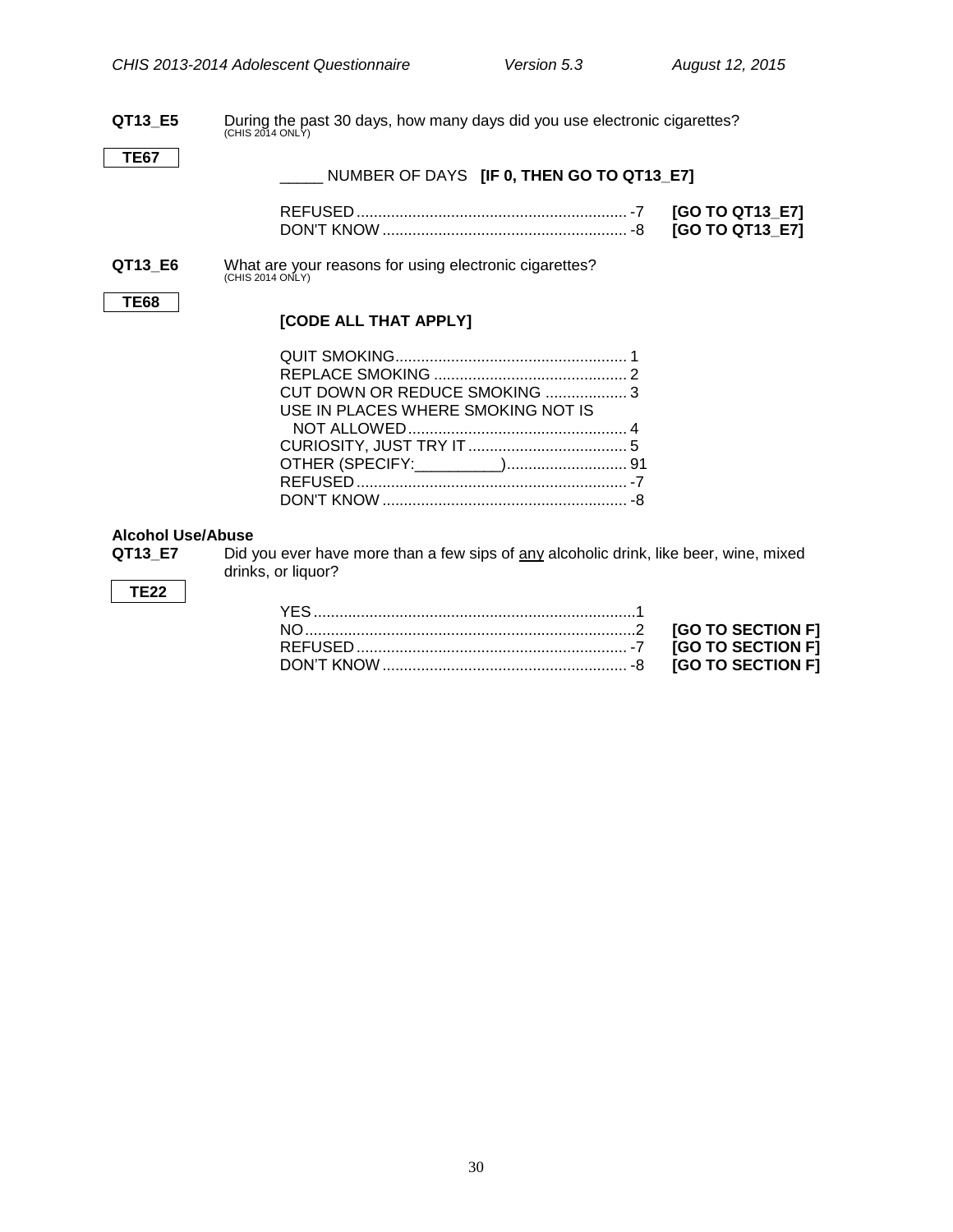**QT13_E5** During the past 30 days, how many days did you use electronic cigarettes?
(CHIS 2014 ONLY)

**TE67**

_____ NUMBER OF DAYS **[IF 0, THEN GO TO QT13_E7]**

REFUSED ............................................................... -7 **[GO TO QT13_E7]**
DON'T KNOW ......................................................... -8 **[GO TO QT13_E7]**

**QT13_E6** What are your reasons for using electronic cigarettes?
(CHIS 2014 ONLY)

**TE68**

**[CODE ALL THAT APPLY]**

QUIT SMOKING...................................................... 1
REPLACE SMOKING ............................................. 2
CUT DOWN OR REDUCE SMOKING ................... 3
USE IN PLACES WHERE SMOKING NOT IS
NOT ALLOWED................................................... 4
CURIOSITY, JUST TRY IT ..................................... 5
OTHER (SPECIFY:__________)............................ 91
REFUSED ............................................................... -7
DON'T KNOW ......................................................... -8

**Alcohol Use/Abuse**

**QT13_E7** Did you ever have more than a few sips of <u>any</u> alcoholic drink, like beer, wine, mixed drinks, or liquor?

**TE22**

YES..........................................................................1
NO............................................................................2 **[GO TO SECTION F]**
REFUSED ............................................................... -7 **[GO TO SECTION F]**
DON'T KNOW ......................................................... -8 **[GO TO SECTION F]**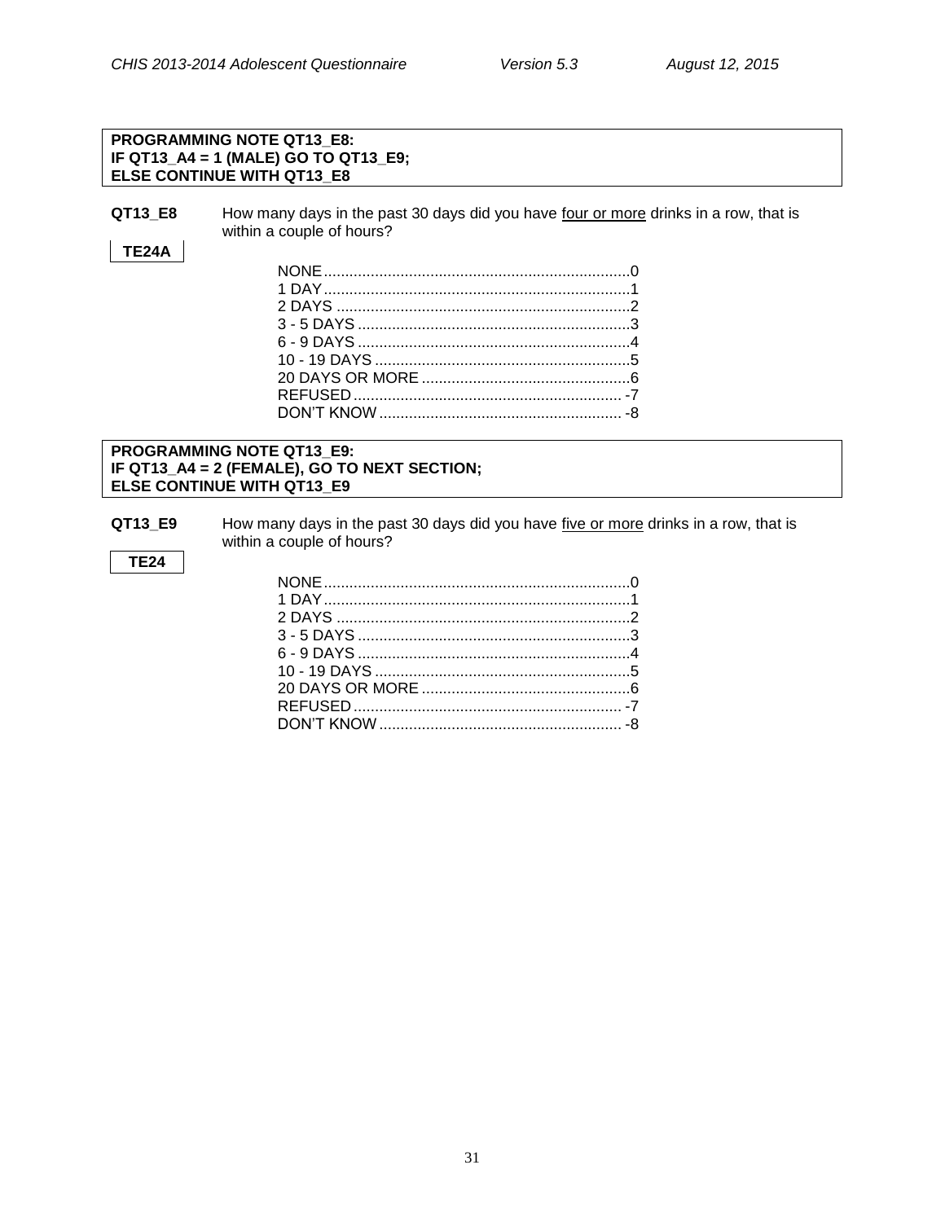**PROGRAMMING NOTE QT13_E8:**
**IF QT13_A4 = 1 (MALE) GO TO QT13_E9;**
**ELSE CONTINUE WITH QT13_E8**

**QT13_E8** How many days in the past 30 days did you have <u>four or more</u> drinks in a row, that is within a couple of hours?

**TE24A**

| | |
|---|---|
| NONE | 0 |
| 1 DAY | 1 |
| 2 DAYS | 2 |
| 3 - 5 DAYS | 3 |
| 6 - 9 DAYS | 4 |
| 10 - 19 DAYS | 5 |
| 20 DAYS OR MORE | 6 |
| REFUSED | -7 |
| DON'T KNOW | -8 |

**PROGRAMMING NOTE QT13_E9:**
**IF QT13_A4 = 2 (FEMALE), GO TO NEXT SECTION;**
**ELSE CONTINUE WITH QT13_E9**

**QT13_E9** How many days in the past 30 days did you have <u>five or more</u> drinks in a row, that is within a couple of hours?

**TE24**

| | |
|---|---|
| NONE | 0 |
| 1 DAY | 1 |
| 2 DAYS | 2 |
| 3 - 5 DAYS | 3 |
| 6 - 9 DAYS | 4 |
| 10 - 19 DAYS | 5 |
| 20 DAYS OR MORE | 6 |
| REFUSED | -7 |
| DON'T KNOW | -8 |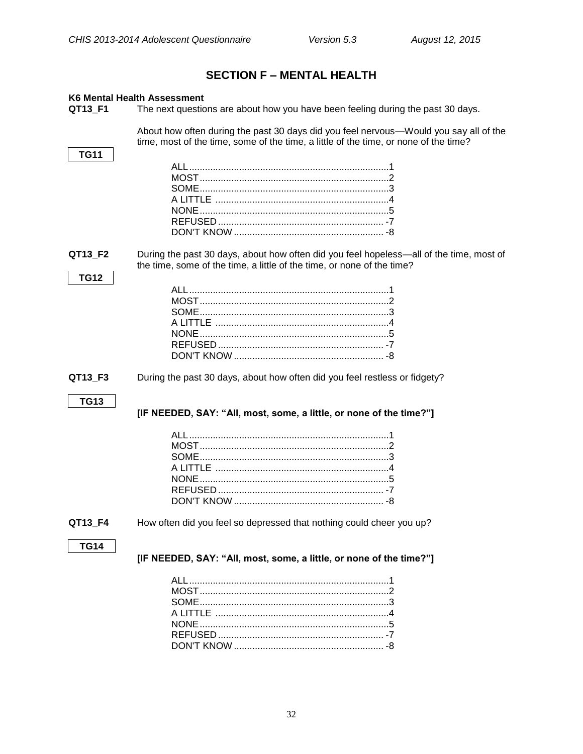## SECTION F – MENTAL HEALTH

**K6 Mental Health Assessment**

**QT13_F1** The next questions are about how you have been feeling during the past 30 days.

About how often during the past 30 days did you feel nervous—Would you say all of the time, most of the time, some of the time, a little of the time, or none of the time?

**TG11**

- ALL ........................................ 1
- MOST ........................................ 2
- SOME ........................................ 3
- A LITTLE ........................................ 4
- NONE ........................................ 5
- REFUSED ........................................ -7
- DON'T KNOW ........................................ -8

**QT13_F2** During the past 30 days, about how often did you feel hopeless—all of the time, most of the time, some of the time, a little of the time, or none of the time?

**TG12**

- ALL ........................................ 1
- MOST ........................................ 2
- SOME ........................................ 3
- A LITTLE ........................................ 4
- NONE ........................................ 5
- REFUSED ........................................ -7
- DON'T KNOW ........................................ -8

**QT13_F3** During the past 30 days, about how often did you feel restless or fidgety?

**TG13**

**[IF NEEDED, SAY: "All, most, some, a little, or none of the time?"]**

- ALL ........................................ 1
- MOST ........................................ 2
- SOME ........................................ 3
- A LITTLE ........................................ 4
- NONE ........................................ 5
- REFUSED ........................................ -7
- DON'T KNOW ........................................ -8

**QT13_F4** How often did you feel so depressed that nothing could cheer you up?

**TG14**

**[IF NEEDED, SAY: "All, most, some, a little, or none of the time?"]**

- ALL ........................................ 1
- MOST ........................................ 2
- SOME ........................................ 3
- A LITTLE ........................................ 4
- NONE ........................................ 5
- REFUSED ........................................ -7
- DON'T KNOW ........................................ -8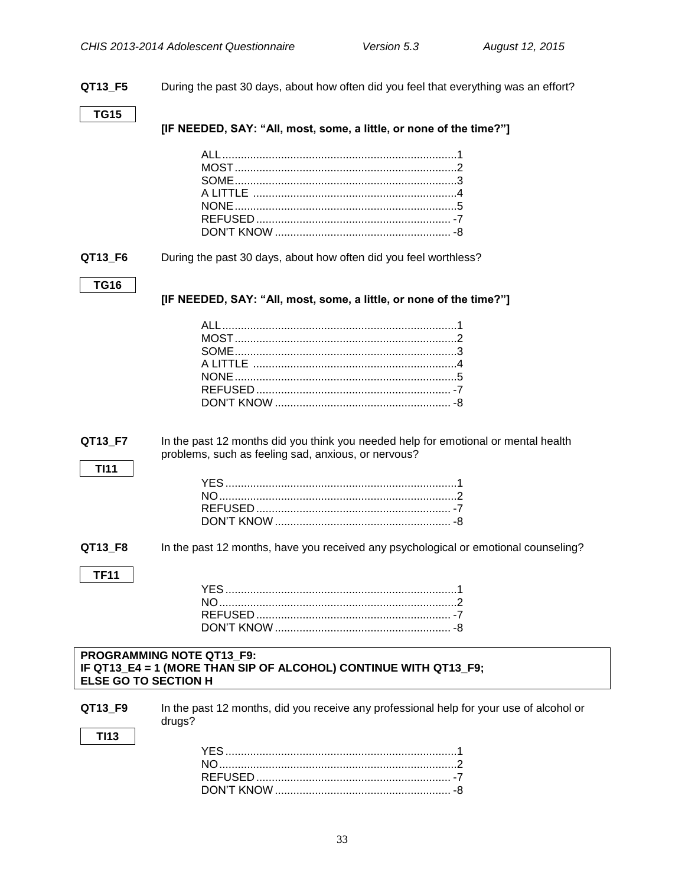**QT13_F5** During the past 30 days, about how often did you feel that everything was an effort?

**TG15**

**[IF NEEDED, SAY: "All, most, some, a little, or none of the time?"]**

ALL....................................................1
MOST..................................................2
SOME..................................................3
A LITTLE ............................................4
NONE..................................................5
REFUSED ............................................-7
DON'T KNOW ......................................-8

**QT13_F6** During the past 30 days, about how often did you feel worthless?

**TG16**

**[IF NEEDED, SAY: "All, most, some, a little, or none of the time?"]**

ALL....................................................1
MOST..................................................2
SOME..................................................3
A LITTLE ............................................4
NONE..................................................5
REFUSED ............................................-7
DON'T KNOW ......................................-8

**QT13_F7** In the past 12 months did you think you needed help for emotional or mental health problems, such as feeling sad, anxious, or nervous?

**TI11**

YES....................................................1
NO......................................................2
REFUSED ............................................-7
DON'T KNOW ......................................-8

**QT13_F8** In the past 12 months, have you received any psychological or emotional counseling?

**TF11**

YES....................................................1
NO......................................................2
REFUSED ............................................-7
DON'T KNOW ......................................-8

**PROGRAMMING NOTE QT13_F9:**
**IF QT13_E4 = 1 (MORE THAN SIP OF ALCOHOL) CONTINUE WITH QT13_F9;**
**ELSE GO TO SECTION H**

**QT13_F9** In the past 12 months, did you receive any professional help for your use of alcohol or drugs?

**TI13**

YES....................................................1
NO......................................................2
REFUSED ............................................-7
DON'T KNOW ......................................-8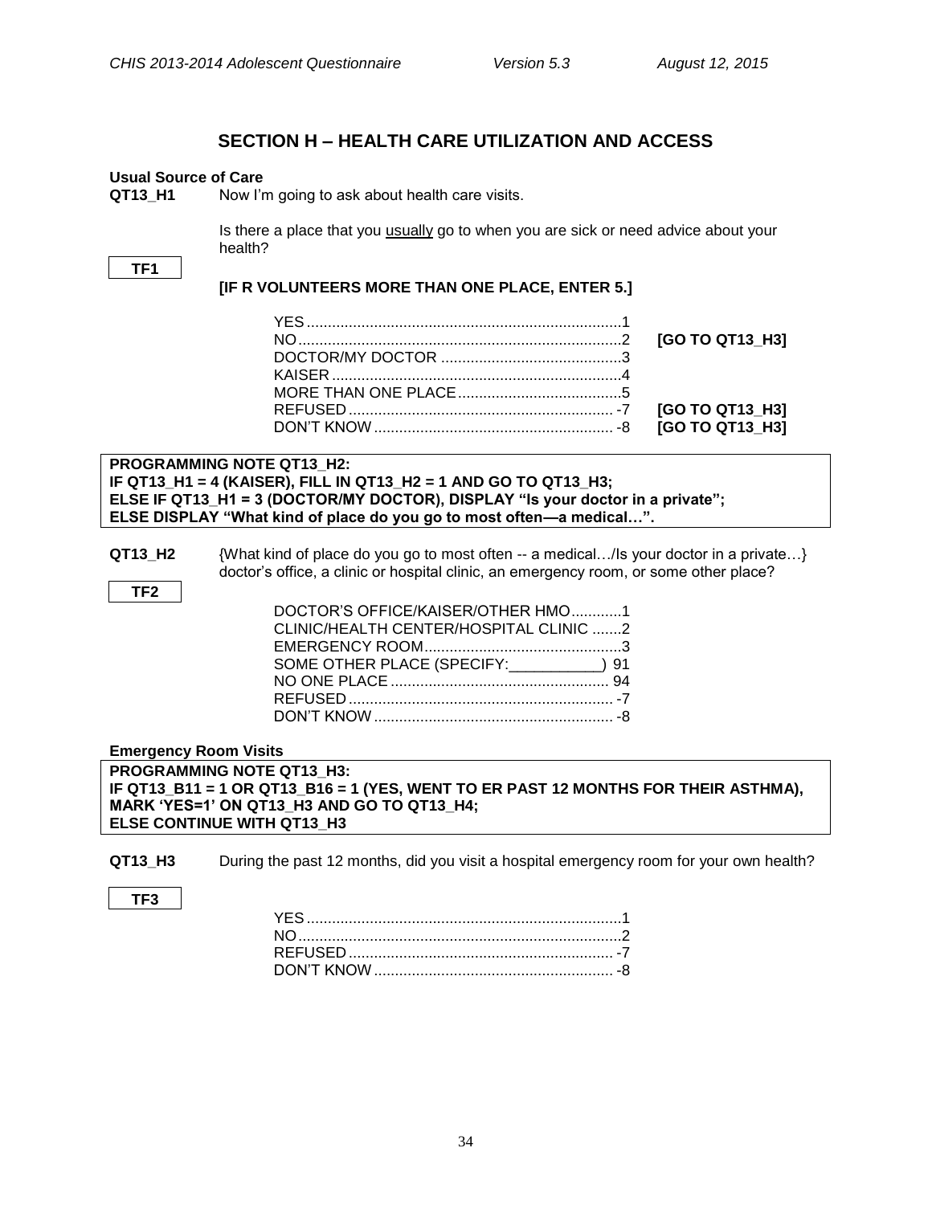## SECTION H – HEALTH CARE UTILIZATION AND ACCESS

**Usual Source of Care**

**QT13_H1** Now I'm going to ask about health care visits.

Is there a place that you usually go to when you are sick or need advice about your health?

TF1

**[IF R VOLUNTEERS MORE THAN ONE PLACE, ENTER 5.]**

| | | |
|---|---|---|
| YES | 1 | |
| NO | 2 | **[GO TO QT13_H3]** |
| DOCTOR/MY DOCTOR | 3 | |
| KAISER | 4 | |
| MORE THAN ONE PLACE | 5 | |
| REFUSED | -7 | **[GO TO QT13_H3]** |
| DON'T KNOW | -8 | **[GO TO QT13_H3]** |

**PROGRAMMING NOTE QT13_H2:**
**IF QT13_H1 = 4 (KAISER), FILL IN QT13_H2 = 1 AND GO TO QT13_H3;**
**ELSE IF QT13_H1 = 3 (DOCTOR/MY DOCTOR), DISPLAY "Is your doctor in a private";**
**ELSE DISPLAY "What kind of place do you go to most often—a medical…".**

**QT13_H2** {What kind of place do you go to most often -- a medical…/Is your doctor in a private…} doctor's office, a clinic or hospital clinic, an emergency room, or some other place?

TF2

| | |
|---|---|
| DOCTOR'S OFFICE/KAISER/OTHER HMO | 1 |
| CLINIC/HEALTH CENTER/HOSPITAL CLINIC | 2 |
| EMERGENCY ROOM | 3 |
| SOME OTHER PLACE (SPECIFY:___________) | 91 |
| NO ONE PLACE | 94 |
| REFUSED | -7 |
| DON'T KNOW | -8 |

**Emergency Room Visits**

**PROGRAMMING NOTE QT13_H3:**
**IF QT13_B11 = 1 OR QT13_B16 = 1 (YES, WENT TO ER PAST 12 MONTHS FOR THEIR ASTHMA), MARK 'YES=1' ON QT13_H3 AND GO TO QT13_H4;**
**ELSE CONTINUE WITH QT13_H3**

**QT13_H3** During the past 12 months, did you visit a hospital emergency room for your own health?

TF3

| | |
|---|---|
| YES | 1 |
| NO | 2 |
| REFUSED | -7 |
| DON'T KNOW | -8 |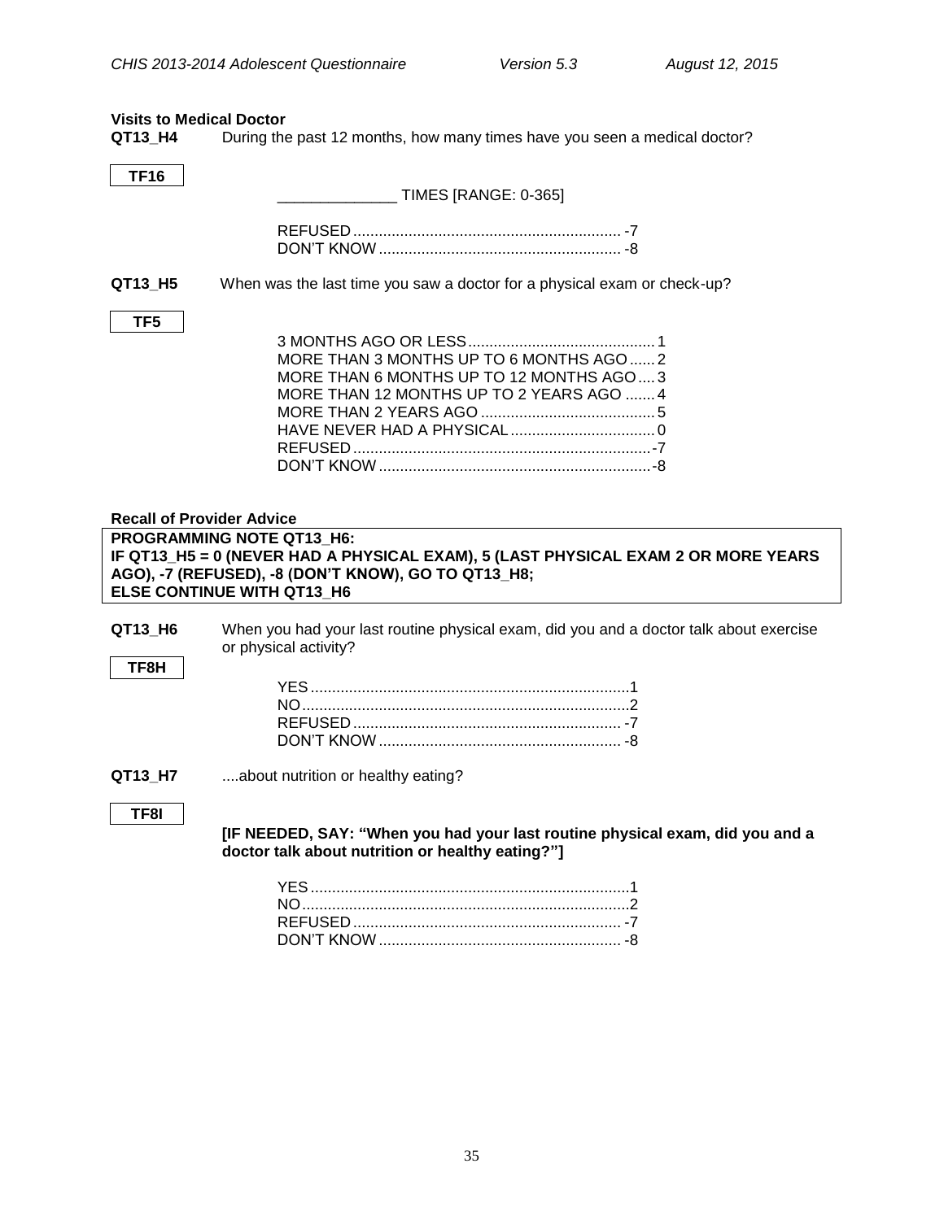### Visits to Medical Doctor

**QT13_H4** During the past 12 months, how many times have you seen a medical doctor?

**TF16**

_____________ TIMES [RANGE: 0-365]

REFUSED .............................................................. -7
DON'T KNOW ........................................................ -8

**QT13_H5** When was the last time you saw a doctor for a physical exam or check-up?

**TF5**

3 MONTHS AGO OR LESS ........................................... 1
MORE THAN 3 MONTHS UP TO 6 MONTHS AGO ...... 2
MORE THAN 6 MONTHS UP TO 12 MONTHS AGO .... 3
MORE THAN 12 MONTHS UP TO 2 YEARS AGO ....... 4
MORE THAN 2 YEARS AGO ......................................... 5
HAVE NEVER HAD A PHYSICAL ................................. 0
REFUSED ..................................................................... -7
DON'T KNOW ............................................................... -8

### Recall of Provider Advice

**PROGRAMMING NOTE QT13_H6:**
**IF QT13_H5 = 0 (NEVER HAD A PHYSICAL EXAM), 5 (LAST PHYSICAL EXAM 2 OR MORE YEARS AGO), -7 (REFUSED), -8 (DON'T KNOW), GO TO QT13_H8;**
**ELSE CONTINUE WITH QT13_H6**

**QT13_H6** When you had your last routine physical exam, did you and a doctor talk about exercise or physical activity?

**TF8H**

YES ..........................................................................1
NO ............................................................................2
REFUSED .............................................................. -7
DON'T KNOW ........................................................ -8

**QT13_H7** ....about nutrition or healthy eating?

**TF8I**

**[IF NEEDED, SAY: "When you had your last routine physical exam, did you and a doctor talk about nutrition or healthy eating?"]**

YES ..........................................................................1
NO ............................................................................2
REFUSED .............................................................. -7
DON'T KNOW ........................................................ -8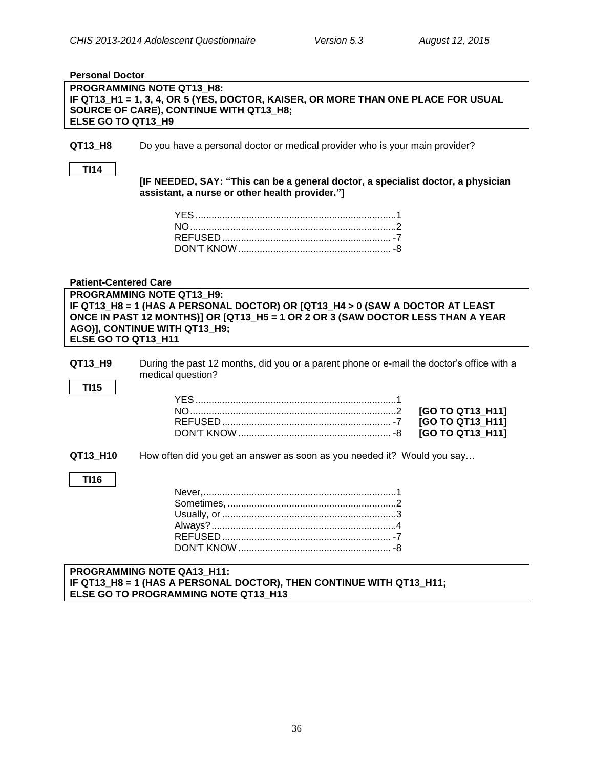**Personal Doctor**

**PROGRAMMING NOTE QT13_H8:**
**IF QT13_H1 = 1, 3, 4, OR 5 (YES, DOCTOR, KAISER, OR MORE THAN ONE PLACE FOR USUAL SOURCE OF CARE), CONTINUE WITH QT13_H8;**
**ELSE GO TO QT13_H9**

**QT13_H8** Do you have a personal doctor or medical provider who is your main provider?

**TI14**

**[IF NEEDED, SAY: "This can be a general doctor, a specialist doctor, a physician assistant, a nurse or other health provider."]**

| | |
|---|---|
| YES | 1 |
| NO | 2 |
| REFUSED | -7 |
| DON'T KNOW | -8 |

**Patient-Centered Care**

**PROGRAMMING NOTE QT13_H9:**
**IF QT13_H8 = 1 (HAS A PERSONAL DOCTOR) OR [QT13_H4 > 0 (SAW A DOCTOR AT LEAST ONCE IN PAST 12 MONTHS)] OR [QT13_H5 = 1 OR 2 OR 3 (SAW DOCTOR LESS THAN A YEAR AGO)], CONTINUE WITH QT13_H9;**
**ELSE GO TO QT13_H11**

**QT13_H9** During the past 12 months, did you or a parent phone or e-mail the doctor's office with a medical question?

**TI15**

| | | |
|---|---|---|
| YES | 1 | |
| NO | 2 | **[GO TO QT13_H11]** |
| REFUSED | -7 | **[GO TO QT13_H11]** |
| DON'T KNOW | -8 | **[GO TO QT13_H11]** |

**QT13_H10** How often did you get an answer as soon as you needed it? Would you say…

**TI16**

| | |
|---|---|
| Never, | 1 |
| Sometimes, | 2 |
| Usually, or | 3 |
| Always? | 4 |
| REFUSED | -7 |
| DON'T KNOW | -8 |

**PROGRAMMING NOTE QA13_H11:**
**IF QT13_H8 = 1 (HAS A PERSONAL DOCTOR), THEN CONTINUE WITH QT13_H11;**
**ELSE GO TO PROGRAMMING NOTE QT13_H13**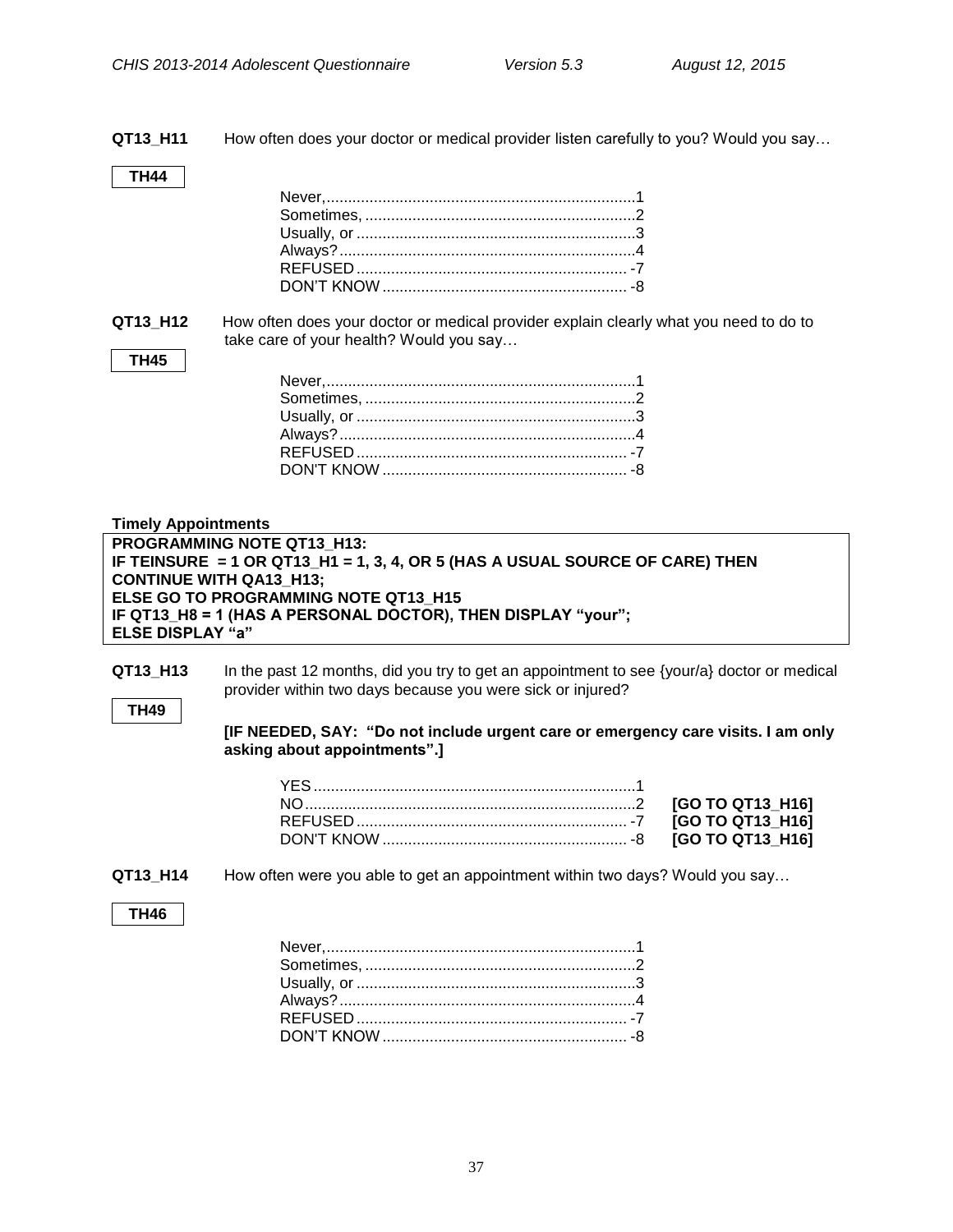**QT13_H11** How often does your doctor or medical provider listen carefully to you? Would you say…

**TH44**

| | |
|---|---|
| Never, | 1 |
| Sometimes, | 2 |
| Usually, or | 3 |
| Always? | 4 |
| REFUSED | -7 |
| DON'T KNOW | -8 |

**QT13_H12** How often does your doctor or medical provider explain clearly what you need to do to take care of your health? Would you say…

**TH45**

| | |
|---|---|
| Never, | 1 |
| Sometimes, | 2 |
| Usually, or | 3 |
| Always? | 4 |
| REFUSED | -7 |
| DON'T KNOW | -8 |

**Timely Appointments**

**PROGRAMMING NOTE QT13_H13:**
**IF TEINSURE = 1 OR QT13_H1 = 1, 3, 4, OR 5 (HAS A USUAL SOURCE OF CARE) THEN CONTINUE WITH QA13_H13;**
**ELSE GO TO PROGRAMMING NOTE QT13_H15**
**IF QT13_H8 = 1 (HAS A PERSONAL DOCTOR), THEN DISPLAY "your";**
**ELSE DISPLAY "a"**

**QT13_H13** In the past 12 months, did you try to get an appointment to see {your/a} doctor or medical provider within two days because you were sick or injured?

**TH49**

**[IF NEEDED, SAY: "Do not include urgent care or emergency care visits. I am only asking about appointments".]**

| | | |
|---|---|---|
| YES | 1 | |
| NO | 2 | **[GO TO QT13_H16]** |
| REFUSED | -7 | **[GO TO QT13_H16]** |
| DON'T KNOW | -8 | **[GO TO QT13_H16]** |

**QT13_H14** How often were you able to get an appointment within two days? Would you say…

**TH46**

| | |
|---|---|
| Never, | 1 |
| Sometimes, | 2 |
| Usually, or | 3 |
| Always? | 4 |
| REFUSED | -7 |
| DON'T KNOW | -8 |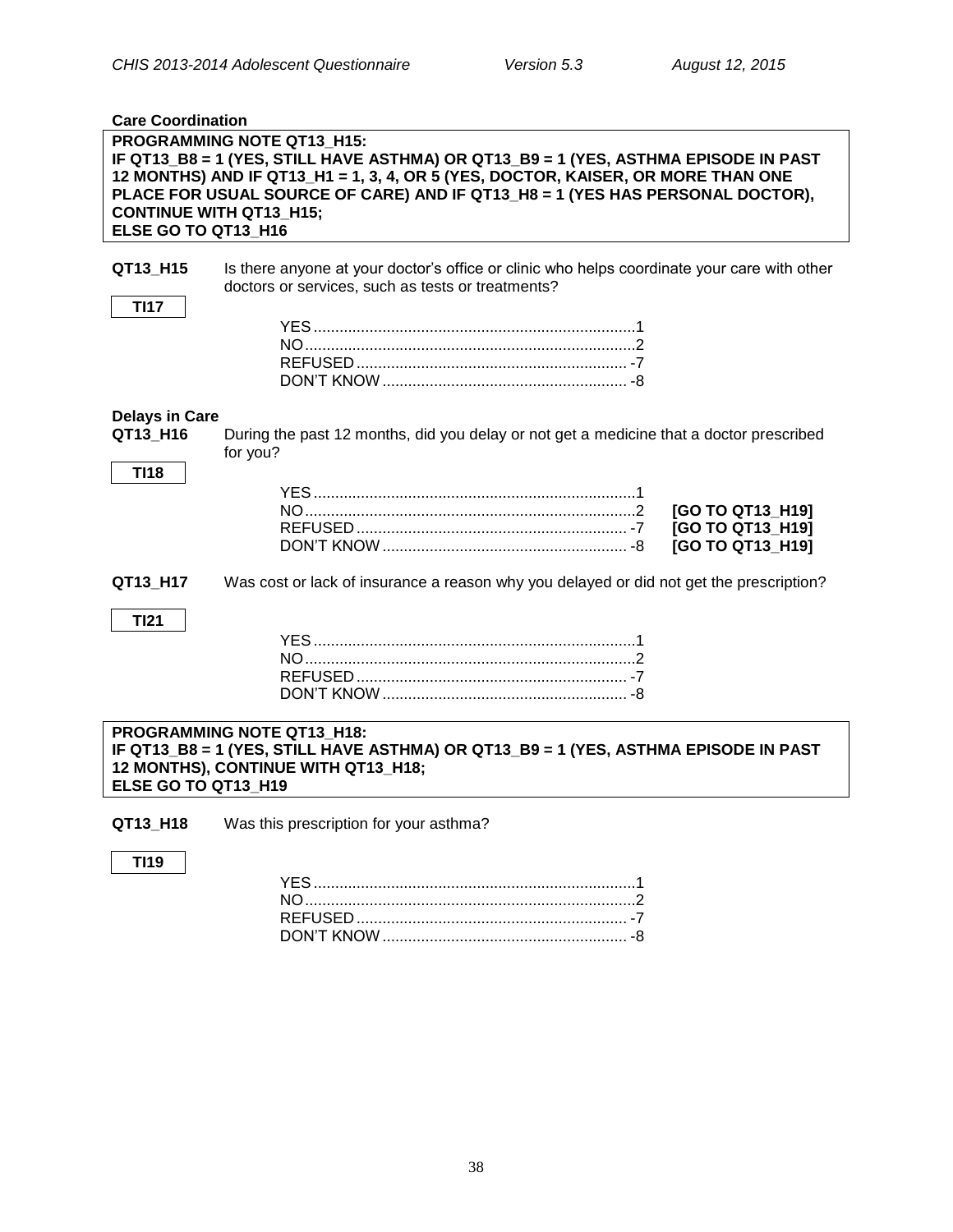**Care Coordination**

> **PROGRAMMING NOTE QT13_H15:**
> **IF QT13_B8 = 1 (YES, STILL HAVE ASTHMA) OR QT13_B9 = 1 (YES, ASTHMA EPISODE IN PAST 12 MONTHS) AND IF QT13_H1 = 1, 3, 4, OR 5 (YES, DOCTOR, KAISER, OR MORE THAN ONE PLACE FOR USUAL SOURCE OF CARE) AND IF QT13_H8 = 1 (YES HAS PERSONAL DOCTOR), CONTINUE WITH QT13_H15;**
> **ELSE GO TO QT13_H16**

**QT13_H15** Is there anyone at your doctor's office or clinic who helps coordinate your care with other doctors or services, such as tests or treatments?

**TI17**

| | |
|---|---|
| YES | 1 |
| NO | 2 |
| REFUSED | -7 |
| DON'T KNOW | -8 |

**Delays in Care**

**QT13_H16** During the past 12 months, did you delay or not get a medicine that a doctor prescribed for you?

**TI18**

| | | |
|---|---|---|
| YES | 1 | |
| NO | 2 | **[GO TO QT13_H19]** |
| REFUSED | -7 | **[GO TO QT13_H19]** |
| DON'T KNOW | -8 | **[GO TO QT13_H19]** |

**QT13_H17** Was cost or lack of insurance a reason why you delayed or did not get the prescription?

**TI21**

| | |
|---|---|
| YES | 1 |
| NO | 2 |
| REFUSED | -7 |
| DON'T KNOW | -8 |

> **PROGRAMMING NOTE QT13_H18:**
> **IF QT13_B8 = 1 (YES, STILL HAVE ASTHMA) OR QT13_B9 = 1 (YES, ASTHMA EPISODE IN PAST 12 MONTHS), CONTINUE WITH QT13_H18;**
> **ELSE GO TO QT13_H19**

**QT13_H18** Was this prescription for your asthma?

**TI19**

| | |
|---|---|
| YES | 1 |
| NO | 2 |
| REFUSED | -7 |
| DON'T KNOW | -8 |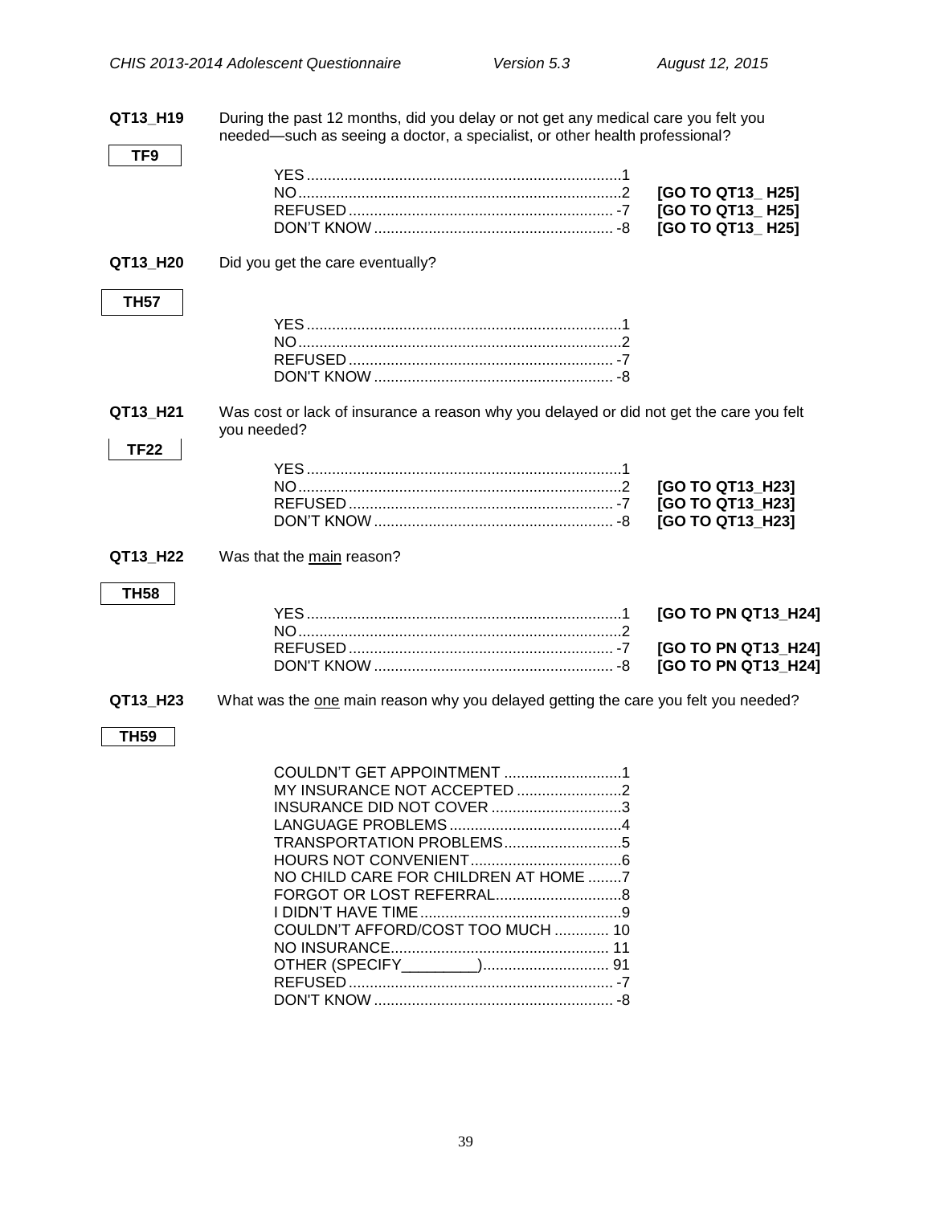**QT13_H19** During the past 12 months, did you delay or not get any medical care you felt you needed—such as seeing a doctor, a specialist, or other health professional?

**TF9**

| | | |
|---|---|---|
| YES | 1 | |
| NO | 2 | **[GO TO QT13_ H25]** |
| REFUSED | -7 | **[GO TO QT13_ H25]** |
| DON'T KNOW | -8 | **[GO TO QT13_ H25]** |

**QT13_H20** Did you get the care eventually?

**TH57**

| | |
|---|---|
| YES | 1 |
| NO | 2 |
| REFUSED | -7 |
| DON'T KNOW | -8 |

**QT13_H21** Was cost or lack of insurance a reason why you delayed or did not get the care you felt you needed?

**TF22**

| | | |
|---|---|---|
| YES | 1 | |
| NO | 2 | **[GO TO QT13_H23]** |
| REFUSED | -7 | **[GO TO QT13_H23]** |
| DON'T KNOW | -8 | **[GO TO QT13_H23]** |

**QT13_H22** Was that the main reason?

**TH58**

| | | |
|---|---|---|
| YES | 1 | **[GO TO PN QT13_H24]** |
| NO | 2 | |
| REFUSED | -7 | **[GO TO PN QT13_H24]** |
| DON'T KNOW | -8 | **[GO TO PN QT13_H24]** |

**QT13_H23** What was the one main reason why you delayed getting the care you felt you needed?

**TH59**

| | |
|---|---|
| COULDN'T GET APPOINTMENT | 1 |
| MY INSURANCE NOT ACCEPTED | 2 |
| INSURANCE DID NOT COVER | 3 |
| LANGUAGE PROBLEMS | 4 |
| TRANSPORTATION PROBLEMS | 5 |
| HOURS NOT CONVENIENT | 6 |
| NO CHILD CARE FOR CHILDREN AT HOME | 7 |
| FORGOT OR LOST REFERRAL | 8 |
| I DIDN'T HAVE TIME | 9 |
| COULDN'T AFFORD/COST TOO MUCH | 10 |
| NO INSURANCE | 11 |
| OTHER (SPECIFY_________) | 91 |
| REFUSED | -7 |
| DON'T KNOW | -8 |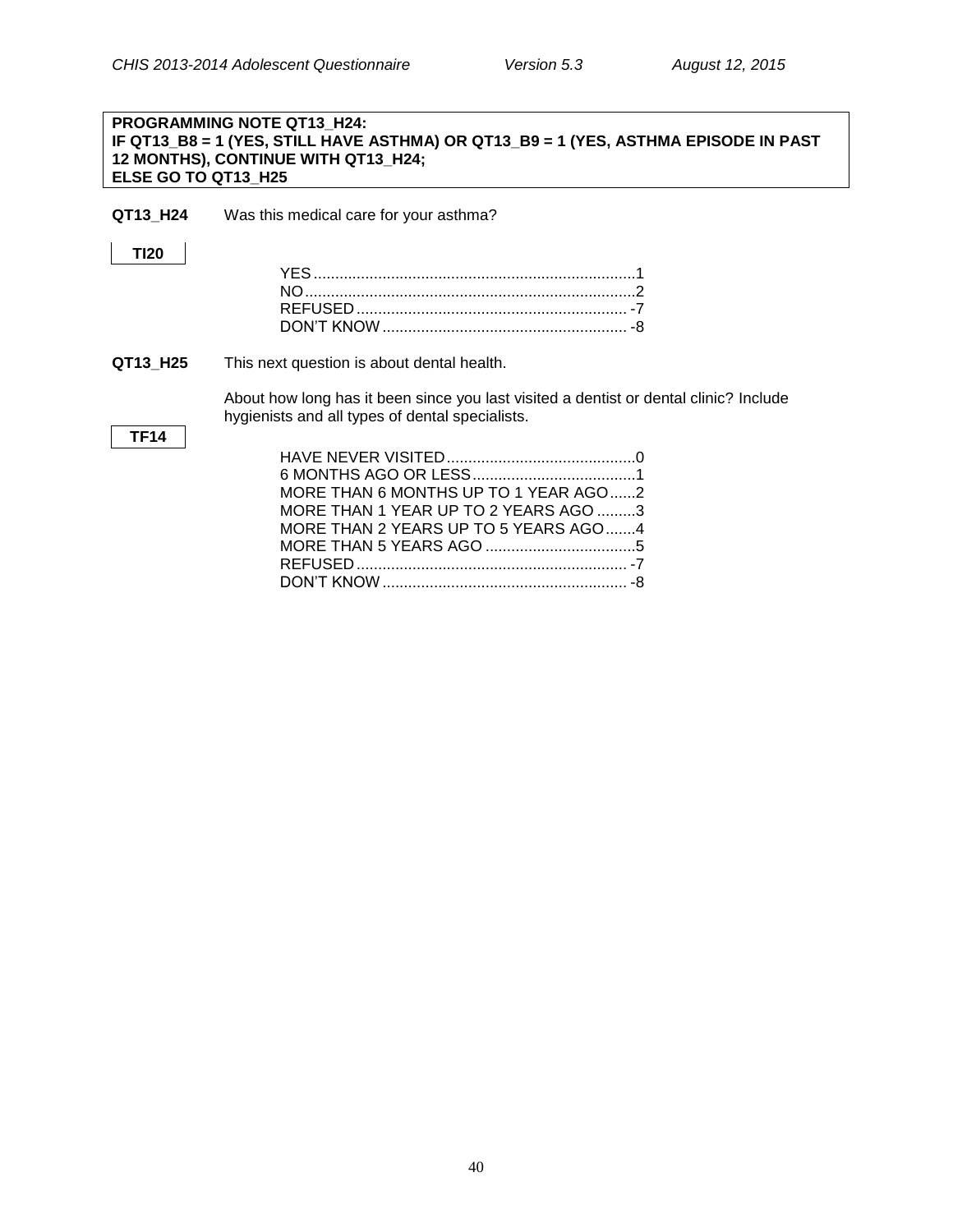**PROGRAMMING NOTE QT13_H24:**
**IF QT13_B8 = 1 (YES, STILL HAVE ASTHMA) OR QT13_B9 = 1 (YES, ASTHMA EPISODE IN PAST 12 MONTHS), CONTINUE WITH QT13_H24;**
**ELSE GO TO QT13_H25**

**QT13_H24** Was this medical care for your asthma?

**TI20**

YES....................................................................................1
NO......................................................................................2
REFUSED .......................................................................... -7
DON'T KNOW ..................................................................... -8

**QT13_H25** This next question is about dental health.

About how long has it been since you last visited a dentist or dental clinic? Include hygienists and all types of dental specialists.

**TF14**

HAVE NEVER VISITED............................................0
6 MONTHS AGO OR LESS......................................1
MORE THAN 6 MONTHS UP TO 1 YEAR AGO......2
MORE THAN 1 YEAR UP TO 2 YEARS AGO .........3
MORE THAN 2 YEARS UP TO 5 YEARS AGO.......4
MORE THAN 5 YEARS AGO ...................................5
REFUSED ............................................................... -7
DON'T KNOW ......................................................... -8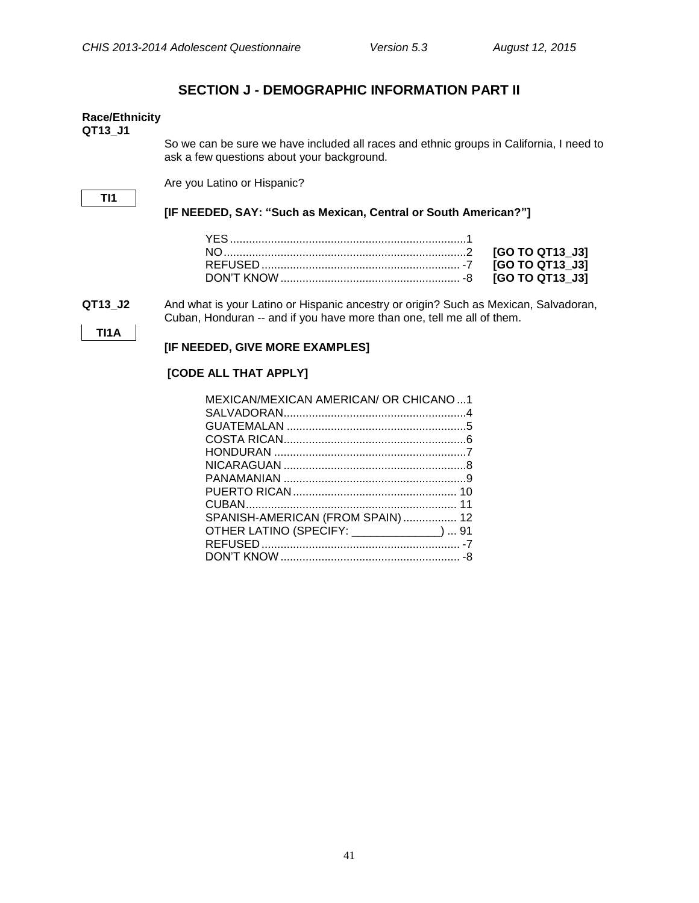## SECTION J - DEMOGRAPHIC INFORMATION PART II

**Race/Ethnicity**
**QT13_J1**

So we can be sure we have included all races and ethnic groups in California, I need to ask a few questions about your background.

**TI1**

Are you Latino or Hispanic?

**[IF NEEDED, SAY: "Such as Mexican, Central or South American?"]**

| | | |
|---|---|---|
| YES | 1 | |
| NO | 2 | **[GO TO QT13_J3]** |
| REFUSED | -7 | **[GO TO QT13_J3]** |
| DON'T KNOW | -8 | **[GO TO QT13_J3]** |

**QT13_J2**

**TI1A**

And what is your Latino or Hispanic ancestry or origin? Such as Mexican, Salvadoran, Cuban, Honduran -- and if you have more than one, tell me all of them.

**[IF NEEDED, GIVE MORE EXAMPLES]**

**[CODE ALL THAT APPLY]**

| | |
|---|---|
| MEXICAN/MEXICAN AMERICAN/ OR CHICANO | 1 |
| SALVADORAN | 4 |
| GUATEMALAN | 5 |
| COSTA RICAN | 6 |
| HONDURAN | 7 |
| NICARAGUAN | 8 |
| PANAMANIAN | 9 |
| PUERTO RICAN | 10 |
| CUBAN | 11 |
| SPANISH-AMERICAN (FROM SPAIN) | 12 |
| OTHER LATINO (SPECIFY: ______________) | 91 |
| REFUSED | -7 |
| DON'T KNOW | -8 |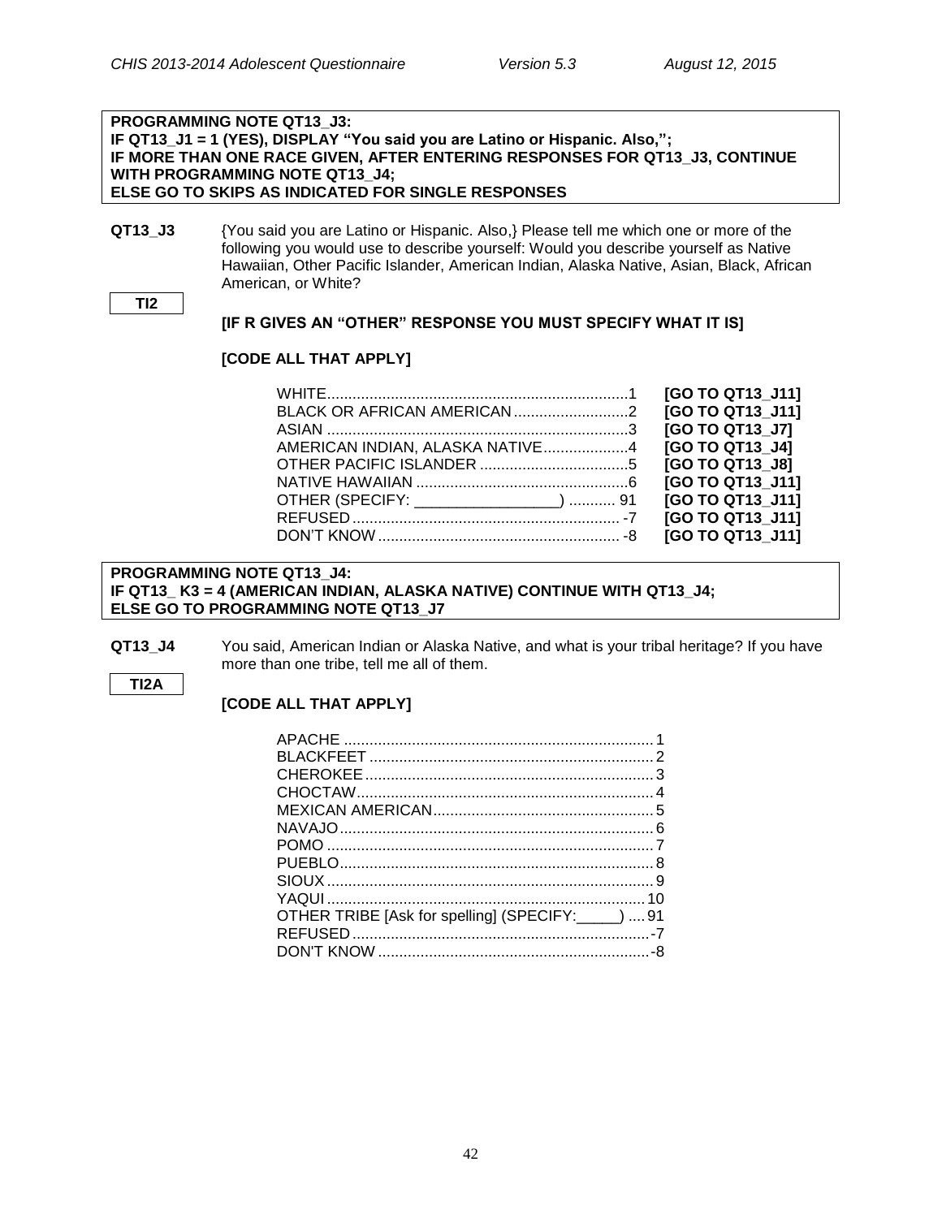**PROGRAMMING NOTE QT13_J3:**
**IF QT13_J1 = 1 (YES), DISPLAY "You said you are Latino or Hispanic. Also,";**
**IF MORE THAN ONE RACE GIVEN, AFTER ENTERING RESPONSES FOR QT13_J3, CONTINUE WITH PROGRAMMING NOTE QT13_J4;**
**ELSE GO TO SKIPS AS INDICATED FOR SINGLE RESPONSES**

**QT13_J3** {You said you are Latino or Hispanic. Also,} Please tell me which one or more of the following you would use to describe yourself: Would you describe yourself as Native Hawaiian, Other Pacific Islander, American Indian, Alaska Native, Asian, Black, African American, or White?

**TI2**

**[IF R GIVES AN "OTHER" RESPONSE YOU MUST SPECIFY WHAT IT IS]**

**[CODE ALL THAT APPLY]**

| Response | Code | Skip |
|---|---|---|
| WHITE | 1 | **[GO TO QT13_J11]** |
| BLACK OR AFRICAN AMERICAN | 2 | **[GO TO QT13_J11]** |
| ASIAN | 3 | **[GO TO QT13_J7]** |
| AMERICAN INDIAN, ALASKA NATIVE | 4 | **[GO TO QT13_J4]** |
| OTHER PACIFIC ISLANDER | 5 | **[GO TO QT13_J8]** |
| NATIVE HAWAIIAN | 6 | **[GO TO QT13_J11]** |
| OTHER (SPECIFY: ________________) | 91 | **[GO TO QT13_J11]** |
| REFUSED | -7 | **[GO TO QT13_J11]** |
| DON'T KNOW | -8 | **[GO TO QT13_J11]** |

**PROGRAMMING NOTE QT13_J4:**
**IF QT13_ K3 = 4 (AMERICAN INDIAN, ALASKA NATIVE) CONTINUE WITH QT13_J4;**
**ELSE GO TO PROGRAMMING NOTE QT13_J7**

**QT13_J4** You said, American Indian or Alaska Native, and what is your tribal heritage? If you have more than one tribe, tell me all of them.

**TI2A**

**[CODE ALL THAT APPLY]**

| Response | Code |
|---|---|
| APACHE | 1 |
| BLACKFEET | 2 |
| CHEROKEE | 3 |
| CHOCTAW | 4 |
| MEXICAN AMERICAN | 5 |
| NAVAJO | 6 |
| POMO | 7 |
| PUEBLO | 8 |
| SIOUX | 9 |
| YAQUI | 10 |
| OTHER TRIBE [Ask for spelling] (SPECIFY:_____) | 91 |
| REFUSED | -7 |
| DON'T KNOW | -8 |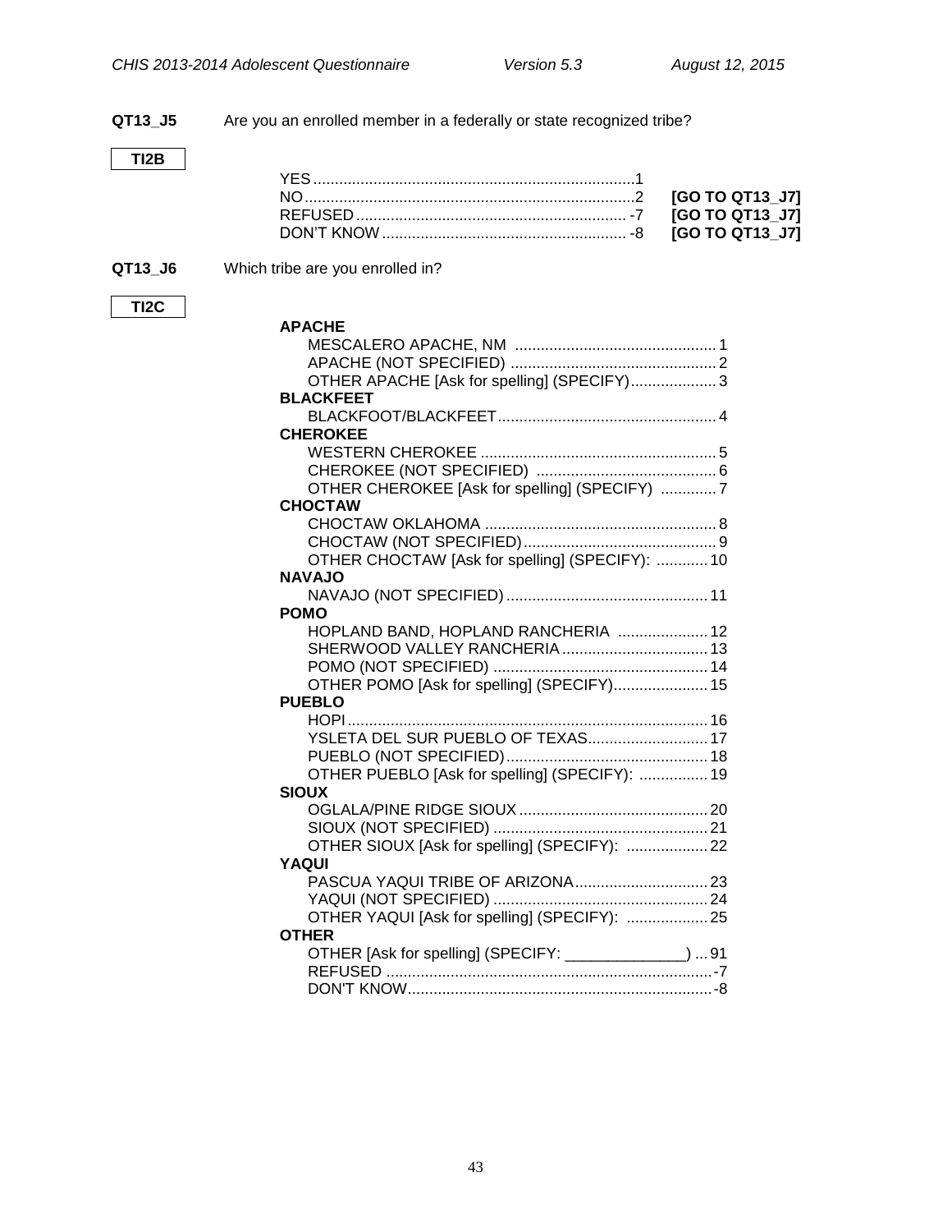**QT13_J5** Are you an enrolled member in a federally or state recognized tribe?

**TI2B**

| | | |
|---|---|---|
| YES | 1 | |
| NO | 2 | **[GO TO QT13_J7]** |
| REFUSED | -7 | **[GO TO QT13_J7]** |
| DON'T KNOW | -8 | **[GO TO QT13_J7]** |

**QT13_J6** Which tribe are you enrolled in?

**TI2C**

**APACHE**

| | |
|---|---|
| MESCALERO APACHE, NM | 1 |
| APACHE (NOT SPECIFIED) | 2 |
| OTHER APACHE [Ask for spelling] (SPECIFY) | 3 |

**BLACKFEET**

| | |
|---|---|
| BLACKFOOT/BLACKFEET | 4 |

**CHEROKEE**

| | |
|---|---|
| WESTERN CHEROKEE | 5 |
| CHEROKEE (NOT SPECIFIED) | 6 |
| OTHER CHEROKEE [Ask for spelling] (SPECIFY) | 7 |

**CHOCTAW**

| | |
|---|---|
| CHOCTAW OKLAHOMA | 8 |
| CHOCTAW (NOT SPECIFIED) | 9 |
| OTHER CHOCTAW [Ask for spelling] (SPECIFY): | 10 |

**NAVAJO**

| | |
|---|---|
| NAVAJO (NOT SPECIFIED) | 11 |

**POMO**

| | |
|---|---|
| HOPLAND BAND, HOPLAND RANCHERIA | 12 |
| SHERWOOD VALLEY RANCHERIA | 13 |
| POMO (NOT SPECIFIED) | 14 |
| OTHER POMO [Ask for spelling] (SPECIFY) | 15 |

**PUEBLO**

| | |
|---|---|
| HOPI | 16 |
| YSLETA DEL SUR PUEBLO OF TEXAS | 17 |
| PUEBLO (NOT SPECIFIED) | 18 |
| OTHER PUEBLO [Ask for spelling] (SPECIFY): | 19 |

**SIOUX**

| | |
|---|---|
| OGLALA/PINE RIDGE SIOUX | 20 |
| SIOUX (NOT SPECIFIED) | 21 |
| OTHER SIOUX [Ask for spelling] (SPECIFY): | 22 |

**YAQUI**

| | |
|---|---|
| PASCUA YAQUI TRIBE OF ARIZONA | 23 |
| YAQUI (NOT SPECIFIED) | 24 |
| OTHER YAQUI [Ask for spelling] (SPECIFY): | 25 |

**OTHER**

| | |
|---|---|
| OTHER [Ask for spelling] (SPECIFY: ______________) | 91 |
| REFUSED | -7 |
| DON'T KNOW | -8 |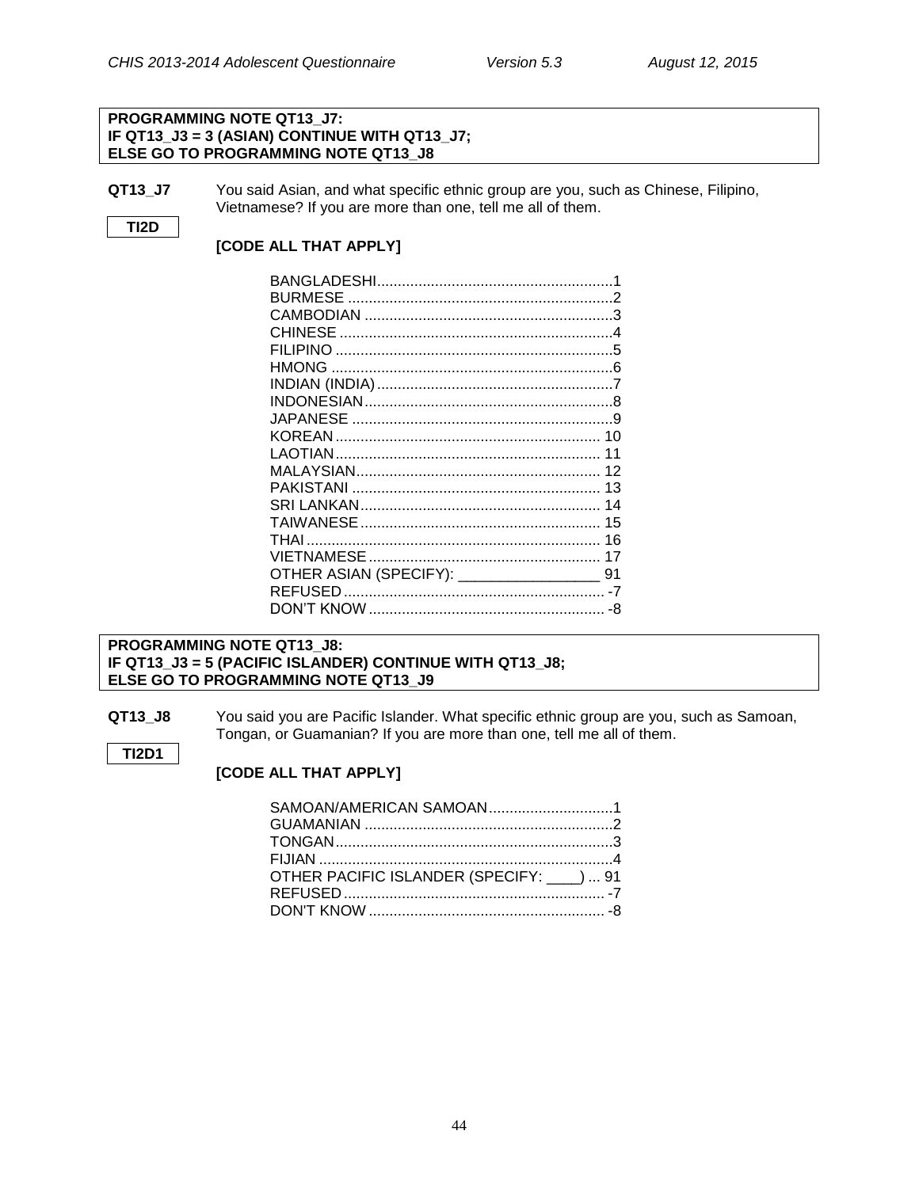**PROGRAMMING NOTE QT13_J7:**
**IF QT13_J3 = 3 (ASIAN) CONTINUE WITH QT13_J7;**
**ELSE GO TO PROGRAMMING NOTE QT13_J8**

**QT13_J7** You said Asian, and what specific ethnic group are you, such as Chinese, Filipino, Vietnamese? If you are more than one, tell me all of them.

**TI2D**

**[CODE ALL THAT APPLY]**

| | |
|---|---|
| BANGLADESHI | 1 |
| BURMESE | 2 |
| CAMBODIAN | 3 |
| CHINESE | 4 |
| FILIPINO | 5 |
| HMONG | 6 |
| INDIAN (INDIA) | 7 |
| INDONESIAN | 8 |
| JAPANESE | 9 |
| KOREAN | 10 |
| LAOTIAN | 11 |
| MALAYSIAN | 12 |
| PAKISTANI | 13 |
| SRI LANKAN | 14 |
| TAIWANESE | 15 |
| THAI | 16 |
| VIETNAMESE | 17 |
| OTHER ASIAN (SPECIFY): _________________ | 91 |
| REFUSED | -7 |
| DON'T KNOW | -8 |

**PROGRAMMING NOTE QT13_J8:**
**IF QT13_J3 = 5 (PACIFIC ISLANDER) CONTINUE WITH QT13_J8;**
**ELSE GO TO PROGRAMMING NOTE QT13_J9**

**QT13_J8** You said you are Pacific Islander. What specific ethnic group are you, such as Samoan, Tongan, or Guamanian? If you are more than one, tell me all of them.

**TI2D1**

**[CODE ALL THAT APPLY]**

| | |
|---|---|
| SAMOAN/AMERICAN SAMOAN | 1 |
| GUAMANIAN | 2 |
| TONGAN | 3 |
| FIJIAN | 4 |
| OTHER PACIFIC ISLANDER (SPECIFY: ____) | 91 |
| REFUSED | -7 |
| DON'T KNOW | -8 |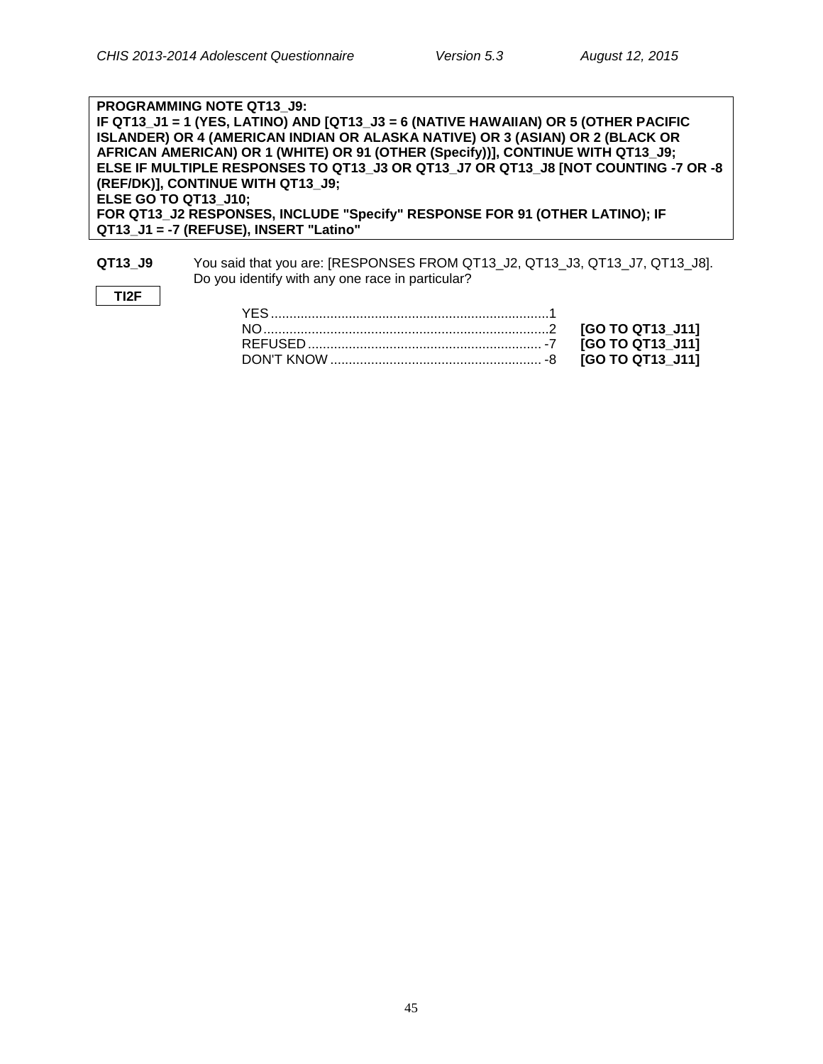**PROGRAMMING NOTE QT13_J9:**
**IF QT13_J1 = 1 (YES, LATINO) AND [QT13_J3 = 6 (NATIVE HAWAIIAN) OR 5 (OTHER PACIFIC ISLANDER) OR 4 (AMERICAN INDIAN OR ALASKA NATIVE) OR 3 (ASIAN) OR 2 (BLACK OR AFRICAN AMERICAN) OR 1 (WHITE) OR 91 (OTHER (Specify))], CONTINUE WITH QT13_J9;**
**ELSE IF MULTIPLE RESPONSES TO QT13_J3 OR QT13_J7 OR QT13_J8 [NOT COUNTING -7 OR -8 (REF/DK)], CONTINUE WITH QT13_J9;**
**ELSE GO TO QT13_J10;**
**FOR QT13_J2 RESPONSES, INCLUDE "Specify" RESPONSE FOR 91 (OTHER LATINO); IF QT13_J1 = -7 (REFUSE), INSERT "Latino"**

**QT13_J9** You said that you are: [RESPONSES FROM QT13_J2, QT13_J3, QT13_J7, QT13_J8]. Do you identify with any one race in particular?

**TI2F**

| | | |
|---|---|---|
| YES | 1 | |
| NO | 2 | **[GO TO QT13_J11]** |
| REFUSED | -7 | **[GO TO QT13_J11]** |
| DON'T KNOW | -8 | **[GO TO QT13_J11]** |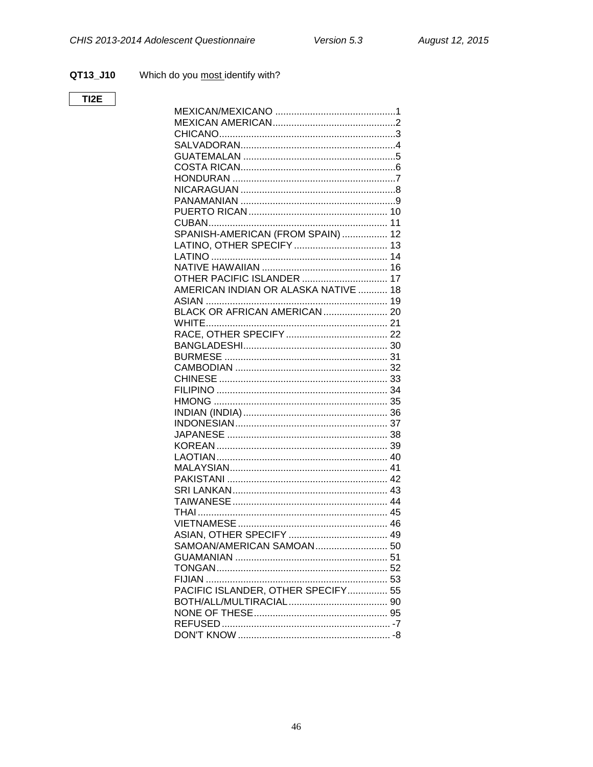**QT13_J10** Which do you <u>most</u> identify with?

TI2E

| | |
|---|---|
| MEXICAN/MEXICANO | 1 |
| MEXICAN AMERICAN | 2 |
| CHICANO | 3 |
| SALVADORAN | 4 |
| GUATEMALAN | 5 |
| COSTA RICAN | 6 |
| HONDURAN | 7 |
| NICARAGUAN | 8 |
| PANAMANIAN | 9 |
| PUERTO RICAN | 10 |
| CUBAN | 11 |
| SPANISH-AMERICAN (FROM SPAIN) | 12 |
| LATINO, OTHER SPECIFY | 13 |
| LATINO | 14 |
| NATIVE HAWAIIAN | 16 |
| OTHER PACIFIC ISLANDER | 17 |
| AMERICAN INDIAN OR ALASKA NATIVE | 18 |
| ASIAN | 19 |
| BLACK OR AFRICAN AMERICAN | 20 |
| WHITE | 21 |
| RACE, OTHER SPECIFY | 22 |
| BANGLADESHI | 30 |
| BURMESE | 31 |
| CAMBODIAN | 32 |
| CHINESE | 33 |
| FILIPINO | 34 |
| HMONG | 35 |
| INDIAN (INDIA) | 36 |
| INDONESIAN | 37 |
| JAPANESE | 38 |
| KOREAN | 39 |
| LAOTIAN | 40 |
| MALAYSIAN | 41 |
| PAKISTANI | 42 |
| SRI LANKAN | 43 |
| TAIWANESE | 44 |
| THAI | 45 |
| VIETNAMESE | 46 |
| ASIAN, OTHER SPECIFY | 49 |
| SAMOAN/AMERICAN SAMOAN | 50 |
| GUAMANIAN | 51 |
| TONGAN | 52 |
| FIJIAN | 53 |
| PACIFIC ISLANDER, OTHER SPECIFY | 55 |
| BOTH/ALL/MULTIRACIAL | 90 |
| NONE OF THESE | 95 |
| REFUSED | -7 |
| DON'T KNOW | -8 |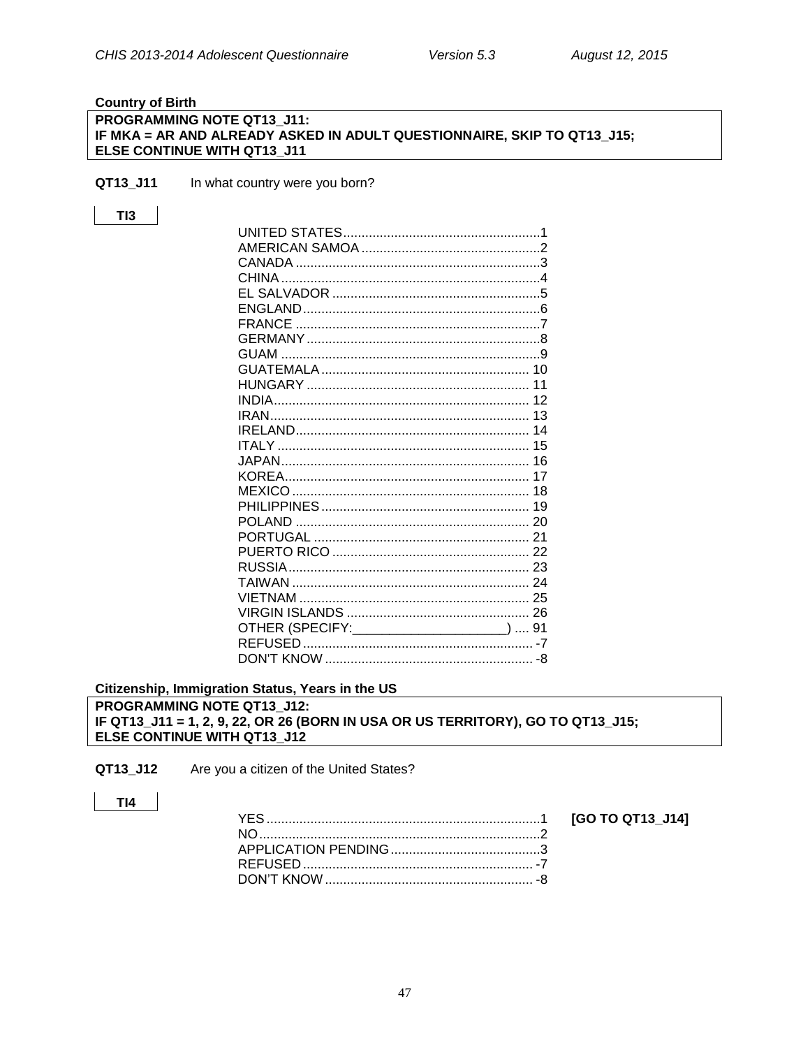### Country of Birth

**PROGRAMMING NOTE QT13_J11:**
**IF MKA = AR AND ALREADY ASKED IN ADULT QUESTIONNAIRE, SKIP TO QT13_J15;**
**ELSE CONTINUE WITH QT13_J11**

**QT13_J11** In what country were you born?

**TI3**

| | |
|---|---|
| UNITED STATES | 1 |
| AMERICAN SAMOA | 2 |
| CANADA | 3 |
| CHINA | 4 |
| EL SALVADOR | 5 |
| ENGLAND | 6 |
| FRANCE | 7 |
| GERMANY | 8 |
| GUAM | 9 |
| GUATEMALA | 10 |
| HUNGARY | 11 |
| INDIA | 12 |
| IRAN | 13 |
| IRELAND | 14 |
| ITALY | 15 |
| JAPAN | 16 |
| KOREA | 17 |
| MEXICO | 18 |
| PHILIPPINES | 19 |
| POLAND | 20 |
| PORTUGAL | 21 |
| PUERTO RICO | 22 |
| RUSSIA | 23 |
| TAIWAN | 24 |
| VIETNAM | 25 |
| VIRGIN ISLANDS | 26 |
| OTHER (SPECIFY:____________________) | 91 |
| REFUSED | -7 |
| DON'T KNOW | -8 |

### Citizenship, Immigration Status, Years in the US

**PROGRAMMING NOTE QT13_J12:**
**IF QT13_J11 = 1, 2, 9, 22, OR 26 (BORN IN USA OR US TERRITORY), GO TO QT13_J15;**
**ELSE CONTINUE WITH QT13_J12**

**QT13_J12** Are you a citizen of the United States?

**TI4**

| | | |
|---|---|---|
| YES | 1 | **[GO TO QT13_J14]** |
| NO | 2 | |
| APPLICATION PENDING | 3 | |
| REFUSED | -7 | |
| DON'T KNOW | -8 | |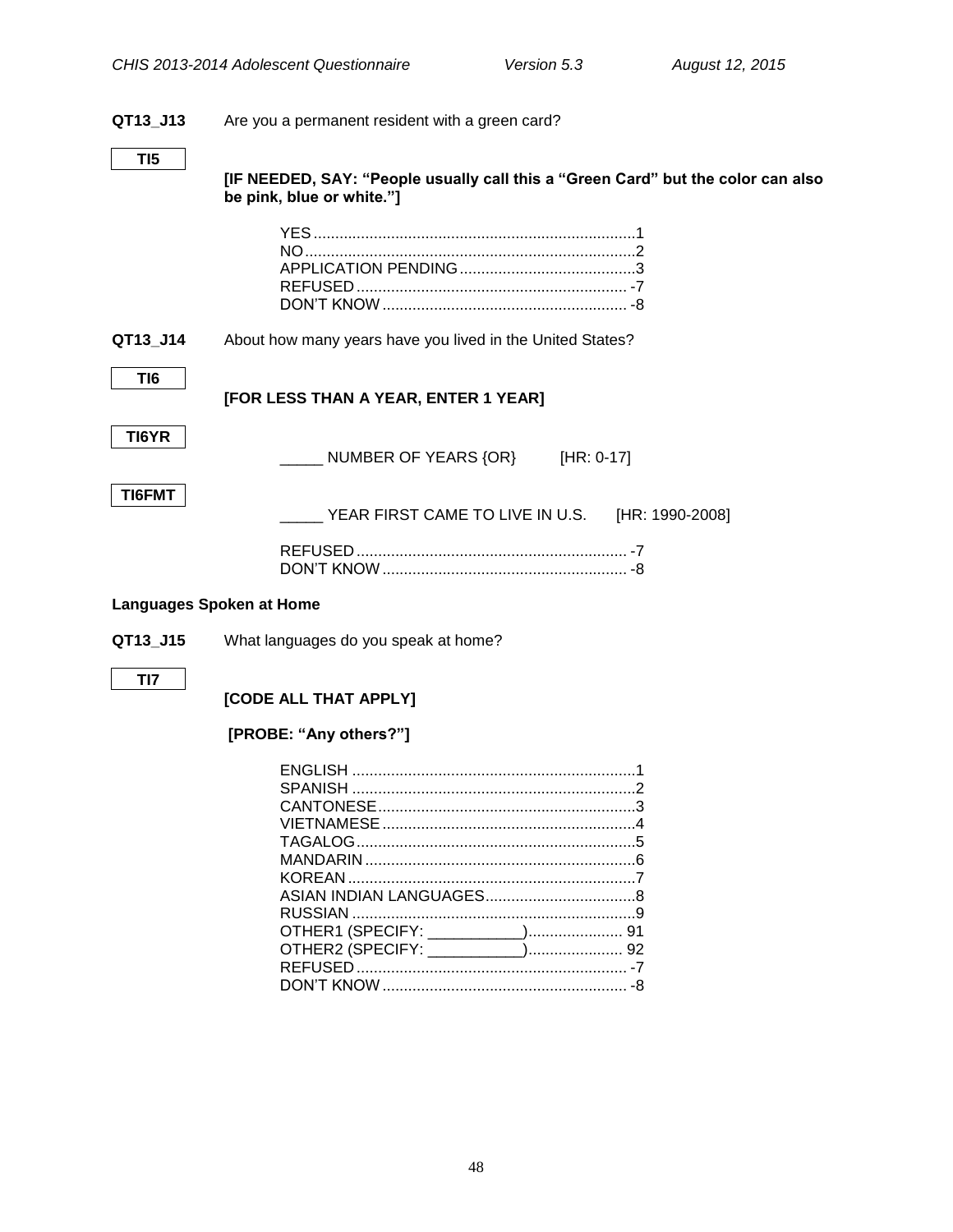**QT13_J13** Are you a permanent resident with a green card?

**TI5**

**[IF NEEDED, SAY: "People usually call this a "Green Card" but the color can also be pink, blue or white."]**

YES ........................................................................1
NO ..........................................................................2
APPLICATION PENDING .........................................3
REFUSED ............................................................. -7
DON'T KNOW ........................................................ -8

**QT13_J14** About how many years have you lived in the United States?

**TI6**

**[FOR LESS THAN A YEAR, ENTER 1 YEAR]**

**TI6YR**

_____ NUMBER OF YEARS {OR} [HR: 0-17]

**TI6FMT**

_____ YEAR FIRST CAME TO LIVE IN U.S. [HR: 1990-2008]

REFUSED ............................................................. -7
DON'T KNOW ........................................................ -8

**Languages Spoken at Home**

**QT13_J15** What languages do you speak at home?

**TI7**

**[CODE ALL THAT APPLY]**

**[PROBE: "Any others?"]**

ENGLISH .................................................................1
SPANISH .................................................................2
CANTONESE ...........................................................3
VIETNAMESE ..........................................................4
TAGALOG ................................................................5
MANDARIN ..............................................................6
KOREAN ..................................................................7
ASIAN INDIAN LANGUAGES ...................................8
RUSSIAN .................................................................9
OTHER1 (SPECIFY: ___________) ..................... 91
OTHER2 (SPECIFY: ___________) ..................... 92
REFUSED ............................................................. -7
DON'T KNOW ........................................................ -8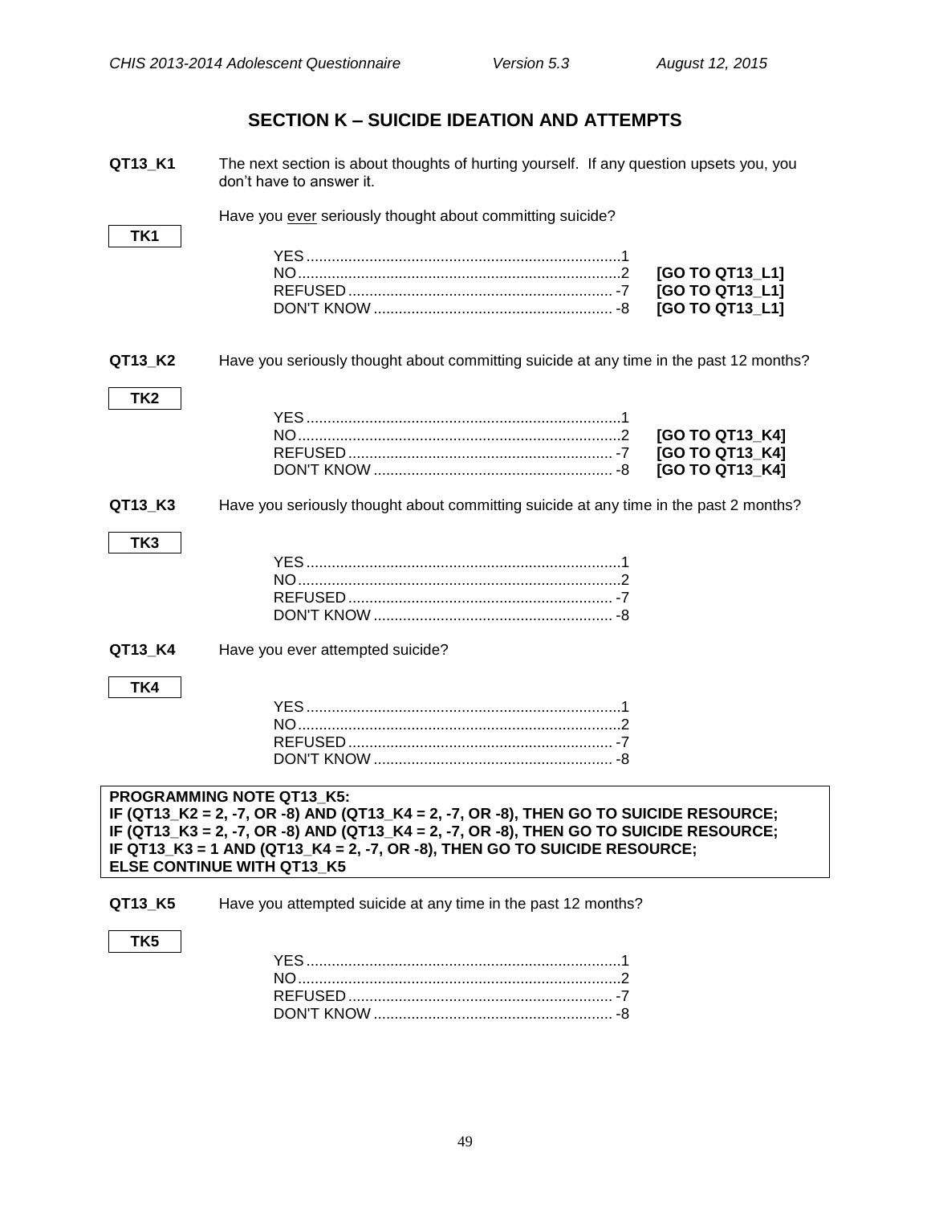## SECTION K – SUICIDE IDEATION AND ATTEMPTS

**QT13_K1** The next section is about thoughts of hurting yourself. If any question upsets you, you don't have to answer it.

Have you ever seriously thought about committing suicide?

**TK1**

| | | |
|---|---|---|
| YES | 1 | |
| NO | 2 | **[GO TO QT13_L1]** |
| REFUSED | -7 | **[GO TO QT13_L1]** |
| DON'T KNOW | -8 | **[GO TO QT13_L1]** |

**QT13_K2** Have you seriously thought about committing suicide at any time in the past 12 months?

**TK2**

| | | |
|---|---|---|
| YES | 1 | |
| NO | 2 | **[GO TO QT13_K4]** |
| REFUSED | -7 | **[GO TO QT13_K4]** |
| DON'T KNOW | -8 | **[GO TO QT13_K4]** |

**QT13_K3** Have you seriously thought about committing suicide at any time in the past 2 months?

**TK3**

| | |
|---|---|
| YES | 1 |
| NO | 2 |
| REFUSED | -7 |
| DON'T KNOW | -8 |

**QT13_K4** Have you ever attempted suicide?

**TK4**

| | |
|---|---|
| YES | 1 |
| NO | 2 |
| REFUSED | -7 |
| DON'T KNOW | -8 |

**PROGRAMMING NOTE QT13_K5:**
**IF (QT13_K2 = 2, -7, OR -8) AND (QT13_K4 = 2, -7, OR -8), THEN GO TO SUICIDE RESOURCE;**
**IF (QT13_K3 = 2, -7, OR -8) AND (QT13_K4 = 2, -7, OR -8), THEN GO TO SUICIDE RESOURCE;**
**IF QT13_K3 = 1 AND (QT13_K4 = 2, -7, OR -8), THEN GO TO SUICIDE RESOURCE;**
**ELSE CONTINUE WITH QT13_K5**

**QT13_K5** Have you attempted suicide at any time in the past 12 months?

**TK5**

| | |
|---|---|
| YES | 1 |
| NO | 2 |
| REFUSED | -7 |
| DON'T KNOW | -8 |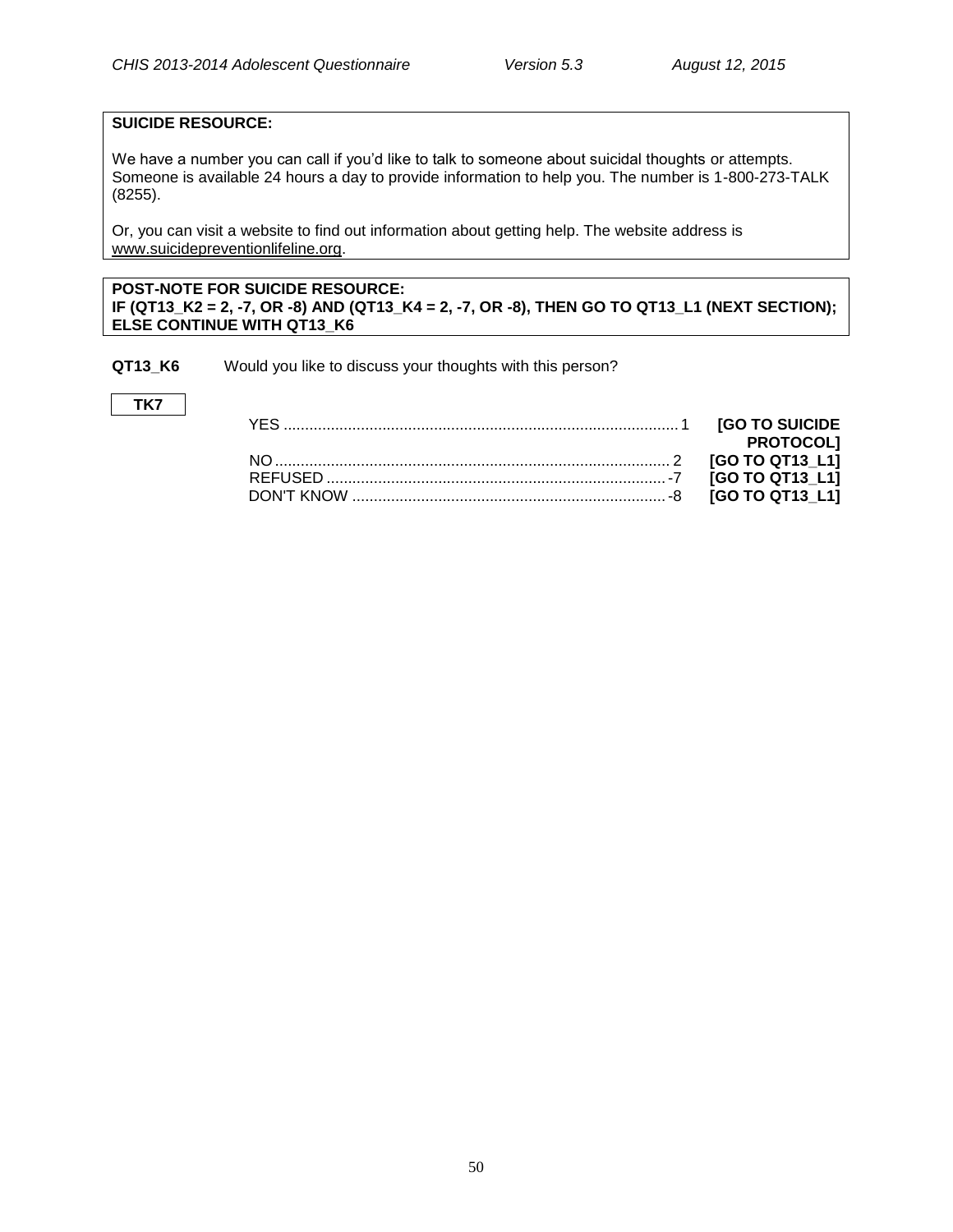**SUICIDE RESOURCE:**

We have a number you can call if you'd like to talk to someone about suicidal thoughts or attempts. Someone is available 24 hours a day to provide information to help you. The number is 1-800-273-TALK (8255).

Or, you can visit a website to find out information about getting help. The website address is www.suicidepreventionlifeline.org.

**POST-NOTE FOR SUICIDE RESOURCE:**
**IF (QT13_K2 = 2, -7, OR -8) AND (QT13_K4 = 2, -7, OR -8), THEN GO TO QT13_L1 (NEXT SECTION); ELSE CONTINUE WITH QT13_K6**

**QT13_K6** Would you like to discuss your thoughts with this person?

**TK7**

| | | |
|---|---|---|
| YES | 1 | **[GO TO SUICIDE PROTOCOL]** |
| NO | 2 | **[GO TO QT13_L1]** |
| REFUSED | -7 | **[GO TO QT13_L1]** |
| DON'T KNOW | -8 | **[GO TO QT13_L1]** |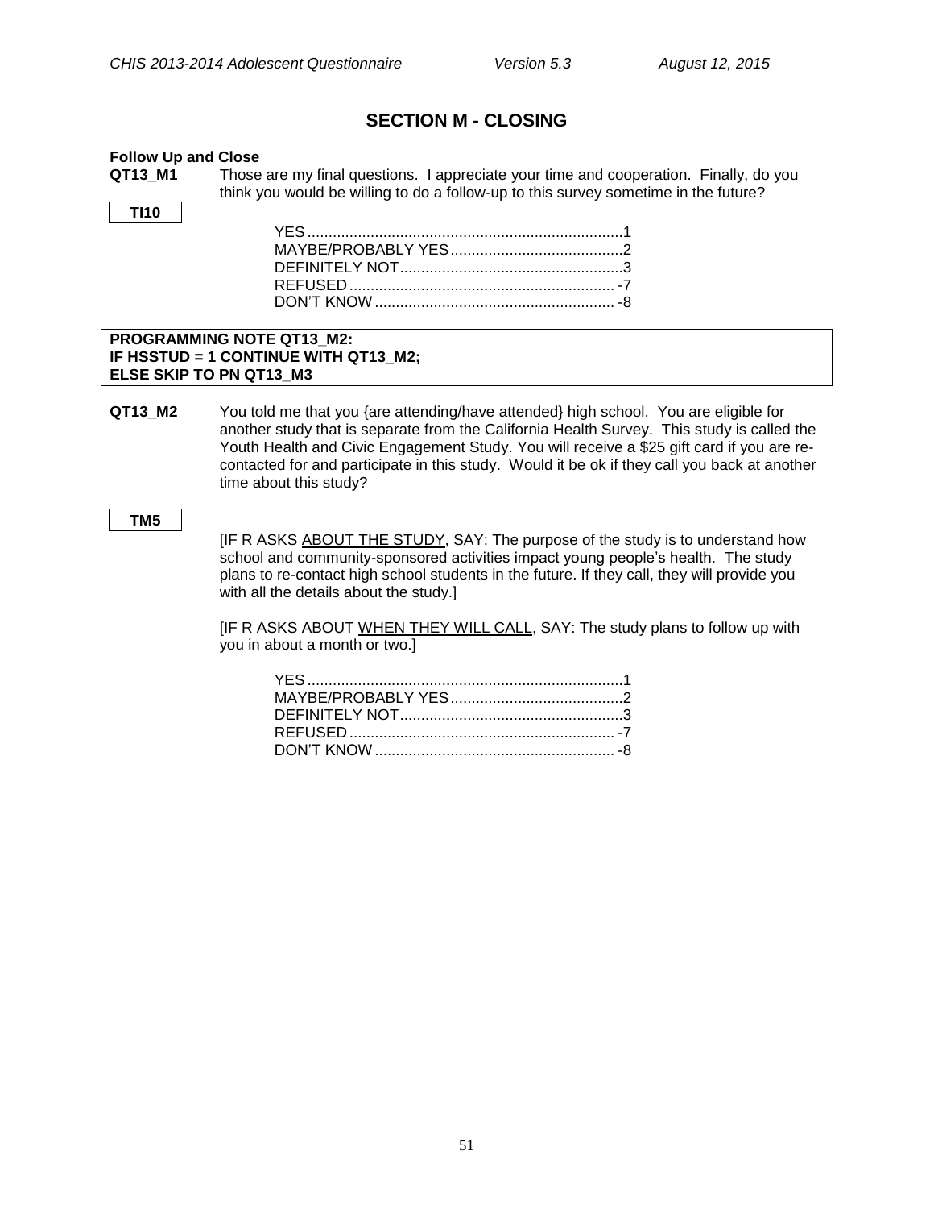## SECTION M - CLOSING

**Follow Up and Close**

**QT13_M1** Those are my final questions. I appreciate your time and cooperation. Finally, do you think you would be willing to do a follow-up to this survey sometime in the future?

**TI10**

| | |
|---|---|
| YES | 1 |
| MAYBE/PROBABLY YES | 2 |
| DEFINITELY NOT | 3 |
| REFUSED | -7 |
| DON'T KNOW | -8 |

> **PROGRAMMING NOTE QT13_M2:**
> **IF HSSTUD = 1 CONTINUE WITH QT13_M2;**
> **ELSE SKIP TO PN QT13_M3**

**QT13_M2** You told me that you {are attending/have attended} high school. You are eligible for another study that is separate from the California Health Survey. This study is called the Youth Health and Civic Engagement Study. You will receive a $25 gift card if you are re-contacted for and participate in this study. Would it be ok if they call you back at another time about this study?

**TM5**

[IF R ASKS <u>ABOUT THE STUDY</u>, SAY: The purpose of the study is to understand how school and community-sponsored activities impact young people's health. The study plans to re-contact high school students in the future. If they call, they will provide you with all the details about the study.]

[IF R ASKS ABOUT <u>WHEN THEY WILL CALL</u>, SAY: The study plans to follow up with you in about a month or two.]

| | |
|---|---|
| YES | 1 |
| MAYBE/PROBABLY YES | 2 |
| DEFINITELY NOT | 3 |
| REFUSED | -7 |
| DON'T KNOW | -8 |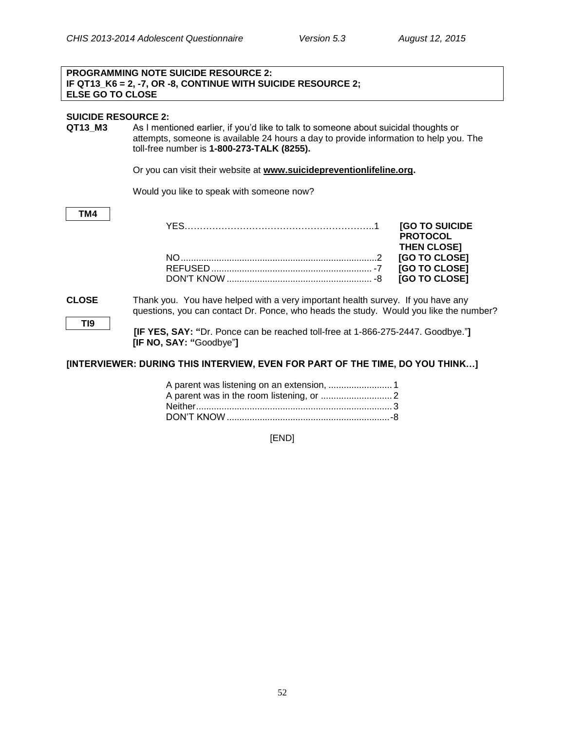**PROGRAMMING NOTE SUICIDE RESOURCE 2:**
**IF QT13_K6 = 2, -7, OR -8, CONTINUE WITH SUICIDE RESOURCE 2;**
**ELSE GO TO CLOSE**

**SUICIDE RESOURCE 2:**

**QT13_M3** As I mentioned earlier, if you'd like to talk to someone about suicidal thoughts or attempts, someone is available 24 hours a day to provide information to help you. The toll-free number is **1-800-273-TALK (8255).**

Or you can visit their website at **www.suicidepreventionlifeline.org.**

Would you like to speak with someone now?

**TM4**

| | | |
|---|---|---|
| YES | 1 | **[GO TO SUICIDE PROTOCOL THEN CLOSE]** |
| NO | 2 | **[GO TO CLOSE]** |
| REFUSED | -7 | **[GO TO CLOSE]** |
| DON'T KNOW | -8 | **[GO TO CLOSE]** |

**CLOSE** Thank you. You have helped with a very important health survey. If you have any questions, you can contact Dr. Ponce, who heads the study. Would you like the number?

**TI9**

**[IF YES, SAY: "**Dr. Ponce can be reached toll-free at 1-866-275-2447. Goodbye."**]**
**[IF NO, SAY: "**Goodbye"**]**

**[INTERVIEWER: DURING THIS INTERVIEW, EVEN FOR PART OF THE TIME, DO YOU THINK…]**

| | |
|---|---|
| A parent was listening on an extension, | 1 |
| A parent was in the room listening, or | 2 |
| Neither | 3 |
| DON'T KNOW | -8 |

[END]